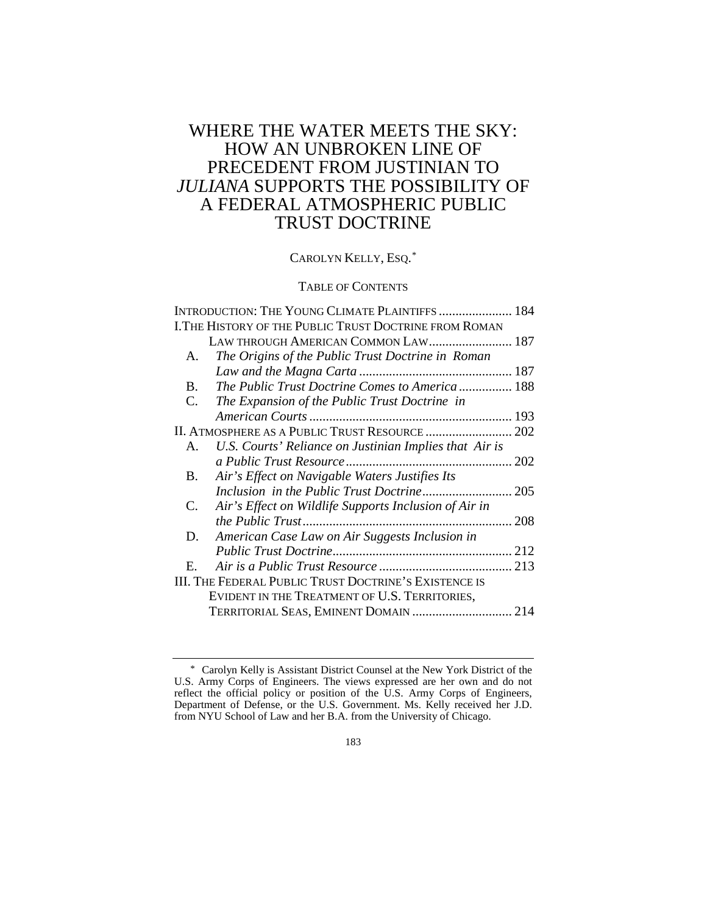# WHERE THE WATER MEETS THE SKY: HOW AN UNBROKEN LINE OF PRECEDENT FROM JUSTINIAN TO *JULIANA* SUPPORTS THE POSSIBILITY OF A FEDERAL ATMOSPHERIC PUBLIC TRUST DOCTRINE

CAROLYN KELLY, ESQ.[*]

TABLE OF CONTENTS

INTRODUCTION: THE YOUNG CLIMATE PLAINTIFFS ...................... 184

I. THE HISTORY OF THE PUBLIC TRUST DOCTRINE FROM ROMAN LAW THROUGH AMERICAN COMMON LAW......................... 187

- A. *The Origins of the Public Trust Doctrine in Roman Law and the Magna Carta* ............................................. 187
- B. *The Public Trust Doctrine Comes to America* ................ 188
- C. *The Expansion of the Public Trust Doctrine in American Courts* ............................................................ 193

II. ATMOSPHERE AS A PUBLIC TRUST RESOURCE .......................... 202

- A. *U.S. Courts' Reliance on Justinian Implies that Air is a Public Trust Resource* .................................................. 202
- B. *Air's Effect on Navigable Waters Justifies Its Inclusion in the Public Trust Doctrine*........................... 205
- C. *Air's Effect on Wildlife Supports Inclusion of Air in the Public Trust*............................................................... 208
- D. *American Case Law on Air Suggests Inclusion in Public Trust Doctrine*...................................................... 212
- E. *Air is a Public Trust Resource* ........................................ 213

III. THE FEDERAL PUBLIC TRUST DOCTRINE'S EXISTENCE IS EVIDENT IN THE TREATMENT OF U.S. TERRITORIES, TERRITORIAL SEAS, EMINENT DOMAIN .............................. 214

---

[*] Carolyn Kelly is Assistant District Counsel at the New York District of the U.S. Army Corps of Engineers. The views expressed are her own and do not reflect the official policy or position of the U.S. Army Corps of Engineers, Department of Defense, or the U.S. Government. Ms. Kelly received her J.D. from NYU School of Law and her B.A. from the University of Chicago.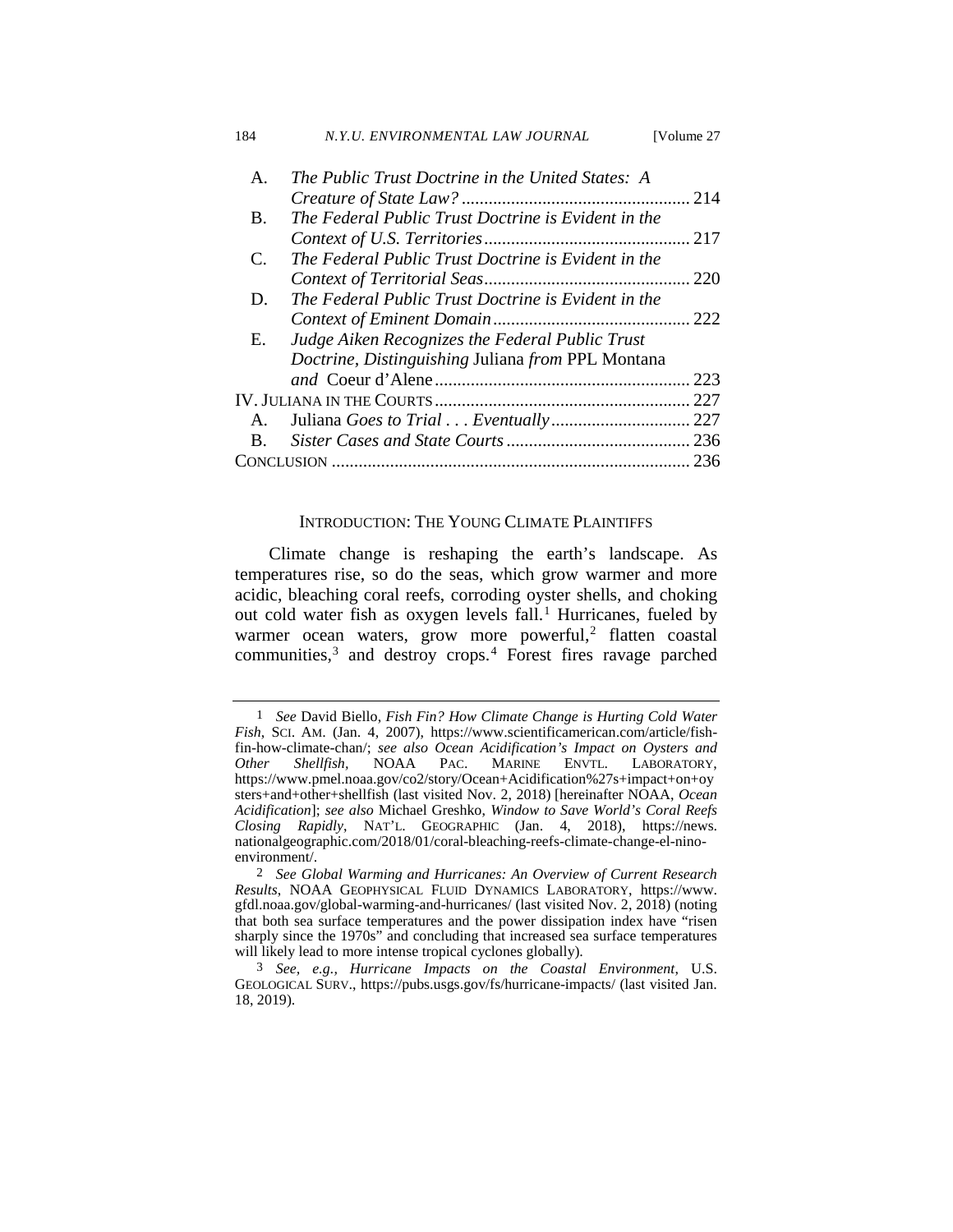A. *The Public Trust Doctrine in the United States: A Creature of State Law?* .................................................. 214
B. *The Federal Public Trust Doctrine is Evident in the Context of U.S. Territories* ............................................. 217
C. *The Federal Public Trust Doctrine is Evident in the Context of Territorial Seas* ............................................. 220
D. *The Federal Public Trust Doctrine is Evident in the Context of Eminent Domain* ........................................... 222
E. *Judge Aiken Recognizes the Federal Public Trust Doctrine, Distinguishing* Juliana *from* PPL Montana *and* Coeur d'Alene ......................................................... 223

IV. JULIANA IN THE COURTS ......................................................... 227
A. Juliana *Goes to Trial . . . Eventually* ............................... 227
B. *Sister Cases and State Courts* ......................................... 236

CONCLUSION ................................................................................ 236

## INTRODUCTION: THE YOUNG CLIMATE PLAINTIFFS

Climate change is reshaping the earth's landscape. As temperatures rise, so do the seas, which grow warmer and more acidic, bleaching coral reefs, corroding oyster shells, and choking out cold water fish as oxygen levels fall.[1] Hurricanes, fueled by warmer ocean waters, grow more powerful,[2] flatten coastal communities,[3] and destroy crops.[4] Forest fires ravage parched

---

1 *See* David Biello, *Fish Fin? How Climate Change is Hurting Cold Water Fish*, SCI. AM. (Jan. 4, 2007), https://www.scientificamerican.com/article/fish-fin-how-climate-chan/; *see also Ocean Acidification's Impact on Oysters and Other Shellfish*, NOAA PAC. MARINE ENVTL. LABORATORY, https://www.pmel.noaa.gov/co2/story/Ocean+Acidification%27s+impact+on+oysters+and+other+shellfish (last visited Nov. 2, 2018) [hereinafter NOAA, *Ocean Acidification*]; *see also* Michael Greshko, *Window to Save World's Coral Reefs Closing Rapidly*, NAT'L. GEOGRAPHIC (Jan. 4, 2018), https://news.nationalgeographic.com/2018/01/coral-bleaching-reefs-climate-change-el-nino-environment/.

2 *See Global Warming and Hurricanes: An Overview of Current Research Results*, NOAA GEOPHYSICAL FLUID DYNAMICS LABORATORY, https://www.gfdl.noaa.gov/global-warming-and-hurricanes/ (last visited Nov. 2, 2018) (noting that both sea surface temperatures and the power dissipation index have "risen sharply since the 1970s" and concluding that increased sea surface temperatures will likely lead to more intense tropical cyclones globally).

3 *See, e.g.*, *Hurricane Impacts on the Coastal Environment*, U.S. GEOLOGICAL SURV., https://pubs.usgs.gov/fs/hurricane-impacts/ (last visited Jan. 18, 2019).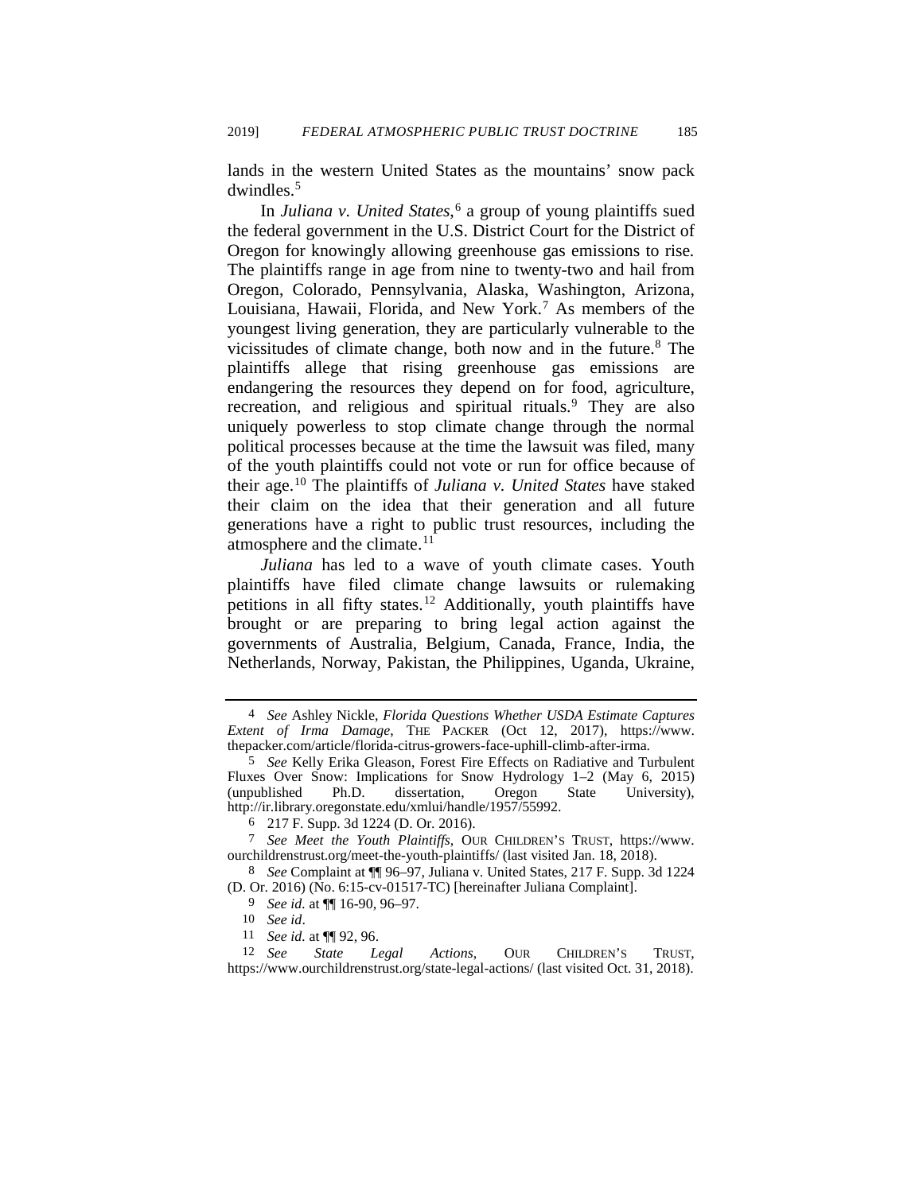lands in the western United States as the mountains' snow pack dwindles.[5]

In *Juliana v. United States*,[6] a group of young plaintiffs sued the federal government in the U.S. District Court for the District of Oregon for knowingly allowing greenhouse gas emissions to rise. The plaintiffs range in age from nine to twenty-two and hail from Oregon, Colorado, Pennsylvania, Alaska, Washington, Arizona, Louisiana, Hawaii, Florida, and New York.[7] As members of the youngest living generation, they are particularly vulnerable to the vicissitudes of climate change, both now and in the future.[8] The plaintiffs allege that rising greenhouse gas emissions are endangering the resources they depend on for food, agriculture, recreation, and religious and spiritual rituals.[9] They are also uniquely powerless to stop climate change through the normal political processes because at the time the lawsuit was filed, many of the youth plaintiffs could not vote or run for office because of their age.[10] The plaintiffs of *Juliana v. United States* have staked their claim on the idea that their generation and all future generations have a right to public trust resources, including the atmosphere and the climate.[11]

*Juliana* has led to a wave of youth climate cases. Youth plaintiffs have filed climate change lawsuits or rulemaking petitions in all fifty states.[12] Additionally, youth plaintiffs have brought or are preparing to bring legal action against the governments of Australia, Belgium, Canada, France, India, the Netherlands, Norway, Pakistan, the Philippines, Uganda, Ukraine,

---

4 *See* Ashley Nickle, *Florida Questions Whether USDA Estimate Captures Extent of Irma Damage*, THE PACKER (Oct 12, 2017), https://www.thepacker.com/article/florida-citrus-growers-face-uphill-climb-after-irma.

5 *See* Kelly Erika Gleason, Forest Fire Effects on Radiative and Turbulent Fluxes Over Snow: Implications for Snow Hydrology 1–2 (May 6, 2015) (unpublished Ph.D. dissertation, Oregon State University), http://ir.library.oregonstate.edu/xmlui/handle/1957/55992.

6 217 F. Supp. 3d 1224 (D. Or. 2016).

7 *See Meet the Youth Plaintiffs*, OUR CHILDREN'S TRUST, https://www.ourchildrenstrust.org/meet-the-youth-plaintiffs/ (last visited Jan. 18, 2018).

8 *See* Complaint at ¶¶ 96–97, Juliana v. United States, 217 F. Supp. 3d 1224 (D. Or. 2016) (No. 6:15-cv-01517-TC) [hereinafter Juliana Complaint].

9 *See id.* at ¶¶ 16-90, 96–97.

10 *See id*.

11 *See id.* at ¶¶ 92, 96.

12 *See State Legal Actions*, OUR CHILDREN'S TRUST, https://www.ourchildrenstrust.org/state-legal-actions/ (last visited Oct. 31, 2018).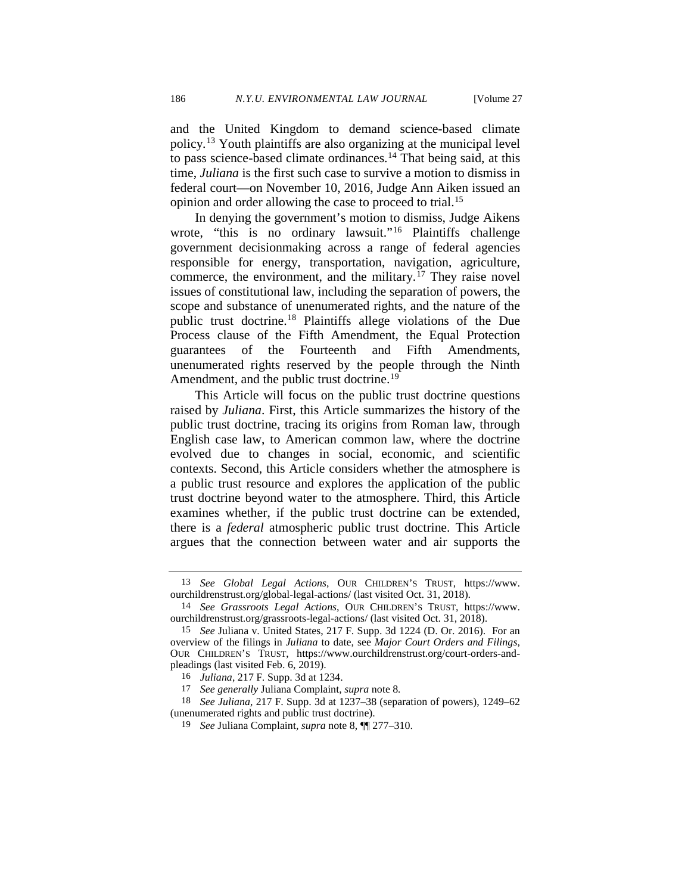and the United Kingdom to demand science-based climate policy.[13] Youth plaintiffs are also organizing at the municipal level to pass science-based climate ordinances.[14] That being said, at this time, *Juliana* is the first such case to survive a motion to dismiss in federal court—on November 10, 2016, Judge Ann Aiken issued an opinion and order allowing the case to proceed to trial.[15]

In denying the government's motion to dismiss, Judge Aikens wrote, "this is no ordinary lawsuit."[16] Plaintiffs challenge government decisionmaking across a range of federal agencies responsible for energy, transportation, navigation, agriculture, commerce, the environment, and the military.[17] They raise novel issues of constitutional law, including the separation of powers, the scope and substance of unenumerated rights, and the nature of the public trust doctrine.[18] Plaintiffs allege violations of the Due Process clause of the Fifth Amendment, the Equal Protection guarantees of the Fourteenth and Fifth Amendments, unenumerated rights reserved by the people through the Ninth Amendment, and the public trust doctrine.[19]

This Article will focus on the public trust doctrine questions raised by *Juliana*. First, this Article summarizes the history of the public trust doctrine, tracing its origins from Roman law, through English case law, to American common law, where the doctrine evolved due to changes in social, economic, and scientific contexts. Second, this Article considers whether the atmosphere is a public trust resource and explores the application of the public trust doctrine beyond water to the atmosphere. Third, this Article examines whether, if the public trust doctrine can be extended, there is a *federal* atmospheric public trust doctrine. This Article argues that the connection between water and air supports the

---

13 *See Global Legal Actions*, OUR CHILDREN'S TRUST, https://www.ourchildrenstrust.org/global-legal-actions/ (last visited Oct. 31, 2018).

14 *See Grassroots Legal Actions*, OUR CHILDREN'S TRUST, https://www.ourchildrenstrust.org/grassroots-legal-actions/ (last visited Oct. 31, 2018).

15 *See* Juliana v. United States, 217 F. Supp. 3d 1224 (D. Or. 2016). For an overview of the filings in *Juliana* to date, see *Major Court Orders and Filings*, OUR CHILDREN'S TRUST, https://www.ourchildrenstrust.org/court-orders-and-pleadings (last visited Feb. 6, 2019).

16 *Juliana*, 217 F. Supp. 3d at 1234.

17 *See generally* Juliana Complaint, *supra* note 8.

18 *See Juliana*, 217 F. Supp. 3d at 1237–38 (separation of powers), 1249–62 (unenumerated rights and public trust doctrine).

19 *See* Juliana Complaint, *supra* note 8, ¶¶ 277–310.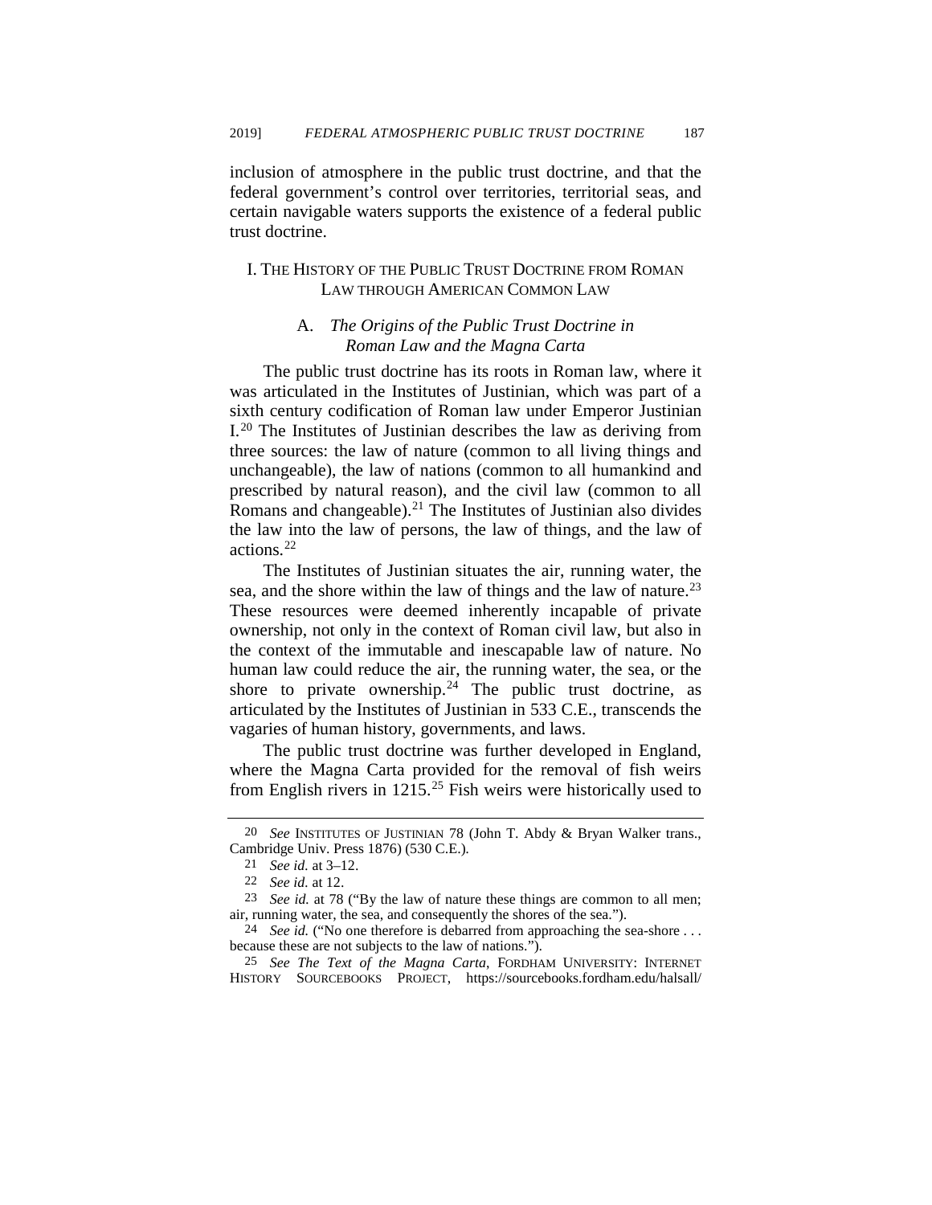inclusion of atmosphere in the public trust doctrine, and that the federal government's control over territories, territorial seas, and certain navigable waters supports the existence of a federal public trust doctrine.

## I. The History of the Public Trust Doctrine from Roman Law through American Common Law

### A. *The Origins of the Public Trust Doctrine in Roman Law and the Magna Carta*

The public trust doctrine has its roots in Roman law, where it was articulated in the Institutes of Justinian, which was part of a sixth century codification of Roman law under Emperor Justinian I.[20] The Institutes of Justinian describes the law as deriving from three sources: the law of nature (common to all living things and unchangeable), the law of nations (common to all humankind and prescribed by natural reason), and the civil law (common to all Romans and changeable).[21] The Institutes of Justinian also divides the law into the law of persons, the law of things, and the law of actions.[22]

The Institutes of Justinian situates the air, running water, the sea, and the shore within the law of things and the law of nature.[23] These resources were deemed inherently incapable of private ownership, not only in the context of Roman civil law, but also in the context of the immutable and inescapable law of nature. No human law could reduce the air, the running water, the sea, or the shore to private ownership.[24] The public trust doctrine, as articulated by the Institutes of Justinian in 533 C.E., transcends the vagaries of human history, governments, and laws.

The public trust doctrine was further developed in England, where the Magna Carta provided for the removal of fish weirs from English rivers in 1215.[25] Fish weirs were historically used to

---

20 *See* INSTITUTES OF JUSTINIAN 78 (John T. Abdy & Bryan Walker trans., Cambridge Univ. Press 1876) (530 C.E.).

21 *See id.* at 3–12.

22 *See id.* at 12.

23 *See id.* at 78 ("By the law of nature these things are common to all men; air, running water, the sea, and consequently the shores of the sea.").

24 *See id.* ("No one therefore is debarred from approaching the sea-shore . . . because these are not subjects to the law of nations.").

25 *See The Text of the Magna Carta*, FORDHAM UNIVERSITY: INTERNET HISTORY SOURCEBOOKS PROJECT, https://sourcebooks.fordham.edu/halsall/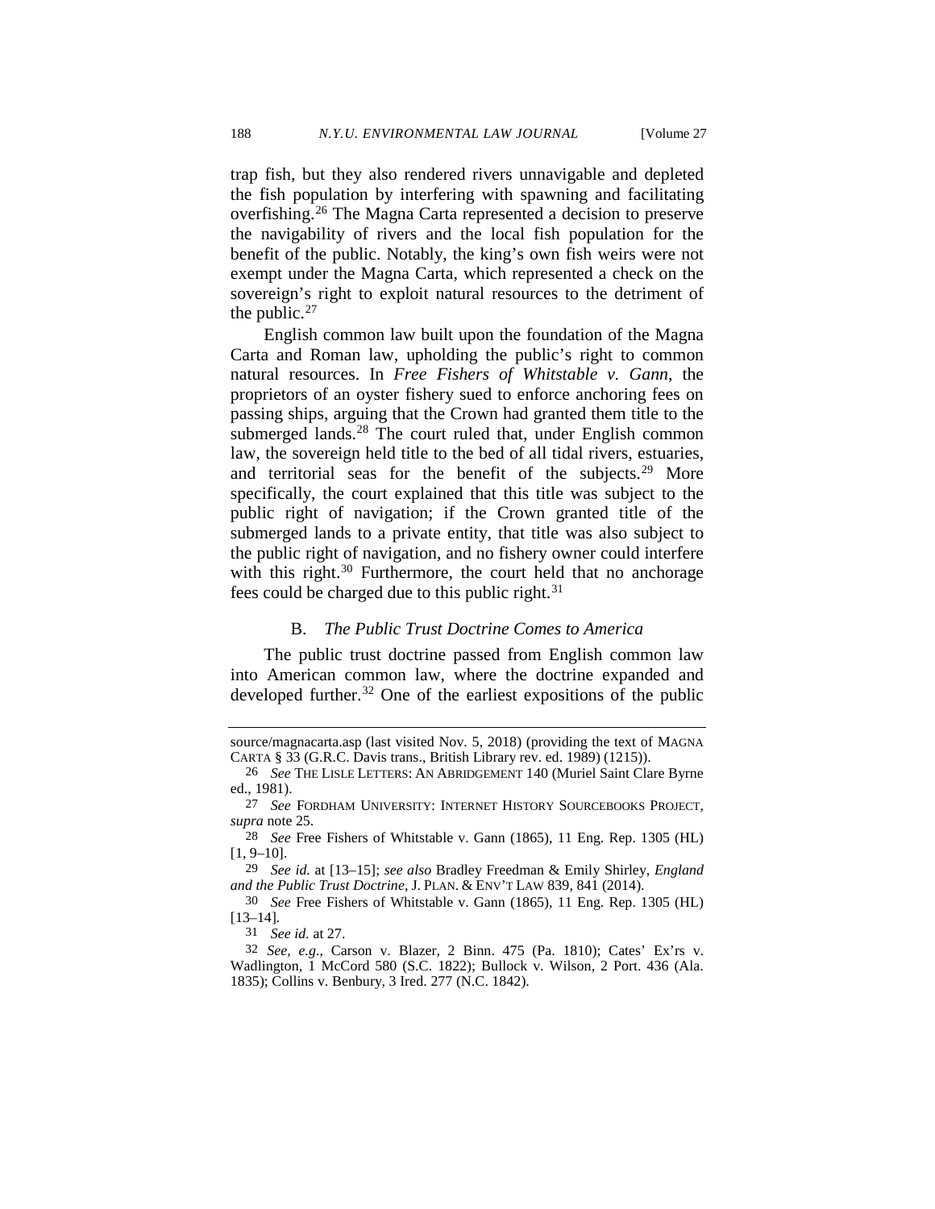trap fish, but they also rendered rivers unnavigable and depleted the fish population by interfering with spawning and facilitating overfishing.[26] The Magna Carta represented a decision to preserve the navigability of rivers and the local fish population for the benefit of the public. Notably, the king's own fish weirs were not exempt under the Magna Carta, which represented a check on the sovereign's right to exploit natural resources to the detriment of the public.[27]

English common law built upon the foundation of the Magna Carta and Roman law, upholding the public's right to common natural resources. In *Free Fishers of Whitstable v. Gann*, the proprietors of an oyster fishery sued to enforce anchoring fees on passing ships, arguing that the Crown had granted them title to the submerged lands.[28] The court ruled that, under English common law, the sovereign held title to the bed of all tidal rivers, estuaries, and territorial seas for the benefit of the subjects.[29] More specifically, the court explained that this title was subject to the public right of navigation; if the Crown granted title of the submerged lands to a private entity, that title was also subject to the public right of navigation, and no fishery owner could interfere with this right.[30] Furthermore, the court held that no anchorage fees could be charged due to this public right.[31]

### B. *The Public Trust Doctrine Comes to America*

The public trust doctrine passed from English common law into American common law, where the doctrine expanded and developed further.[32] One of the earliest expositions of the public

---

source/magnacarta.asp (last visited Nov. 5, 2018) (providing the text of MAGNA CARTA § 33 (G.R.C. Davis trans., British Library rev. ed. 1989) (1215)).

26 *See* THE LISLE LETTERS: AN ABRIDGEMENT 140 (Muriel Saint Clare Byrne ed., 1981).

27 *See* FORDHAM UNIVERSITY: INTERNET HISTORY SOURCEBOOKS PROJECT, *supra* note 25.

28 *See* Free Fishers of Whitstable v. Gann (1865), 11 Eng. Rep. 1305 (HL) [1, 9–10].

29 *See id.* at [13–15]; *see also* Bradley Freedman & Emily Shirley, *England and the Public Trust Doctrine*, J. PLAN. & ENV'T LAW 839, 841 (2014).

30 *See* Free Fishers of Whitstable v. Gann (1865), 11 Eng. Rep. 1305 (HL) [13–14].

31 *See id.* at 27.

32 *See, e.g.*, Carson v. Blazer, 2 Binn. 475 (Pa. 1810); Cates' Ex'rs v. Wadlington, 1 McCord 580 (S.C. 1822); Bullock v. Wilson, 2 Port. 436 (Ala. 1835); Collins v. Benbury, 3 Ired. 277 (N.C. 1842).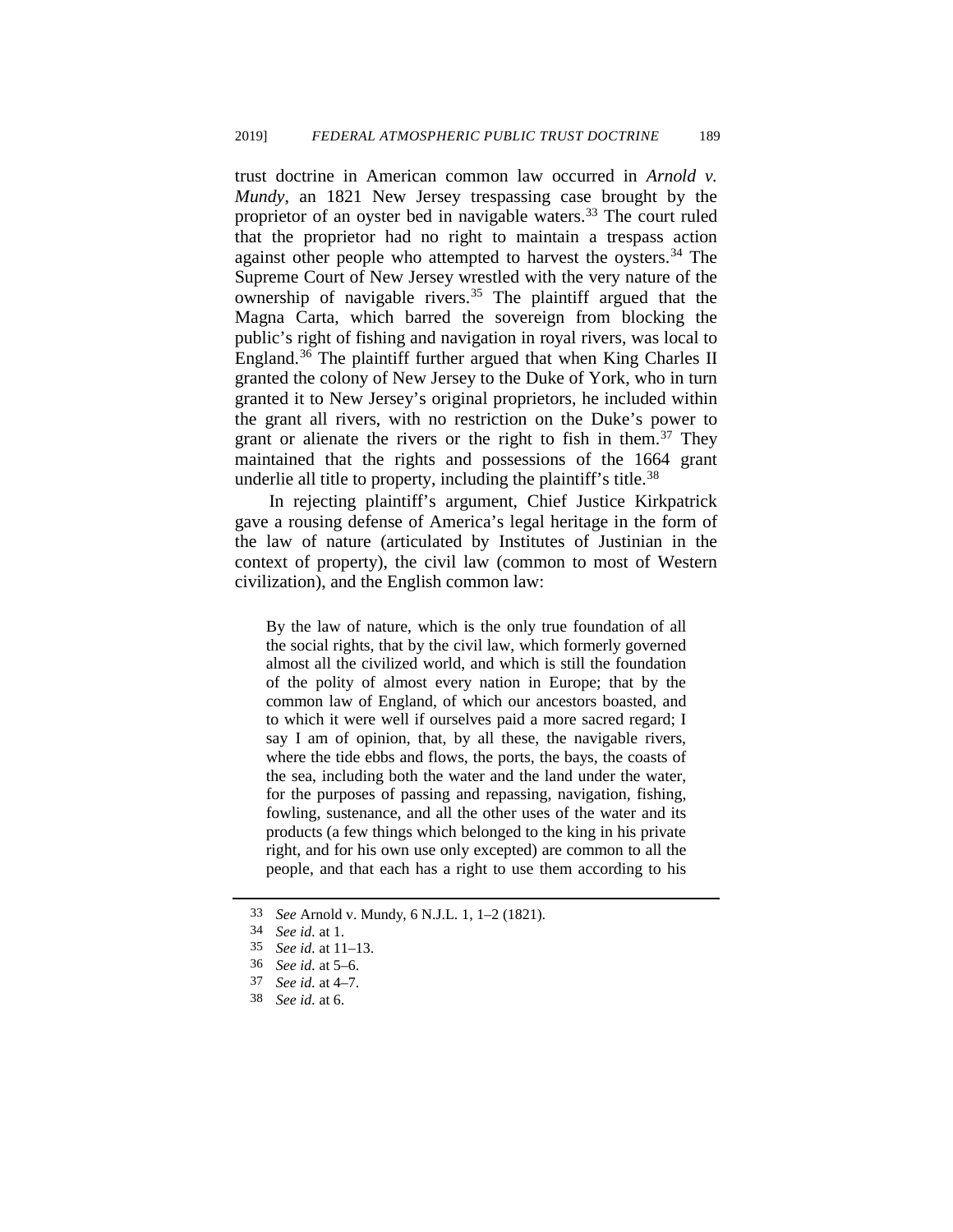trust doctrine in American common law occurred in *Arnold v. Mundy*, an 1821 New Jersey trespassing case brought by the proprietor of an oyster bed in navigable waters.[33] The court ruled that the proprietor had no right to maintain a trespass action against other people who attempted to harvest the oysters.[34] The Supreme Court of New Jersey wrestled with the very nature of the ownership of navigable rivers.[35] The plaintiff argued that the Magna Carta, which barred the sovereign from blocking the public's right of fishing and navigation in royal rivers, was local to England.[36] The plaintiff further argued that when King Charles II granted the colony of New Jersey to the Duke of York, who in turn granted it to New Jersey's original proprietors, he included within the grant all rivers, with no restriction on the Duke's power to grant or alienate the rivers or the right to fish in them.[37] They maintained that the rights and possessions of the 1664 grant underlie all title to property, including the plaintiff's title.[38]

In rejecting plaintiff's argument, Chief Justice Kirkpatrick gave a rousing defense of America's legal heritage in the form of the law of nature (articulated by Institutes of Justinian in the context of property), the civil law (common to most of Western civilization), and the English common law:

> By the law of nature, which is the only true foundation of all the social rights, that by the civil law, which formerly governed almost all the civilized world, and which is still the foundation of the polity of almost every nation in Europe; that by the common law of England, of which our ancestors boasted, and to which it were well if ourselves paid a more sacred regard; I say I am of opinion, that, by all these, the navigable rivers, where the tide ebbs and flows, the ports, the bays, the coasts of the sea, including both the water and the land under the water, for the purposes of passing and repassing, navigation, fishing, fowling, sustenance, and all the other uses of the water and its products (a few things which belonged to the king in his private right, and for his own use only excepted) are common to all the people, and that each has a right to use them according to his

---

33 *See* Arnold v. Mundy, 6 N.J.L. 1, 1–2 (1821).

34 *See id.* at 1.

35 *See id.* at 11–13.

36 *See id.* at 5–6.

37 *See id.* at 4–7.

38 *See id.* at 6.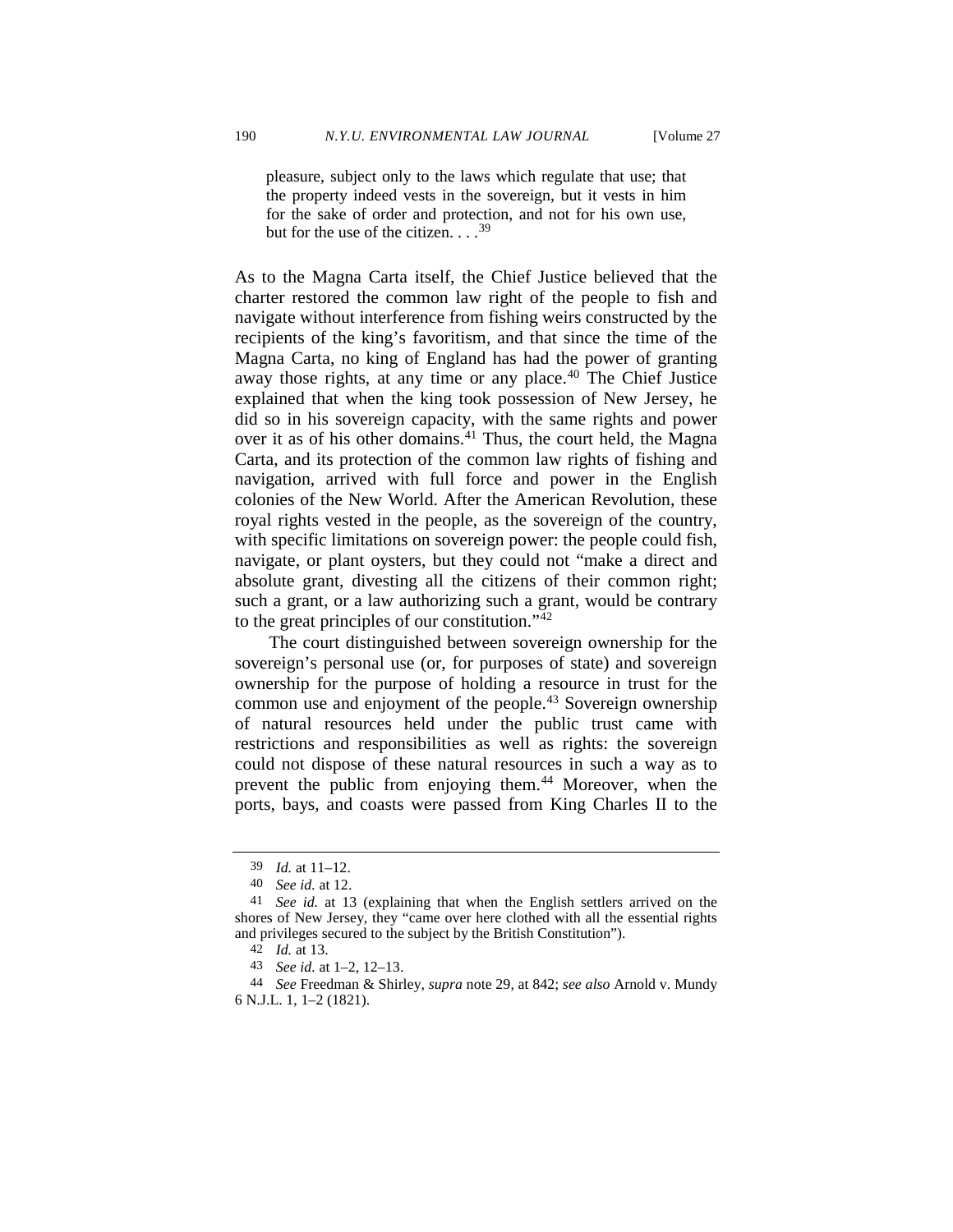> pleasure, subject only to the laws which regulate that use; that the property indeed vests in the sovereign, but it vests in him for the sake of order and protection, and not for his own use, but for the use of the citizen. . . .[39]

As to the Magna Carta itself, the Chief Justice believed that the charter restored the common law right of the people to fish and navigate without interference from fishing weirs constructed by the recipients of the king's favoritism, and that since the time of the Magna Carta, no king of England has had the power of granting away those rights, at any time or any place.[40] The Chief Justice explained that when the king took possession of New Jersey, he did so in his sovereign capacity, with the same rights and power over it as of his other domains.[41] Thus, the court held, the Magna Carta, and its protection of the common law rights of fishing and navigation, arrived with full force and power in the English colonies of the New World. After the American Revolution, these royal rights vested in the people, as the sovereign of the country, with specific limitations on sovereign power: the people could fish, navigate, or plant oysters, but they could not "make a direct and absolute grant, divesting all the citizens of their common right; such a grant, or a law authorizing such a grant, would be contrary to the great principles of our constitution."[42]

The court distinguished between sovereign ownership for the sovereign's personal use (or, for purposes of state) and sovereign ownership for the purpose of holding a resource in trust for the common use and enjoyment of the people.[43] Sovereign ownership of natural resources held under the public trust came with restrictions and responsibilities as well as rights: the sovereign could not dispose of these natural resources in such a way as to prevent the public from enjoying them.[44] Moreover, when the ports, bays, and coasts were passed from King Charles II to the

---

39 *Id.* at 11–12.

40 *See id.* at 12.

41 *See id.* at 13 (explaining that when the English settlers arrived on the shores of New Jersey, they "came over here clothed with all the essential rights and privileges secured to the subject by the British Constitution").

42 *Id.* at 13.

43 *See id.* at 1–2, 12–13.

44 *See* Freedman & Shirley, *supra* note 29, at 842; *see also* Arnold v. Mundy 6 N.J.L. 1, 1–2 (1821).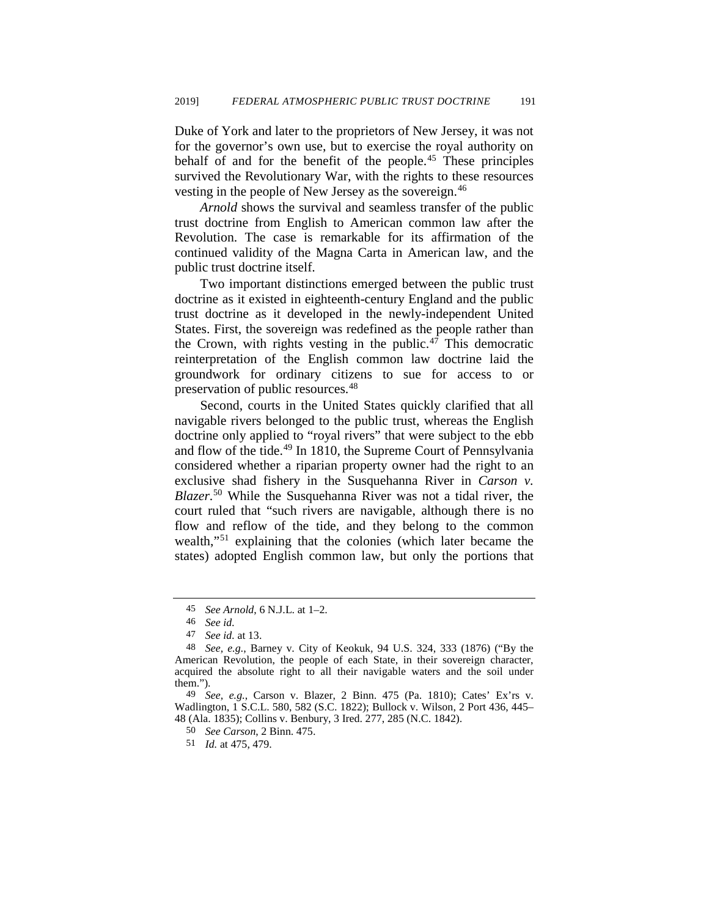Duke of York and later to the proprietors of New Jersey, it was not for the governor's own use, but to exercise the royal authority on behalf of and for the benefit of the people.[45] These principles survived the Revolutionary War, with the rights to these resources vesting in the people of New Jersey as the sovereign.[46]

*Arnold* shows the survival and seamless transfer of the public trust doctrine from English to American common law after the Revolution. The case is remarkable for its affirmation of the continued validity of the Magna Carta in American law, and the public trust doctrine itself.

Two important distinctions emerged between the public trust doctrine as it existed in eighteenth-century England and the public trust doctrine as it developed in the newly-independent United States. First, the sovereign was redefined as the people rather than the Crown, with rights vesting in the public.[47] This democratic reinterpretation of the English common law doctrine laid the groundwork for ordinary citizens to sue for access to or preservation of public resources.[48]

Second, courts in the United States quickly clarified that all navigable rivers belonged to the public trust, whereas the English doctrine only applied to "royal rivers" that were subject to the ebb and flow of the tide.[49] In 1810, the Supreme Court of Pennsylvania considered whether a riparian property owner had the right to an exclusive shad fishery in the Susquehanna River in *Carson v. Blazer*.[50] While the Susquehanna River was not a tidal river, the court ruled that "such rivers are navigable, although there is no flow and reflow of the tide, and they belong to the common wealth,"[51] explaining that the colonies (which later became the states) adopted English common law, but only the portions that

---

45 *See Arnold*, 6 N.J.L. at 1–2.

46 *See id.*

47 *See id.* at 13.

48 *See, e.g.*, Barney v. City of Keokuk, 94 U.S. 324, 333 (1876) ("By the American Revolution, the people of each State, in their sovereign character, acquired the absolute right to all their navigable waters and the soil under them.").

49 *See, e.g.*, Carson v. Blazer, 2 Binn. 475 (Pa. 1810); Cates' Ex'rs v. Wadlington, 1 S.C.L. 580, 582 (S.C. 1822); Bullock v. Wilson, 2 Port 436, 445–48 (Ala. 1835); Collins v. Benbury, 3 Ired. 277, 285 (N.C. 1842).

50 *See Carson*, 2 Binn. 475.

51 *Id.* at 475, 479.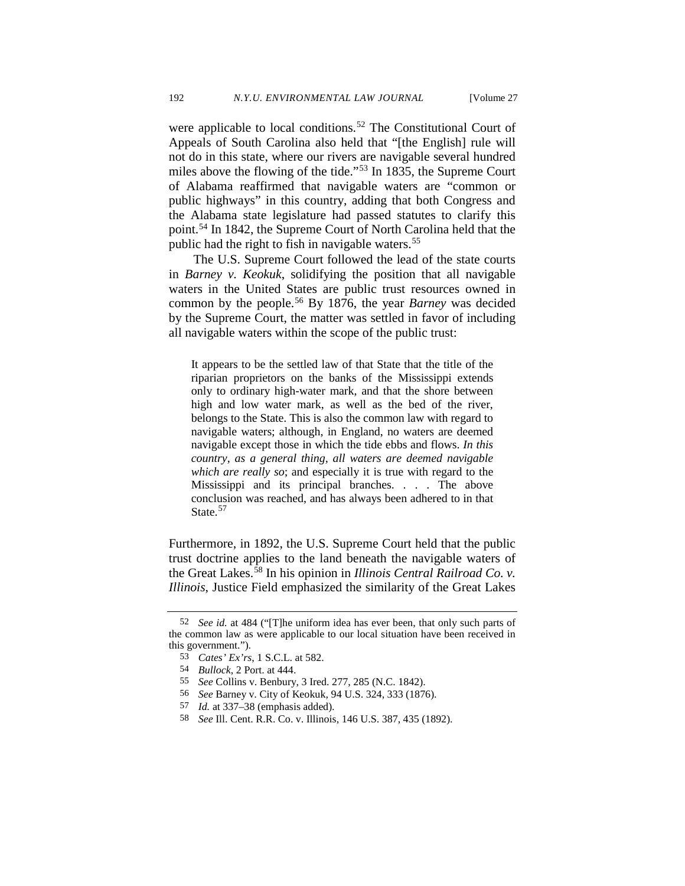were applicable to local conditions.[52] The Constitutional Court of Appeals of South Carolina also held that "[the English] rule will not do in this state, where our rivers are navigable several hundred miles above the flowing of the tide."[53] In 1835, the Supreme Court of Alabama reaffirmed that navigable waters are "common or public highways" in this country, adding that both Congress and the Alabama state legislature had passed statutes to clarify this point.[54] In 1842, the Supreme Court of North Carolina held that the public had the right to fish in navigable waters.[55]

The U.S. Supreme Court followed the lead of the state courts in *Barney v. Keokuk*, solidifying the position that all navigable waters in the United States are public trust resources owned in common by the people.[56] By 1876, the year *Barney* was decided by the Supreme Court, the matter was settled in favor of including all navigable waters within the scope of the public trust:

> It appears to be the settled law of that State that the title of the riparian proprietors on the banks of the Mississippi extends only to ordinary high-water mark, and that the shore between high and low water mark, as well as the bed of the river, belongs to the State. This is also the common law with regard to navigable waters; although, in England, no waters are deemed navigable except those in which the tide ebbs and flows. *In this country, as a general thing, all waters are deemed navigable which are really so*; and especially it is true with regard to the Mississippi and its principal branches. . . . The above conclusion was reached, and has always been adhered to in that State.[57]

Furthermore, in 1892, the U.S. Supreme Court held that the public trust doctrine applies to the land beneath the navigable waters of the Great Lakes.[58] In his opinion in *Illinois Central Railroad Co. v. Illinois*, Justice Field emphasized the similarity of the Great Lakes

---

52 *See id.* at 484 ("[T]he uniform idea has ever been, that only such parts of the common law as were applicable to our local situation have been received in this government.").

53 *Cates' Ex'rs*, 1 S.C.L. at 582.

54 *Bullock*, 2 Port. at 444.

55 *See* Collins v. Benbury, 3 Ired. 277, 285 (N.C. 1842).

56 *See* Barney v. City of Keokuk, 94 U.S. 324, 333 (1876).

57 *Id.* at 337–38 (emphasis added).

58 *See* Ill. Cent. R.R. Co. v. Illinois, 146 U.S. 387, 435 (1892).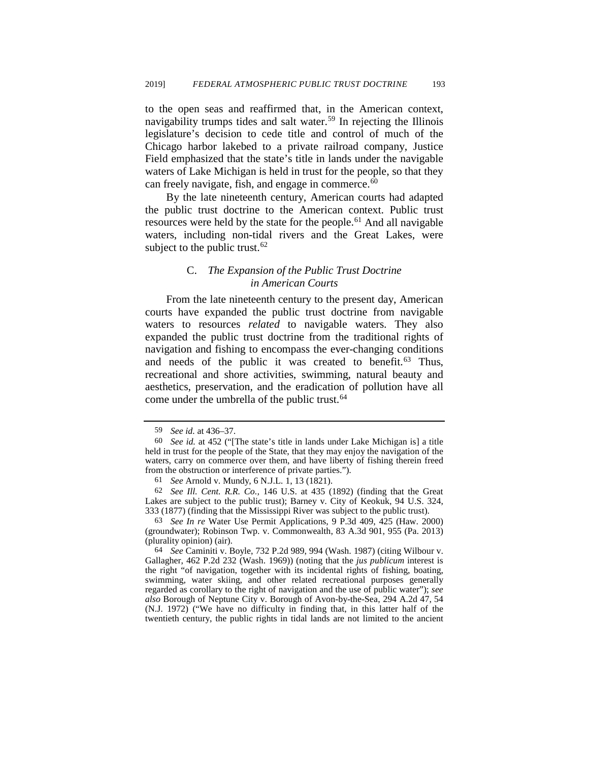to the open seas and reaffirmed that, in the American context, navigability trumps tides and salt water.[59] In rejecting the Illinois legislature's decision to cede title and control of much of the Chicago harbor lakebed to a private railroad company, Justice Field emphasized that the state's title in lands under the navigable waters of Lake Michigan is held in trust for the people, so that they can freely navigate, fish, and engage in commerce.[60]

By the late nineteenth century, American courts had adapted the public trust doctrine to the American context. Public trust resources were held by the state for the people.[61] And all navigable waters, including non-tidal rivers and the Great Lakes, were subject to the public trust.[62]

### C. *The Expansion of the Public Trust Doctrine in American Courts*

From the late nineteenth century to the present day, American courts have expanded the public trust doctrine from navigable waters to resources *related* to navigable waters. They also expanded the public trust doctrine from the traditional rights of navigation and fishing to encompass the ever-changing conditions and needs of the public it was created to benefit.[63] Thus, recreational and shore activities, swimming, natural beauty and aesthetics, preservation, and the eradication of pollution have all come under the umbrella of the public trust.[64]

---

59 *See id.* at 436–37.

60 *See id.* at 452 ("[The state's title in lands under Lake Michigan is] a title held in trust for the people of the State, that they may enjoy the navigation of the waters, carry on commerce over them, and have liberty of fishing therein freed from the obstruction or interference of private parties.").

61 *See* Arnold v. Mundy, 6 N.J.L. 1, 13 (1821).

62 *See Ill. Cent. R.R. Co.*, 146 U.S. at 435 (1892) (finding that the Great Lakes are subject to the public trust); Barney v. City of Keokuk, 94 U.S. 324, 333 (1877) (finding that the Mississippi River was subject to the public trust).

63 *See In re* Water Use Permit Applications, 9 P.3d 409, 425 (Haw. 2000) (groundwater); Robinson Twp. v. Commonwealth, 83 A.3d 901, 955 (Pa. 2013) (plurality opinion) (air).

64 *See* Caminiti v. Boyle, 732 P.2d 989, 994 (Wash. 1987) (citing Wilbour v. Gallagher, 462 P.2d 232 (Wash. 1969)) (noting that the *jus publicum* interest is the right "of navigation, together with its incidental rights of fishing, boating, swimming, water skiing, and other related recreational purposes generally regarded as corollary to the right of navigation and the use of public water"); *see also* Borough of Neptune City v. Borough of Avon-by-the-Sea, 294 A.2d 47, 54 (N.J. 1972) ("We have no difficulty in finding that, in this latter half of the twentieth century, the public rights in tidal lands are not limited to the ancient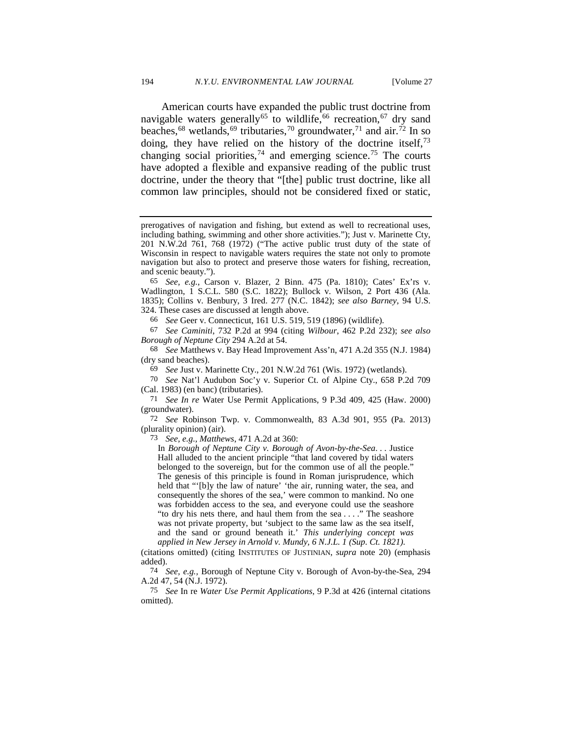American courts have expanded the public trust doctrine from navigable waters generally[65] to wildlife,[66] recreation,[67] dry sand beaches,[68] wetlands,[69] tributaries,[70] groundwater,[71] and air.[72] In so doing, they have relied on the history of the doctrine itself,[73] changing social priorities,[74] and emerging science.[75] The courts have adopted a flexible and expansive reading of the public trust doctrine, under the theory that "[the] public trust doctrine, like all common law principles, should not be considered fixed or static,

---

prerogatives of navigation and fishing, but extend as well to recreational uses, including bathing, swimming and other shore activities."); Just v. Marinette Cty, 201 N.W.2d 761, 768 (1972) ("The active public trust duty of the state of Wisconsin in respect to navigable waters requires the state not only to promote navigation but also to protect and preserve those waters for fishing, recreation, and scenic beauty.").

65 *See, e.g.*, Carson v. Blazer, 2 Binn. 475 (Pa. 1810); Cates' Ex'rs v. Wadlington, 1 S.C.L. 580 (S.C. 1822); Bullock v. Wilson, 2 Port 436 (Ala. 1835); Collins v. Benbury, 3 Ired. 277 (N.C. 1842); *see also Barney*, 94 U.S. 324. These cases are discussed at length above.

66 *See* Geer v. Connecticut, 161 U.S. 519, 519 (1896) (wildlife).

67 *See Caminiti*, 732 P.2d at 994 (citing *Wilbour*, 462 P.2d 232); *see also Borough of Neptune City* 294 A.2d at 54.

68 *See* Matthews v. Bay Head Improvement Ass'n, 471 A.2d 355 (N.J. 1984) (dry sand beaches).

69 *See* Just v. Marinette Cty., 201 N.W.2d 761 (Wis. 1972) (wetlands).

70 *See* Nat'l Audubon Soc'y v. Superior Ct. of Alpine Cty., 658 P.2d 709 (Cal. 1983) (en banc) (tributaries).

71 *See In re* Water Use Permit Applications, 9 P.3d 409, 425 (Haw. 2000) (groundwater).

72 *See* Robinson Twp. v. Commonwealth, 83 A.3d 901, 955 (Pa. 2013) (plurality opinion) (air).

73 *See, e.g.*, *Matthews*, 471 A.2d at 360:

> In *Borough of Neptune City v. Borough of Avon-by-the-Sea*. . . Justice Hall alluded to the ancient principle "that land covered by tidal waters belonged to the sovereign, but for the common use of all the people." The genesis of this principle is found in Roman jurisprudence, which held that "'[b]y the law of nature' 'the air, running water, the sea, and consequently the shores of the sea,' were common to mankind. No one was forbidden access to the sea, and everyone could use the seashore "to dry his nets there, and haul them from the sea . . . ." The seashore was not private property, but 'subject to the same law as the sea itself, and the sand or ground beneath it.' *This underlying concept was applied in New Jersey in Arnold v. Mundy, 6 N.J.L. 1 (Sup. Ct. 1821).*

(citations omitted) (citing INSTITUTES OF JUSTINIAN, *supra* note 20) (emphasis added).

74 *See, e.g.*, Borough of Neptune City v. Borough of Avon-by-the-Sea, 294 A.2d 47, 54 (N.J. 1972).

75 *See* In re *Water Use Permit Applications*, 9 P.3d at 426 (internal citations omitted).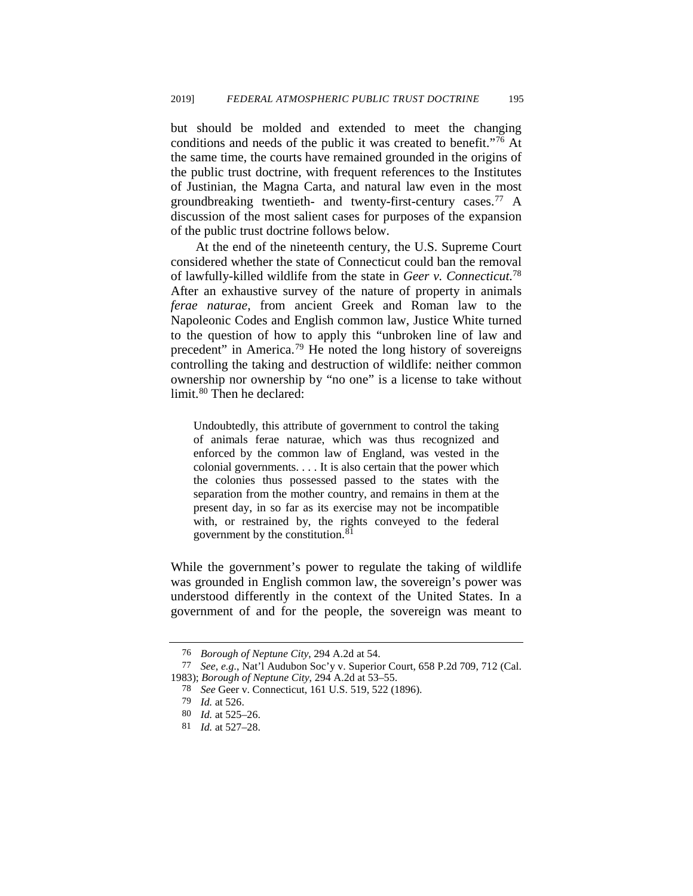but should be molded and extended to meet the changing conditions and needs of the public it was created to benefit."[76] At the same time, the courts have remained grounded in the origins of the public trust doctrine, with frequent references to the Institutes of Justinian, the Magna Carta, and natural law even in the most groundbreaking twentieth- and twenty-first-century cases.[77] A discussion of the most salient cases for purposes of the expansion of the public trust doctrine follows below.

At the end of the nineteenth century, the U.S. Supreme Court considered whether the state of Connecticut could ban the removal of lawfully-killed wildlife from the state in *Geer v. Connecticut*.[78] After an exhaustive survey of the nature of property in animals *ferae naturae*, from ancient Greek and Roman law to the Napoleonic Codes and English common law, Justice White turned to the question of how to apply this "unbroken line of law and precedent" in America.[79] He noted the long history of sovereigns controlling the taking and destruction of wildlife: neither common ownership nor ownership by "no one" is a license to take without limit.[80] Then he declared:

> Undoubtedly, this attribute of government to control the taking of animals ferae naturae, which was thus recognized and enforced by the common law of England, was vested in the colonial governments. . . . It is also certain that the power which the colonies thus possessed passed to the states with the separation from the mother country, and remains in them at the present day, in so far as its exercise may not be incompatible with, or restrained by, the rights conveyed to the federal government by the constitution.[81]

While the government's power to regulate the taking of wildlife was grounded in English common law, the sovereign's power was understood differently in the context of the United States. In a government of and for the people, the sovereign was meant to

---

76 *Borough of Neptune City*, 294 A.2d at 54.

77 *See, e.g.*, Nat'l Audubon Soc'y v. Superior Court, 658 P.2d 709, 712 (Cal. 1983); *Borough of Neptune City*, 294 A.2d at 53–55.

78 *See* Geer v. Connecticut, 161 U.S. 519, 522 (1896).

79 *Id.* at 526.

80 *Id.* at 525–26.

81 *Id.* at 527–28.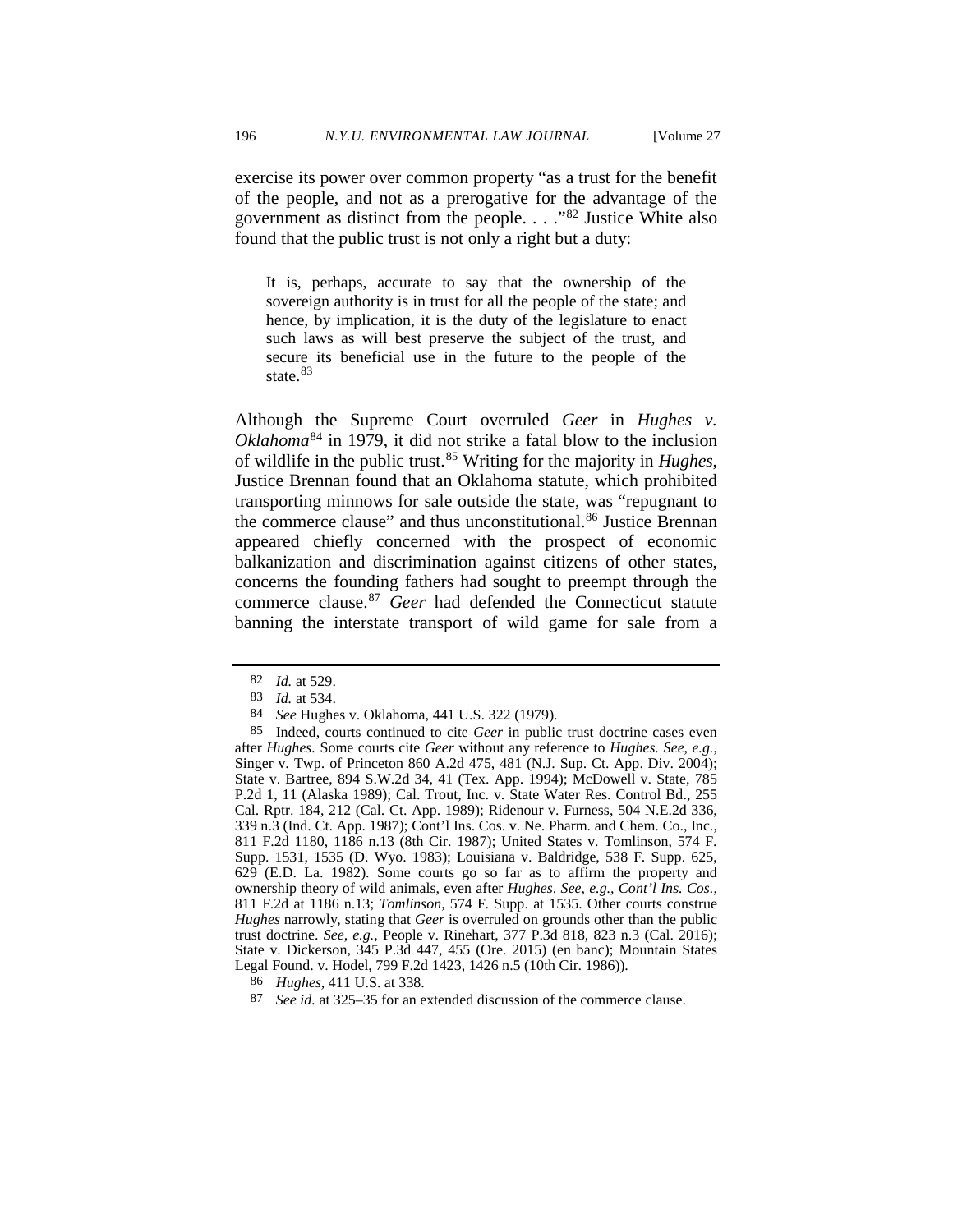exercise its power over common property "as a trust for the benefit of the people, and not as a prerogative for the advantage of the government as distinct from the people. . . ."[82] Justice White also found that the public trust is not only a right but a duty:

> It is, perhaps, accurate to say that the ownership of the sovereign authority is in trust for all the people of the state; and hence, by implication, it is the duty of the legislature to enact such laws as will best preserve the subject of the trust, and secure its beneficial use in the future to the people of the state.[83]

Although the Supreme Court overruled *Geer* in *Hughes v. Oklahoma*[84] in 1979, it did not strike a fatal blow to the inclusion of wildlife in the public trust.[85] Writing for the majority in *Hughes*, Justice Brennan found that an Oklahoma statute, which prohibited transporting minnows for sale outside the state, was "repugnant to the commerce clause" and thus unconstitutional.[86] Justice Brennan appeared chiefly concerned with the prospect of economic balkanization and discrimination against citizens of other states, concerns the founding fathers had sought to preempt through the commerce clause.[87] *Geer* had defended the Connecticut statute banning the interstate transport of wild game for sale from a

---

82 *Id.* at 529.

83 *Id.* at 534.

84 *See* Hughes v. Oklahoma, 441 U.S. 322 (1979).

85 Indeed, courts continued to cite *Geer* in public trust doctrine cases even after *Hughes*. Some courts cite *Geer* without any reference to *Hughes. See, e.g.*, Singer v. Twp. of Princeton 860 A.2d 475, 481 (N.J. Sup. Ct. App. Div. 2004); State v. Bartree, 894 S.W.2d 34, 41 (Tex. App. 1994); McDowell v. State, 785 P.2d 1, 11 (Alaska 1989); Cal. Trout, Inc. v. State Water Res. Control Bd., 255 Cal. Rptr. 184, 212 (Cal. Ct. App. 1989); Ridenour v. Furness, 504 N.E.2d 336, 339 n.3 (Ind. Ct. App. 1987); Cont'l Ins. Cos. v. Ne. Pharm. and Chem. Co., Inc., 811 F.2d 1180, 1186 n.13 (8th Cir. 1987); United States v. Tomlinson, 574 F. Supp. 1531, 1535 (D. Wyo. 1983); Louisiana v. Baldridge, 538 F. Supp. 625, 629 (E.D. La. 1982). Some courts go so far as to affirm the property and ownership theory of wild animals, even after *Hughes*. *See, e.g.*, *Cont'l Ins. Cos.*, 811 F.2d at 1186 n.13; *Tomlinson*, 574 F. Supp. at 1535. Other courts construe *Hughes* narrowly, stating that *Geer* is overruled on grounds other than the public trust doctrine. *See, e.g.*, People v. Rinehart, 377 P.3d 818, 823 n.3 (Cal. 2016); State v. Dickerson, 345 P.3d 447, 455 (Ore. 2015) (en banc); Mountain States Legal Found. v. Hodel, 799 F.2d 1423, 1426 n.5 (10th Cir. 1986)).

86 *Hughes*, 411 U.S. at 338.

87 *See id.* at 325–35 for an extended discussion of the commerce clause.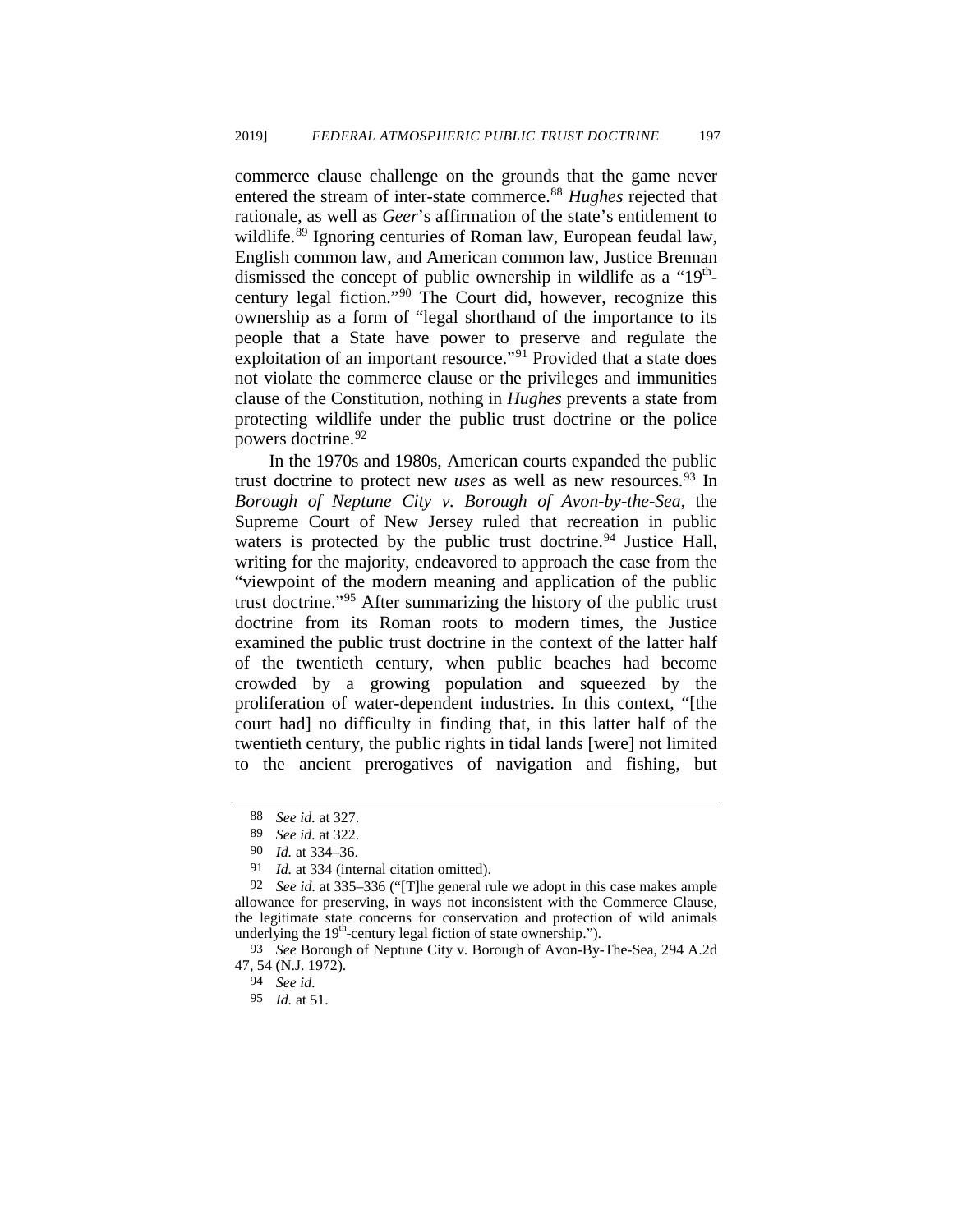commerce clause challenge on the grounds that the game never entered the stream of inter-state commerce.[88] *Hughes* rejected that rationale, as well as *Geer*'s affirmation of the state's entitlement to wildlife.[89] Ignoring centuries of Roman law, European feudal law, English common law, and American common law, Justice Brennan dismissed the concept of public ownership in wildlife as a "19th-century legal fiction."[90] The Court did, however, recognize this ownership as a form of "legal shorthand of the importance to its people that a State have power to preserve and regulate the exploitation of an important resource."[91] Provided that a state does not violate the commerce clause or the privileges and immunities clause of the Constitution, nothing in *Hughes* prevents a state from protecting wildlife under the public trust doctrine or the police powers doctrine.[92]

In the 1970s and 1980s, American courts expanded the public trust doctrine to protect new *uses* as well as new resources.[93] In *Borough of Neptune City v. Borough of Avon-by-the-Sea*, the Supreme Court of New Jersey ruled that recreation in public waters is protected by the public trust doctrine.[94] Justice Hall, writing for the majority, endeavored to approach the case from the "viewpoint of the modern meaning and application of the public trust doctrine."[95] After summarizing the history of the public trust doctrine from its Roman roots to modern times, the Justice examined the public trust doctrine in the context of the latter half of the twentieth century, when public beaches had become crowded by a growing population and squeezed by the proliferation of water-dependent industries. In this context, "[the court had] no difficulty in finding that, in this latter half of the twentieth century, the public rights in tidal lands [were] not limited to the ancient prerogatives of navigation and fishing, but

---

88 *See id.* at 327.

89 *See id.* at 322.

90 *Id.* at 334–36.

91 *Id.* at 334 (internal citation omitted).

92 *See id.* at 335–336 ("[T]he general rule we adopt in this case makes ample allowance for preserving, in ways not inconsistent with the Commerce Clause, the legitimate state concerns for conservation and protection of wild animals underlying the 19th-century legal fiction of state ownership.").

93 *See* Borough of Neptune City v. Borough of Avon-By-The-Sea, 294 A.2d 47, 54 (N.J. 1972).

94 *See id.*

95 *Id.* at 51.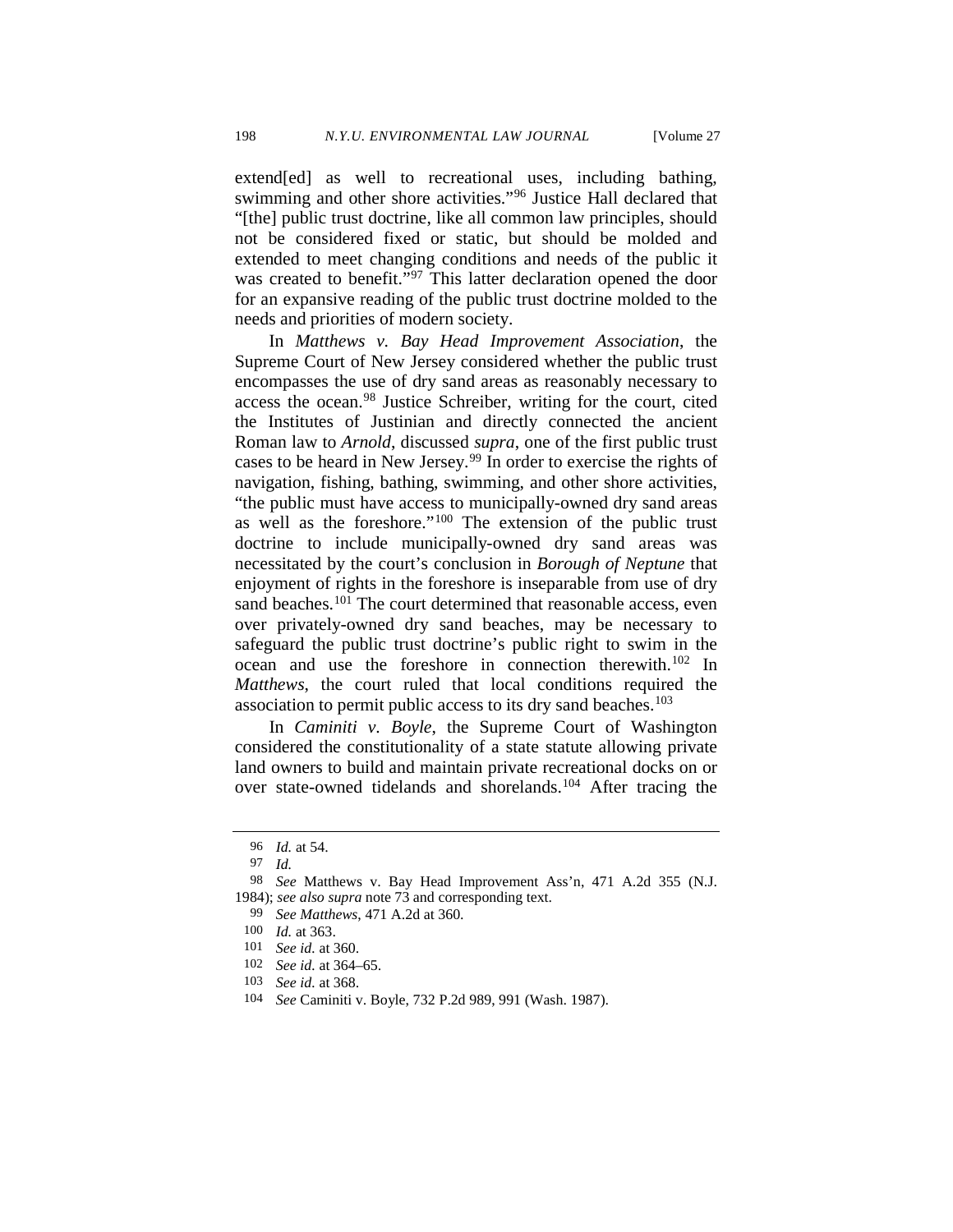extend[ed] as well to recreational uses, including bathing, swimming and other shore activities."[96] Justice Hall declared that "[the] public trust doctrine, like all common law principles, should not be considered fixed or static, but should be molded and extended to meet changing conditions and needs of the public it was created to benefit."[97] This latter declaration opened the door for an expansive reading of the public trust doctrine molded to the needs and priorities of modern society.

In *Matthews v. Bay Head Improvement Association*, the Supreme Court of New Jersey considered whether the public trust encompasses the use of dry sand areas as reasonably necessary to access the ocean.[98] Justice Schreiber, writing for the court, cited the Institutes of Justinian and directly connected the ancient Roman law to *Arnold*, discussed *supra*, one of the first public trust cases to be heard in New Jersey.[99] In order to exercise the rights of navigation, fishing, bathing, swimming, and other shore activities, "the public must have access to municipally-owned dry sand areas as well as the foreshore."[100] The extension of the public trust doctrine to include municipally-owned dry sand areas was necessitated by the court's conclusion in *Borough of Neptune* that enjoyment of rights in the foreshore is inseparable from use of dry sand beaches.[101] The court determined that reasonable access, even over privately-owned dry sand beaches, may be necessary to safeguard the public trust doctrine's public right to swim in the ocean and use the foreshore in connection therewith.[102] In *Matthews*, the court ruled that local conditions required the association to permit public access to its dry sand beaches.[103]

In *Caminiti v. Boyle*, the Supreme Court of Washington considered the constitutionality of a state statute allowing private land owners to build and maintain private recreational docks on or over state-owned tidelands and shorelands.[104] After tracing the

---

96 *Id.* at 54.

97 *Id.*

98 *See* Matthews v. Bay Head Improvement Ass'n, 471 A.2d 355 (N.J. 1984); *see also supra* note 73 and corresponding text.

99 *See Matthews*, 471 A.2d at 360.

100 *Id.* at 363.

101 *See id.* at 360.

102 *See id.* at 364–65.

103 *See id.* at 368.

104 *See* Caminiti v. Boyle, 732 P.2d 989, 991 (Wash. 1987).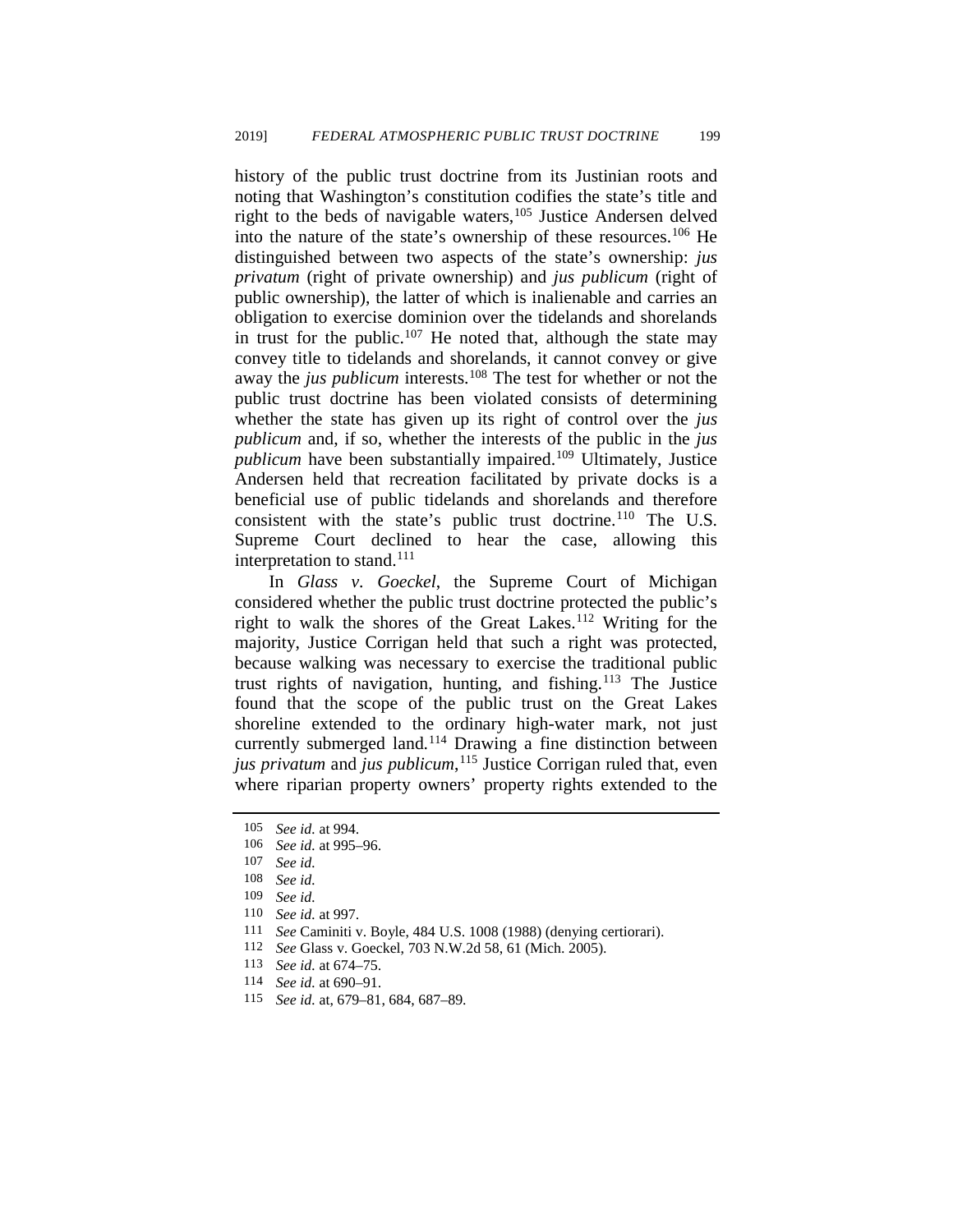history of the public trust doctrine from its Justinian roots and noting that Washington's constitution codifies the state's title and right to the beds of navigable waters,[105] Justice Andersen delved into the nature of the state's ownership of these resources.[106] He distinguished between two aspects of the state's ownership: *jus privatum* (right of private ownership) and *jus publicum* (right of public ownership), the latter of which is inalienable and carries an obligation to exercise dominion over the tidelands and shorelands in trust for the public.[107] He noted that, although the state may convey title to tidelands and shorelands, it cannot convey or give away the *jus publicum* interests.[108] The test for whether or not the public trust doctrine has been violated consists of determining whether the state has given up its right of control over the *jus publicum* and, if so, whether the interests of the public in the *jus publicum* have been substantially impaired.[109] Ultimately, Justice Andersen held that recreation facilitated by private docks is a beneficial use of public tidelands and shorelands and therefore consistent with the state's public trust doctrine.[110] The U.S. Supreme Court declined to hear the case, allowing this interpretation to stand.[111]

In *Glass v. Goeckel*, the Supreme Court of Michigan considered whether the public trust doctrine protected the public's right to walk the shores of the Great Lakes.[112] Writing for the majority, Justice Corrigan held that such a right was protected, because walking was necessary to exercise the traditional public trust rights of navigation, hunting, and fishing.[113] The Justice found that the scope of the public trust on the Great Lakes shoreline extended to the ordinary high-water mark, not just currently submerged land.[114] Drawing a fine distinction between *jus privatum* and *jus publicum*,[115] Justice Corrigan ruled that, even where riparian property owners' property rights extended to the

---

105 *See id.* at 994.

106 *See id.* at 995–96.

107 *See id.*

108 *See id.*

109 *See id.*

110 *See id.* at 997.

111 *See* Caminiti v. Boyle, 484 U.S. 1008 (1988) (denying certiorari).

112 *See* Glass v. Goeckel, 703 N.W.2d 58, 61 (Mich. 2005).

113 *See id.* at 674–75.

114 *See id.* at 690–91.

115 *See id.* at, 679–81, 684, 687–89.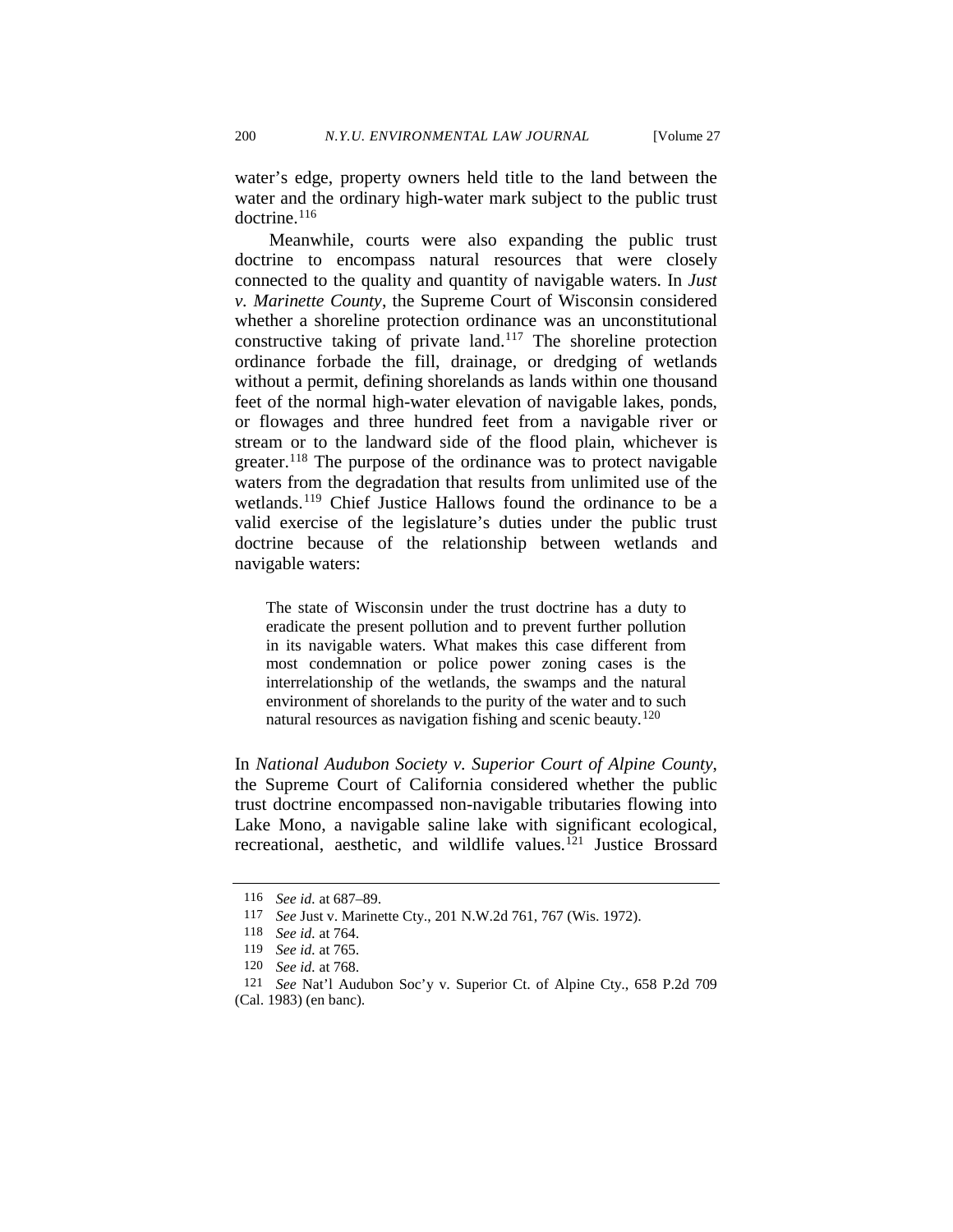water's edge, property owners held title to the land between the water and the ordinary high-water mark subject to the public trust doctrine.[116]

Meanwhile, courts were also expanding the public trust doctrine to encompass natural resources that were closely connected to the quality and quantity of navigable waters. In *Just v. Marinette County*, the Supreme Court of Wisconsin considered whether a shoreline protection ordinance was an unconstitutional constructive taking of private land.[117] The shoreline protection ordinance forbade the fill, drainage, or dredging of wetlands without a permit, defining shorelands as lands within one thousand feet of the normal high-water elevation of navigable lakes, ponds, or flowages and three hundred feet from a navigable river or stream or to the landward side of the flood plain, whichever is greater.[118] The purpose of the ordinance was to protect navigable waters from the degradation that results from unlimited use of the wetlands.[119] Chief Justice Hallows found the ordinance to be a valid exercise of the legislature's duties under the public trust doctrine because of the relationship between wetlands and navigable waters:

> The state of Wisconsin under the trust doctrine has a duty to eradicate the present pollution and to prevent further pollution in its navigable waters. What makes this case different from most condemnation or police power zoning cases is the interrelationship of the wetlands, the swamps and the natural environment of shorelands to the purity of the water and to such natural resources as navigation fishing and scenic beauty.[120]

In *National Audubon Society v. Superior Court of Alpine County*, the Supreme Court of California considered whether the public trust doctrine encompassed non-navigable tributaries flowing into Lake Mono, a navigable saline lake with significant ecological, recreational, aesthetic, and wildlife values.[121] Justice Brossard

---

116 *See id.* at 687–89.

117 *See* Just v. Marinette Cty., 201 N.W.2d 761, 767 (Wis. 1972).

118 *See id.* at 764.

119 *See id.* at 765.

120 *See id.* at 768.

121 *See* Nat'l Audubon Soc'y v. Superior Ct. of Alpine Cty., 658 P.2d 709 (Cal. 1983) (en banc).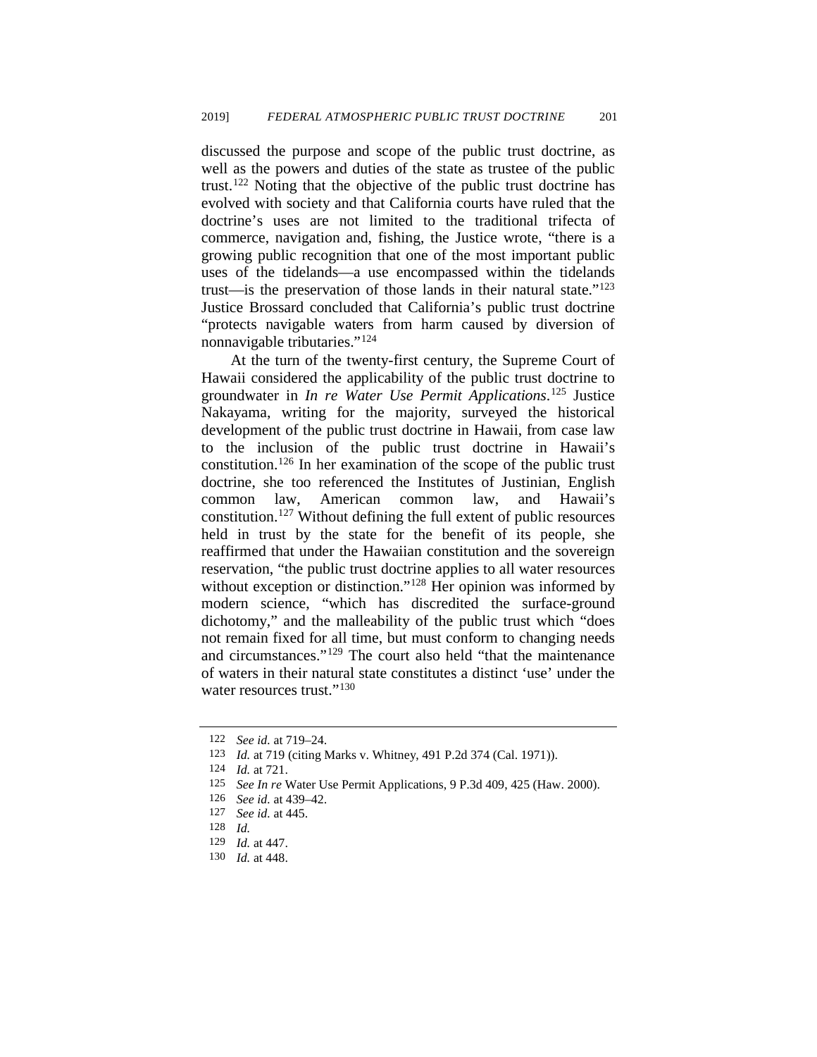discussed the purpose and scope of the public trust doctrine, as well as the powers and duties of the state as trustee of the public trust.[122] Noting that the objective of the public trust doctrine has evolved with society and that California courts have ruled that the doctrine's uses are not limited to the traditional trifecta of commerce, navigation and, fishing, the Justice wrote, "there is a growing public recognition that one of the most important public uses of the tidelands—a use encompassed within the tidelands trust—is the preservation of those lands in their natural state."[123] Justice Brossard concluded that California's public trust doctrine "protects navigable waters from harm caused by diversion of nonnavigable tributaries."[124]

At the turn of the twenty-first century, the Supreme Court of Hawaii considered the applicability of the public trust doctrine to groundwater in *In re Water Use Permit Applications*.[125] Justice Nakayama, writing for the majority, surveyed the historical development of the public trust doctrine in Hawaii, from case law to the inclusion of the public trust doctrine in Hawaii's constitution.[126] In her examination of the scope of the public trust doctrine, she too referenced the Institutes of Justinian, English common law, American common law, and Hawaii's constitution.[127] Without defining the full extent of public resources held in trust by the state for the benefit of its people, she reaffirmed that under the Hawaiian constitution and the sovereign reservation, "the public trust doctrine applies to all water resources without exception or distinction."[128] Her opinion was informed by modern science, "which has discredited the surface-ground dichotomy," and the malleability of the public trust which "does not remain fixed for all time, but must conform to changing needs and circumstances."[129] The court also held "that the maintenance of waters in their natural state constitutes a distinct 'use' under the water resources trust."[130]

---

122 *See id.* at 719–24.

123 *Id.* at 719 (citing Marks v. Whitney, 491 P.2d 374 (Cal. 1971)).

124 *Id.* at 721.

125 *See In re* Water Use Permit Applications, 9 P.3d 409, 425 (Haw. 2000).

126 *See id.* at 439–42.

127 *See id.* at 445.

128 *Id.*

129 *Id.* at 447.

130 *Id.* at 448.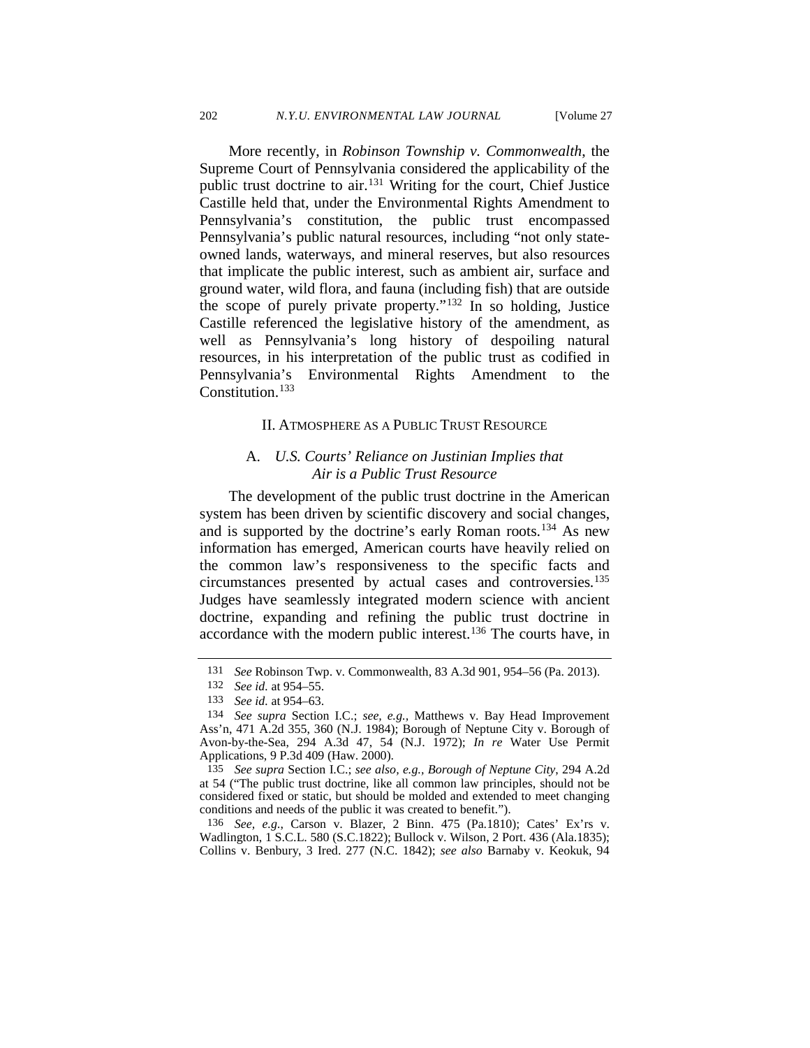More recently, in *Robinson Township v. Commonwealth*, the Supreme Court of Pennsylvania considered the applicability of the public trust doctrine to air.[131] Writing for the court, Chief Justice Castille held that, under the Environmental Rights Amendment to Pennsylvania's constitution, the public trust encompassed Pennsylvania's public natural resources, including "not only state-owned lands, waterways, and mineral reserves, but also resources that implicate the public interest, such as ambient air, surface and ground water, wild flora, and fauna (including fish) that are outside the scope of purely private property."[132] In so holding, Justice Castille referenced the legislative history of the amendment, as well as Pennsylvania's long history of despoiling natural resources, in his interpretation of the public trust as codified in Pennsylvania's Environmental Rights Amendment to the Constitution.[133]

## II. ATMOSPHERE AS A PUBLIC TRUST RESOURCE

### A. *U.S. Courts' Reliance on Justinian Implies that Air is a Public Trust Resource*

The development of the public trust doctrine in the American system has been driven by scientific discovery and social changes, and is supported by the doctrine's early Roman roots.[134] As new information has emerged, American courts have heavily relied on the common law's responsiveness to the specific facts and circumstances presented by actual cases and controversies.[135] Judges have seamlessly integrated modern science with ancient doctrine, expanding and refining the public trust doctrine in accordance with the modern public interest.[136] The courts have, in

---

131 *See* Robinson Twp. v. Commonwealth, 83 A.3d 901, 954–56 (Pa. 2013).

132 *See id.* at 954–55.

133 *See id.* at 954–63.

134 *See supra* Section I.C.; *see, e.g.,* Matthews v. Bay Head Improvement Ass'n, 471 A.2d 355, 360 (N.J. 1984); Borough of Neptune City v. Borough of Avon-by-the-Sea, 294 A.3d 47, 54 (N.J. 1972); *In re* Water Use Permit Applications, 9 P.3d 409 (Haw. 2000).

135 *See supra* Section I.C.; *see also, e.g.*, *Borough of Neptune City*, 294 A.2d at 54 ("The public trust doctrine, like all common law principles, should not be considered fixed or static, but should be molded and extended to meet changing conditions and needs of the public it was created to benefit.").

136 *See, e.g.*, Carson v. Blazer, 2 Binn. 475 (Pa.1810); Cates' Ex'rs v. Wadlington, 1 S.C.L. 580 (S.C.1822); Bullock v. Wilson, 2 Port. 436 (Ala.1835); Collins v. Benbury, 3 Ired. 277 (N.C. 1842); *see also* Barnaby v. Keokuk, 94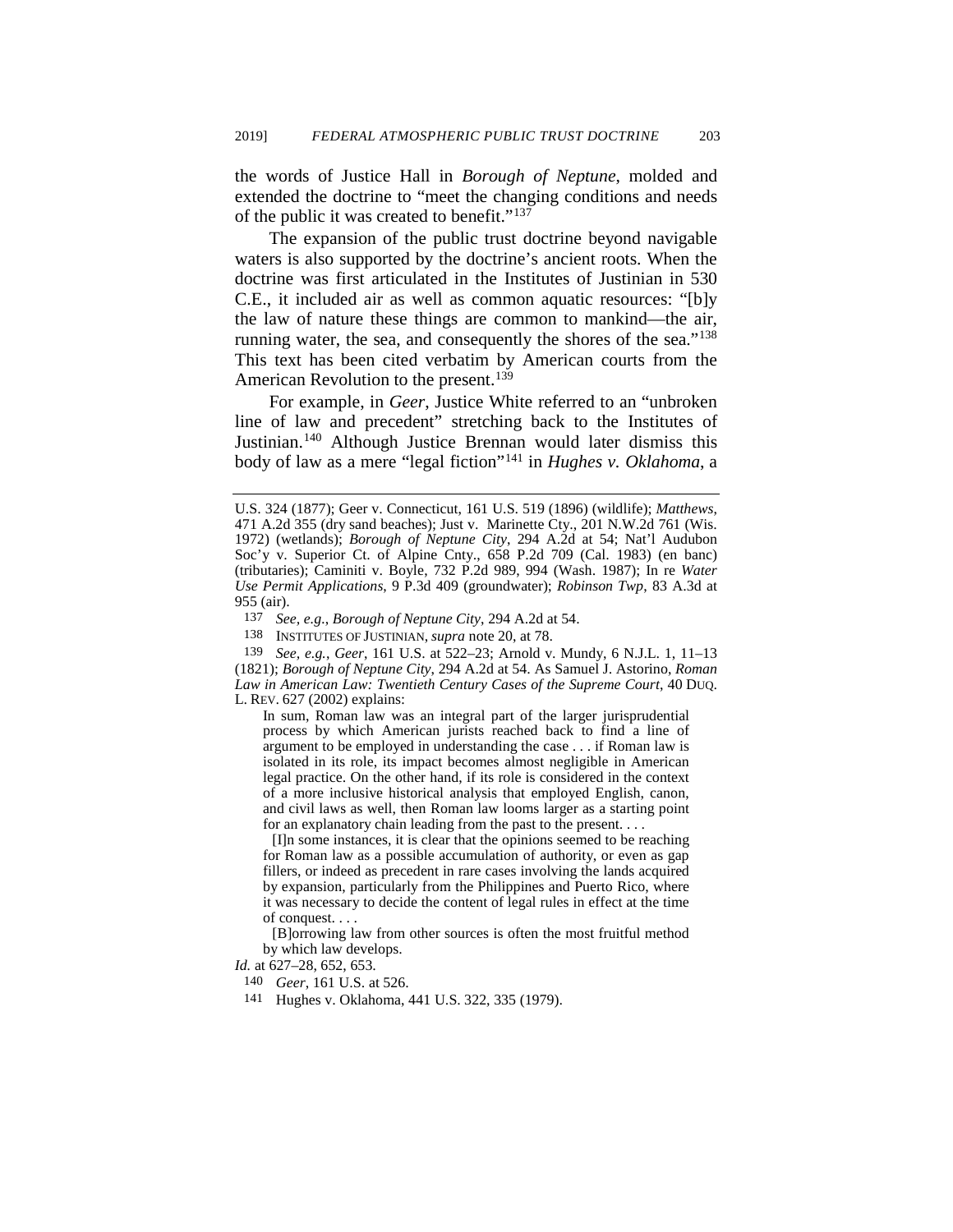the words of Justice Hall in *Borough of Neptune*, molded and extended the doctrine to "meet the changing conditions and needs of the public it was created to benefit."[137]

The expansion of the public trust doctrine beyond navigable waters is also supported by the doctrine's ancient roots. When the doctrine was first articulated in the Institutes of Justinian in 530 C.E., it included air as well as common aquatic resources: "[b]y the law of nature these things are common to mankind—the air, running water, the sea, and consequently the shores of the sea."[138] This text has been cited verbatim by American courts from the American Revolution to the present.[139]

For example, in *Geer*, Justice White referred to an "unbroken line of law and precedent" stretching back to the Institutes of Justinian.[140] Although Justice Brennan would later dismiss this body of law as a mere "legal fiction"[141] in *Hughes v. Oklahoma*, a

---

U.S. 324 (1877); Geer v. Connecticut, 161 U.S. 519 (1896) (wildlife); *Matthews*, 471 A.2d 355 (dry sand beaches); Just v. Marinette Cty., 201 N.W.2d 761 (Wis. 1972) (wetlands); *Borough of Neptune City*, 294 A.2d at 54; Nat'l Audubon Soc'y v. Superior Ct. of Alpine Cnty., 658 P.2d 709 (Cal. 1983) (en banc) (tributaries); Caminiti v. Boyle, 732 P.2d 989, 994 (Wash. 1987); In re *Water Use Permit Applications*, 9 P.3d 409 (groundwater); *Robinson Twp*, 83 A.3d at 955 (air).

137 *See, e.g.*, *Borough of Neptune City*, 294 A.2d at 54.

138 INSTITUTES OF JUSTINIAN, *supra* note 20, at 78.

139 *See, e.g.*, *Geer*, 161 U.S. at 522–23; Arnold v. Mundy, 6 N.J.L. 1, 11–13 (1821); *Borough of Neptune City*, 294 A.2d at 54. As Samuel J. Astorino, *Roman Law in American Law: Twentieth Century Cases of the Supreme Court*, 40 DUQ. L. REV. 627 (2002) explains:

> In sum, Roman law was an integral part of the larger jurisprudential process by which American jurists reached back to find a line of argument to be employed in understanding the case . . . if Roman law is isolated in its role, its impact becomes almost negligible in American legal practice. On the other hand, if its role is considered in the context of a more inclusive historical analysis that employed English, canon, and civil laws as well, then Roman law looms larger as a starting point for an explanatory chain leading from the past to the present. . . .
>
> [I]n some instances, it is clear that the opinions seemed to be reaching for Roman law as a possible accumulation of authority, or even as gap fillers, or indeed as precedent in rare cases involving the lands acquired by expansion, particularly from the Philippines and Puerto Rico, where it was necessary to decide the content of legal rules in effect at the time of conquest. . . .
>
> [B]orrowing law from other sources is often the most fruitful method by which law develops.

*Id.* at 627–28, 652, 653.

140 *Geer*, 161 U.S. at 526.

141 Hughes v. Oklahoma, 441 U.S. 322, 335 (1979).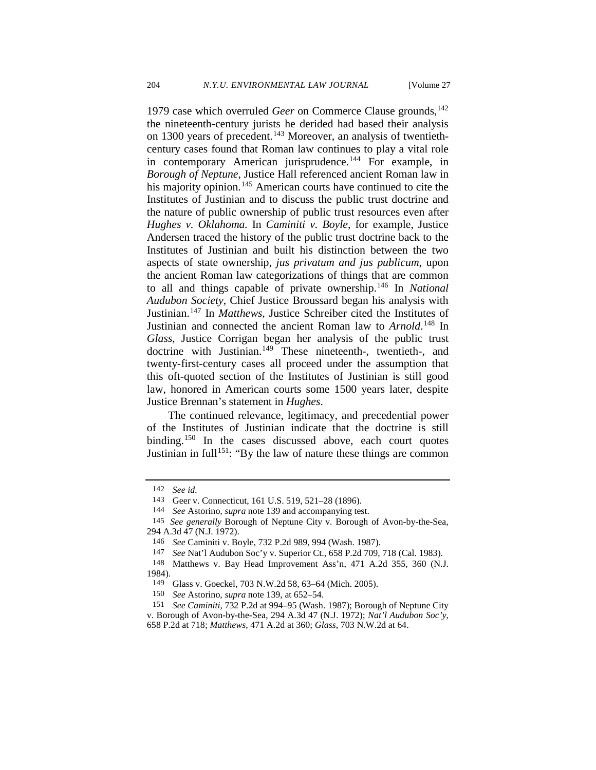1979 case which overruled *Geer* on Commerce Clause grounds,[142] the nineteenth-century jurists he derided had based their analysis on 1300 years of precedent.[143] Moreover, an analysis of twentieth-century cases found that Roman law continues to play a vital role in contemporary American jurisprudence.[144] For example, in *Borough of Neptune*, Justice Hall referenced ancient Roman law in his majority opinion.[145] American courts have continued to cite the Institutes of Justinian and to discuss the public trust doctrine and the nature of public ownership of public trust resources even after *Hughes v. Oklahoma*. In *Caminiti v. Boyle*, for example, Justice Andersen traced the history of the public trust doctrine back to the Institutes of Justinian and built his distinction between the two aspects of state ownership, *jus privatum and jus publicum*, upon the ancient Roman law categorizations of things that are common to all and things capable of private ownership.[146] In *National Audubon Society*, Chief Justice Broussard began his analysis with Justinian.[147] In *Matthews*, Justice Schreiber cited the Institutes of Justinian and connected the ancient Roman law to *Arnold*.[148] In *Glass*, Justice Corrigan began her analysis of the public trust doctrine with Justinian.[149] These nineteenth-, twentieth-, and twenty-first-century cases all proceed under the assumption that this oft-quoted section of the Institutes of Justinian is still good law, honored in American courts some 1500 years later, despite Justice Brennan's statement in *Hughes*.

The continued relevance, legitimacy, and precedential power of the Institutes of Justinian indicate that the doctrine is still binding.[150] In the cases discussed above, each court quotes Justinian in full[151]: "By the law of nature these things are common

---

142 *See id.*

143 Geer v. Connecticut, 161 U.S. 519, 521–28 (1896).

144 *See* Astorino, *supra* note 139 and accompanying test.

145 *See generally* Borough of Neptune City v. Borough of Avon-by-the-Sea, 294 A.3d 47 (N.J. 1972).

146 *See* Caminiti v. Boyle, 732 P.2d 989, 994 (Wash. 1987).

147 *See* Nat'l Audubon Soc'y v. Superior Ct., 658 P.2d 709, 718 (Cal. 1983).

148 Matthews v. Bay Head Improvement Ass'n, 471 A.2d 355, 360 (N.J. 1984).

149 Glass v. Goeckel, 703 N.W.2d 58, 63–64 (Mich. 2005).

150 *See* Astorino, *supra* note 139, at 652–54.

151 *See Caminiti*, 732 P.2d at 994–95 (Wash. 1987); Borough of Neptune City v. Borough of Avon-by-the-Sea, 294 A.3d 47 (N.J. 1972); *Nat'l Audubon Soc'y*, 658 P.2d at 718; *Matthews*, 471 A.2d at 360; *Glass*, 703 N.W.2d at 64.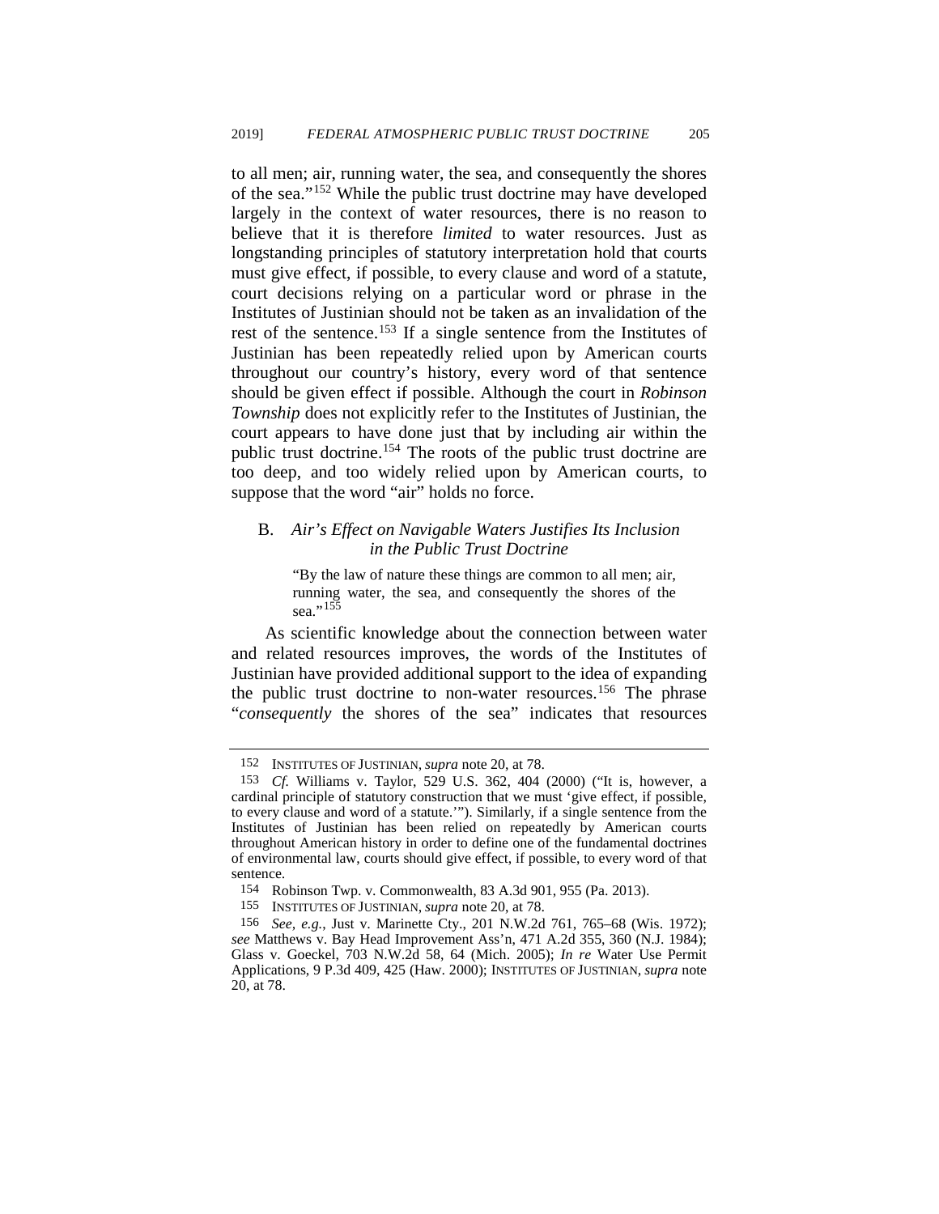to all men; air, running water, the sea, and consequently the shores of the sea."[152] While the public trust doctrine may have developed largely in the context of water resources, there is no reason to believe that it is therefore *limited* to water resources. Just as longstanding principles of statutory interpretation hold that courts must give effect, if possible, to every clause and word of a statute, court decisions relying on a particular word or phrase in the Institutes of Justinian should not be taken as an invalidation of the rest of the sentence.[153] If a single sentence from the Institutes of Justinian has been repeatedly relied upon by American courts throughout our country's history, every word of that sentence should be given effect if possible. Although the court in *Robinson Township* does not explicitly refer to the Institutes of Justinian, the court appears to have done just that by including air within the public trust doctrine.[154] The roots of the public trust doctrine are too deep, and too widely relied upon by American courts, to suppose that the word "air" holds no force.

### B. *Air's Effect on Navigable Waters Justifies Its Inclusion in the Public Trust Doctrine*

> "By the law of nature these things are common to all men; air, running water, the sea, and consequently the shores of the sea."[155]

As scientific knowledge about the connection between water and related resources improves, the words of the Institutes of Justinian have provided additional support to the idea of expanding the public trust doctrine to non-water resources.[156] The phrase "*consequently* the shores of the sea" indicates that resources

---

152 INSTITUTES OF JUSTINIAN, *supra* note 20, at 78.

153 *Cf.* Williams v. Taylor, 529 U.S. 362, 404 (2000) ("It is, however, a cardinal principle of statutory construction that we must 'give effect, if possible, to every clause and word of a statute.'"). Similarly, if a single sentence from the Institutes of Justinian has been relied on repeatedly by American courts throughout American history in order to define one of the fundamental doctrines of environmental law, courts should give effect, if possible, to every word of that sentence.

154 Robinson Twp. v. Commonwealth, 83 A.3d 901, 955 (Pa. 2013).

155 INSTITUTES OF JUSTINIAN, *supra* note 20, at 78.

156 *See, e.g.*, Just v. Marinette Cty., 201 N.W.2d 761, 765–68 (Wis. 1972); *see* Matthews v. Bay Head Improvement Ass'n, 471 A.2d 355, 360 (N.J. 1984); Glass v. Goeckel, 703 N.W.2d 58, 64 (Mich. 2005); *In re* Water Use Permit Applications, 9 P.3d 409, 425 (Haw. 2000); INSTITUTES OF JUSTINIAN, *supra* note 20, at 78.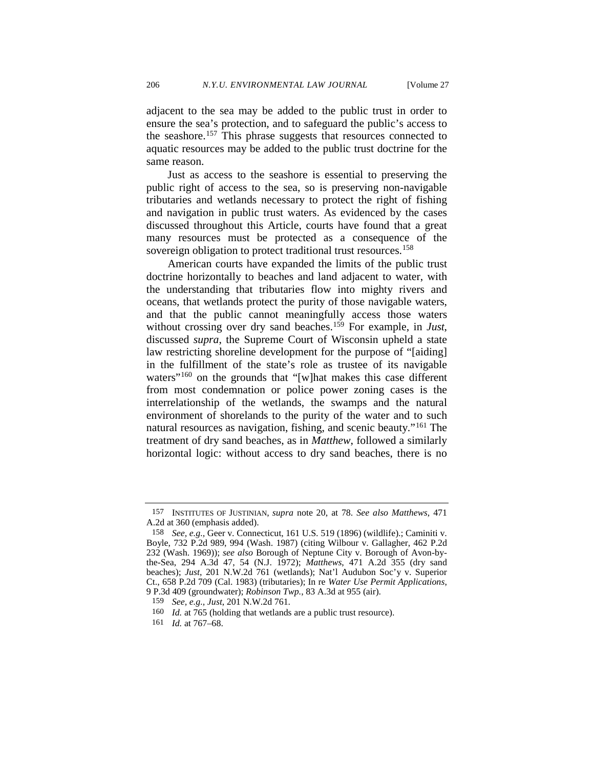adjacent to the sea may be added to the public trust in order to ensure the sea's protection, and to safeguard the public's access to the seashore.[157] This phrase suggests that resources connected to aquatic resources may be added to the public trust doctrine for the same reason.

Just as access to the seashore is essential to preserving the public right of access to the sea, so is preserving non-navigable tributaries and wetlands necessary to protect the right of fishing and navigation in public trust waters. As evidenced by the cases discussed throughout this Article, courts have found that a great many resources must be protected as a consequence of the sovereign obligation to protect traditional trust resources.[158]

American courts have expanded the limits of the public trust doctrine horizontally to beaches and land adjacent to water, with the understanding that tributaries flow into mighty rivers and oceans, that wetlands protect the purity of those navigable waters, and that the public cannot meaningfully access those waters without crossing over dry sand beaches.[159] For example, in *Just*, discussed *supra*, the Supreme Court of Wisconsin upheld a state law restricting shoreline development for the purpose of "[aiding] in the fulfillment of the state's role as trustee of its navigable waters"[160] on the grounds that "[w]hat makes this case different from most condemnation or police power zoning cases is the interrelationship of the wetlands, the swamps and the natural environment of shorelands to the purity of the water and to such natural resources as navigation, fishing, and scenic beauty."[161] The treatment of dry sand beaches, as in *Matthew*, followed a similarly horizontal logic: without access to dry sand beaches, there is no

---

157 INSTITUTES OF JUSTINIAN, *supra* note 20, at 78. *See also Matthews*, 471 A.2d at 360 (emphasis added).

158 *See, e.g.*, Geer v. Connecticut, 161 U.S. 519 (1896) (wildlife).; Caminiti v. Boyle, 732 P.2d 989, 994 (Wash. 1987) (citing Wilbour v. Gallagher, 462 P.2d 232 (Wash. 1969)); *see also* Borough of Neptune City v. Borough of Avon-by-the-Sea, 294 A.3d 47, 54 (N.J. 1972); *Matthews*, 471 A.2d 355 (dry sand beaches); *Just*, 201 N.W.2d 761 (wetlands); Nat'l Audubon Soc'y v. Superior Ct., 658 P.2d 709 (Cal. 1983) (tributaries); In re *Water Use Permit Applications*, 9 P.3d 409 (groundwater); *Robinson Twp.*, 83 A.3d at 955 (air).

159 *See, e.g.*, *Just*, 201 N.W.2d 761.

160 *Id.* at 765 (holding that wetlands are a public trust resource).

161 *Id.* at 767–68.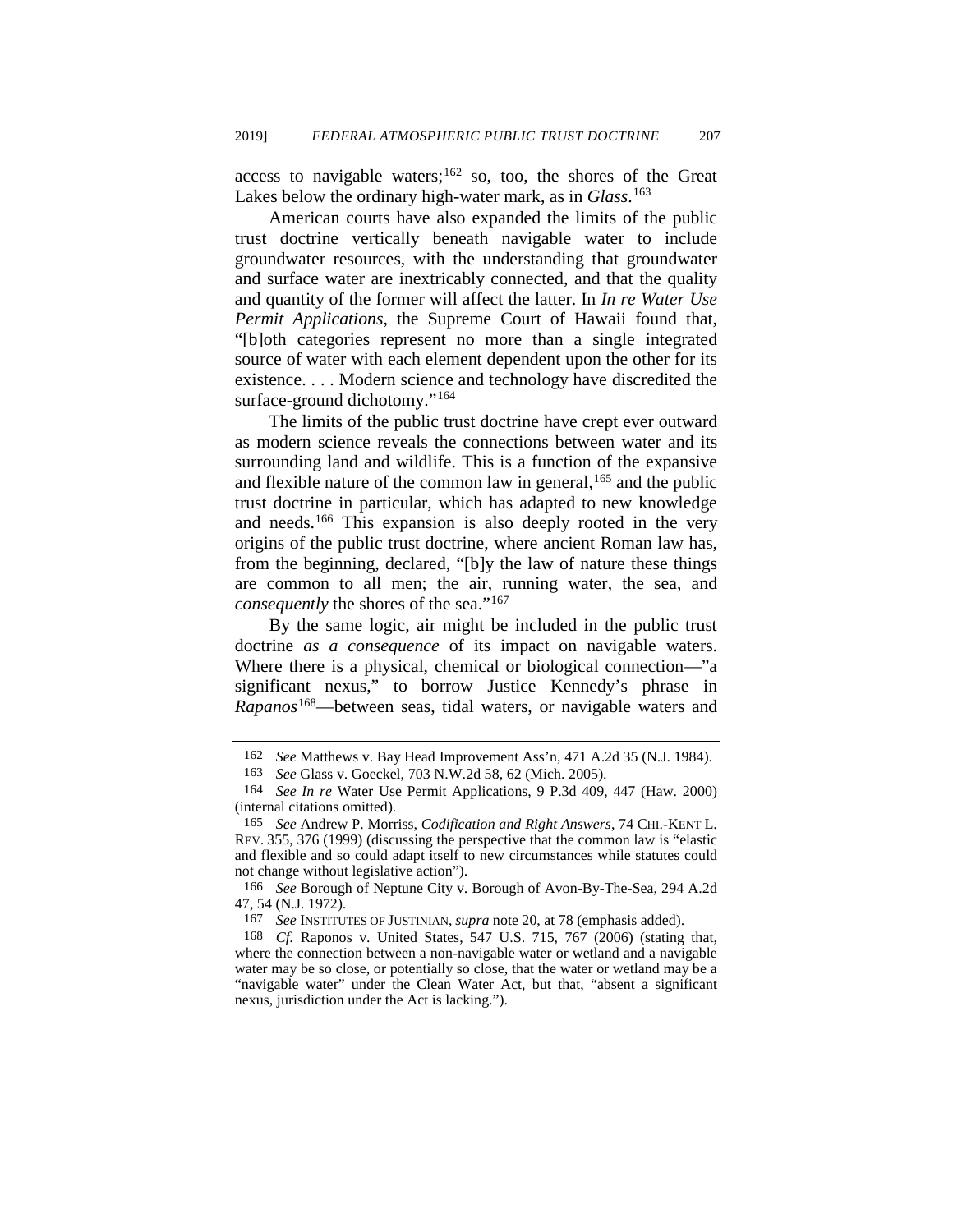access to navigable waters;[162] so, too, the shores of the Great Lakes below the ordinary high-water mark, as in *Glass*.[163]

American courts have also expanded the limits of the public trust doctrine vertically beneath navigable water to include groundwater resources, with the understanding that groundwater and surface water are inextricably connected, and that the quality and quantity of the former will affect the latter. In *In re Water Use Permit Applications*, the Supreme Court of Hawaii found that, "[b]oth categories represent no more than a single integrated source of water with each element dependent upon the other for its existence. . . . Modern science and technology have discredited the surface-ground dichotomy."[164]

The limits of the public trust doctrine have crept ever outward as modern science reveals the connections between water and its surrounding land and wildlife. This is a function of the expansive and flexible nature of the common law in general,[165] and the public trust doctrine in particular, which has adapted to new knowledge and needs.[166] This expansion is also deeply rooted in the very origins of the public trust doctrine, where ancient Roman law has, from the beginning, declared, "[b]y the law of nature these things are common to all men; the air, running water, the sea, and *consequently* the shores of the sea."[167]

By the same logic, air might be included in the public trust doctrine *as a consequence* of its impact on navigable waters. Where there is a physical, chemical or biological connection—"a significant nexus," to borrow Justice Kennedy's phrase in *Rapanos*[168]—between seas, tidal waters, or navigable waters and

---

162 *See* Matthews v. Bay Head Improvement Ass'n, 471 A.2d 35 (N.J. 1984).

163 *See* Glass v. Goeckel, 703 N.W.2d 58, 62 (Mich. 2005).

164 *See In re* Water Use Permit Applications, 9 P.3d 409, 447 (Haw. 2000) (internal citations omitted).

165 *See* Andrew P. Morriss, *Codification and Right Answers*, 74 CHI.-KENT L. REV. 355, 376 (1999) (discussing the perspective that the common law is "elastic and flexible and so could adapt itself to new circumstances while statutes could not change without legislative action").

166 *See* Borough of Neptune City v. Borough of Avon-By-The-Sea, 294 A.2d 47, 54 (N.J. 1972).

167 *See* INSTITUTES OF JUSTINIAN, *supra* note 20, at 78 (emphasis added).

168 *Cf.* Raponos v. United States, 547 U.S. 715, 767 (2006) (stating that, where the connection between a non-navigable water or wetland and a navigable water may be so close, or potentially so close, that the water or wetland may be a "navigable water" under the Clean Water Act, but that, "absent a significant nexus, jurisdiction under the Act is lacking.").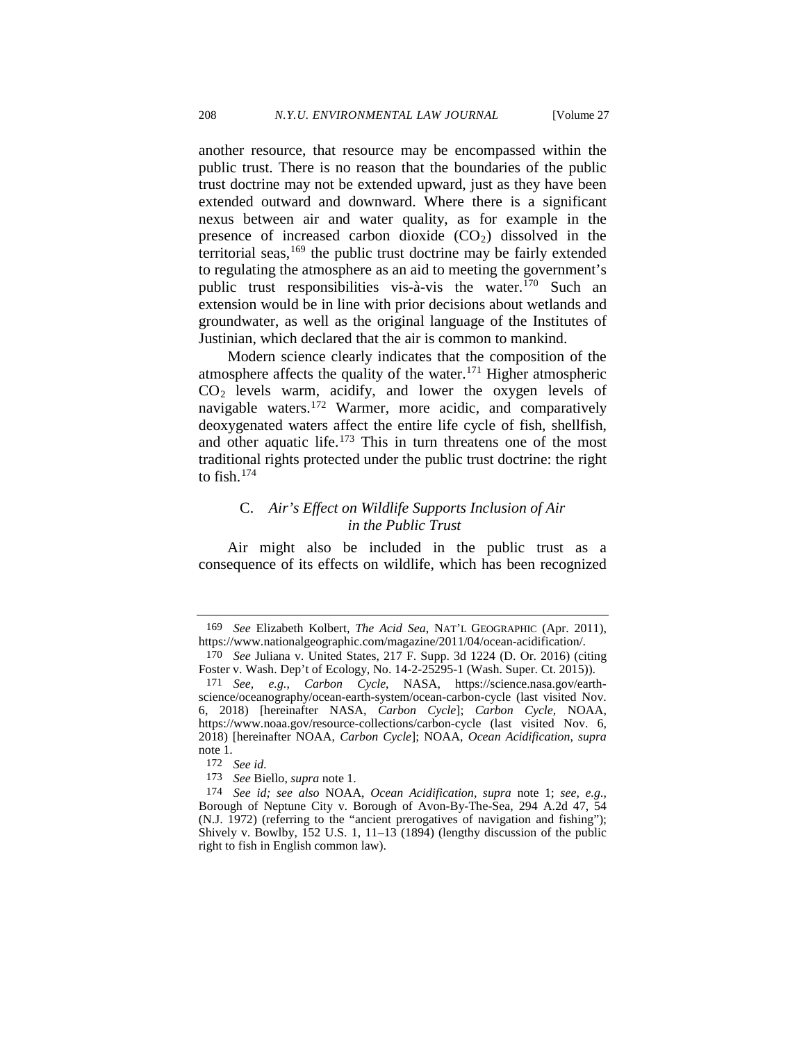another resource, that resource may be encompassed within the public trust. There is no reason that the boundaries of the public trust doctrine may not be extended upward, just as they have been extended outward and downward. Where there is a significant nexus between air and water quality, as for example in the presence of increased carbon dioxide ($CO_2$) dissolved in the territorial seas,[169] the public trust doctrine may be fairly extended to regulating the atmosphere as an aid to meeting the government's public trust responsibilities vis-à-vis the water.[170] Such an extension would be in line with prior decisions about wetlands and groundwater, as well as the original language of the Institutes of Justinian, which declared that the air is common to mankind.

Modern science clearly indicates that the composition of the atmosphere affects the quality of the water.[171] Higher atmospheric $CO_2$ levels warm, acidify, and lower the oxygen levels of navigable waters.[172] Warmer, more acidic, and comparatively deoxygenated waters affect the entire life cycle of fish, shellfish, and other aquatic life.[173] This in turn threatens one of the most traditional rights protected under the public trust doctrine: the right to fish.[174]

### C. *Air's Effect on Wildlife Supports Inclusion of Air in the Public Trust*

Air might also be included in the public trust as a consequence of its effects on wildlife, which has been recognized

---

169 *See* Elizabeth Kolbert, *The Acid Sea*, NAT'L GEOGRAPHIC (Apr. 2011), https://www.nationalgeographic.com/magazine/2011/04/ocean-acidification/.

170 *See* Juliana v. United States, 217 F. Supp. 3d 1224 (D. Or. 2016) (citing Foster v. Wash. Dep't of Ecology, No. 14-2-25295-1 (Wash. Super. Ct. 2015)).

171 *See, e.g.*, *Carbon Cycle*, NASA, https://science.nasa.gov/earth-science/oceanography/ocean-earth-system/ocean-carbon-cycle (last visited Nov. 6, 2018) [hereinafter NASA, *Carbon Cycle*]; *Carbon Cycle*, NOAA, https://www.noaa.gov/resource-collections/carbon-cycle (last visited Nov. 6, 2018) [hereinafter NOAA, *Carbon Cycle*]; NOAA, *Ocean Acidification*, *supra* note 1.

172 *See id.*

173 *See* Biello, *supra* note 1.

174 *See id; see also* NOAA, *Ocean Acidification*, *supra* note 1; *see, e.g.*, Borough of Neptune City v. Borough of Avon-By-The-Sea, 294 A.2d 47, 54 (N.J. 1972) (referring to the "ancient prerogatives of navigation and fishing"); Shively v. Bowlby, 152 U.S. 1, 11–13 (1894) (lengthy discussion of the public right to fish in English common law).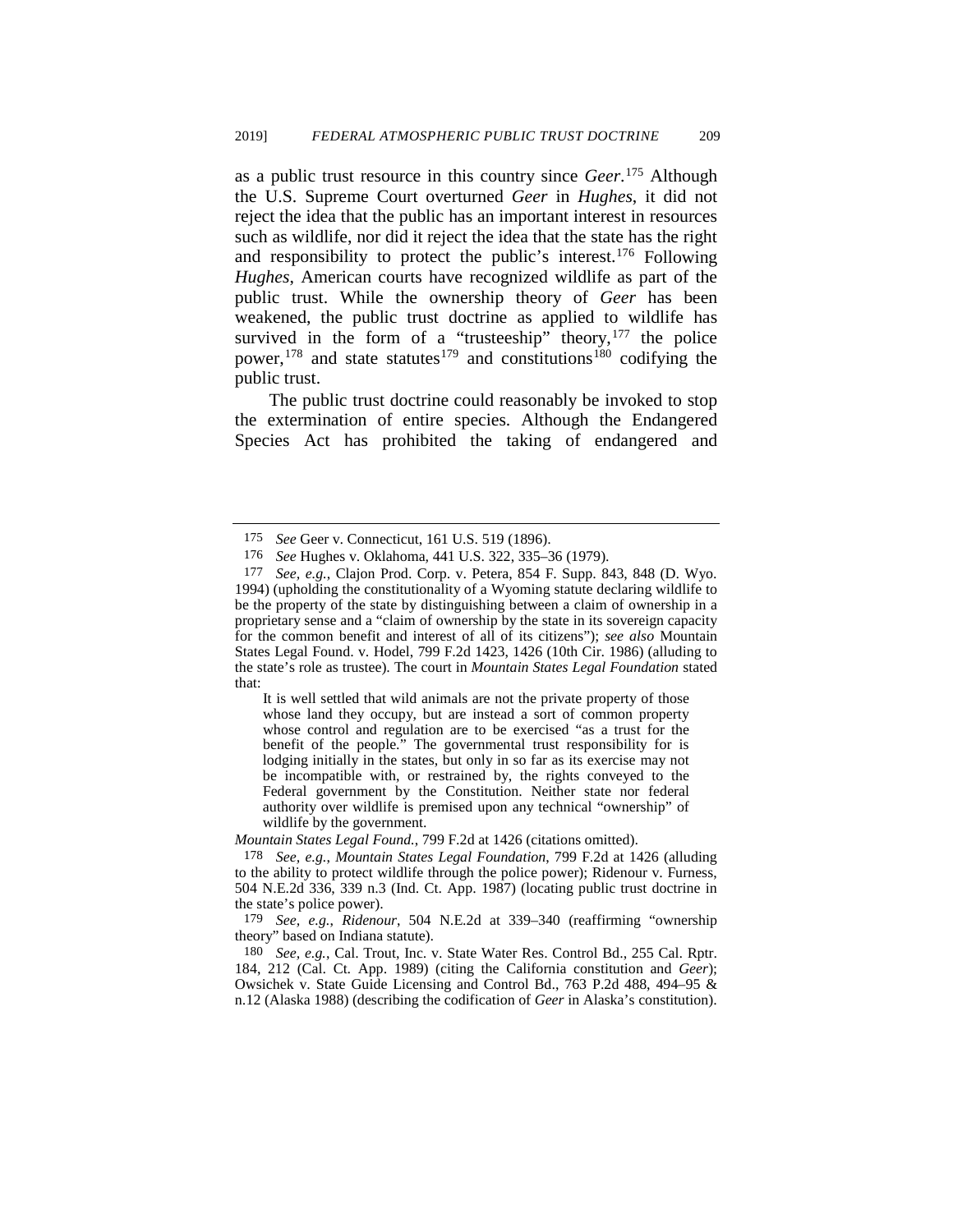as a public trust resource in this country since *Geer*.[175] Although the U.S. Supreme Court overturned *Geer* in *Hughes*, it did not reject the idea that the public has an important interest in resources such as wildlife, nor did it reject the idea that the state has the right and responsibility to protect the public's interest.[176] Following *Hughes*, American courts have recognized wildlife as part of the public trust. While the ownership theory of *Geer* has been weakened, the public trust doctrine as applied to wildlife has survived in the form of a "trusteeship" theory,[177] the police power,[178] and state statutes[179] and constitutions[180] codifying the public trust.

The public trust doctrine could reasonably be invoked to stop the extermination of entire species. Although the Endangered Species Act has prohibited the taking of endangered and

---

175 *See* Geer v. Connecticut, 161 U.S. 519 (1896).

176 *See* Hughes v. Oklahoma, 441 U.S. 322, 335–36 (1979).

177 *See, e.g.*, Clajon Prod. Corp. v. Petera, 854 F. Supp. 843, 848 (D. Wyo. 1994) (upholding the constitutionality of a Wyoming statute declaring wildlife to be the property of the state by distinguishing between a claim of ownership in a proprietary sense and a "claim of ownership by the state in its sovereign capacity for the common benefit and interest of all of its citizens"); *see also* Mountain States Legal Found. v. Hodel, 799 F.2d 1423, 1426 (10th Cir. 1986) (alluding to the state's role as trustee). The court in *Mountain States Legal Foundation* stated that:

> It is well settled that wild animals are not the private property of those whose land they occupy, but are instead a sort of common property whose control and regulation are to be exercised "as a trust for the benefit of the people." The governmental trust responsibility for is lodging initially in the states, but only in so far as its exercise may not be incompatible with, or restrained by, the rights conveyed to the Federal government by the Constitution. Neither state nor federal authority over wildlife is premised upon any technical "ownership" of wildlife by the government.

*Mountain States Legal Found.*, 799 F.2d at 1426 (citations omitted).

178 *See, e.g.*, *Mountain States Legal Foundation*, 799 F.2d at 1426 (alluding to the ability to protect wildlife through the police power); Ridenour v. Furness, 504 N.E.2d 336, 339 n.3 (Ind. Ct. App. 1987) (locating public trust doctrine in the state's police power).

179 *See, e.g.*, *Ridenour*, 504 N.E.2d at 339–340 (reaffirming "ownership theory" based on Indiana statute).

180 *See, e.g.*, Cal. Trout, Inc. v. State Water Res. Control Bd., 255 Cal. Rptr. 184, 212 (Cal. Ct. App. 1989) (citing the California constitution and *Geer*); Owsichek v. State Guide Licensing and Control Bd., 763 P.2d 488, 494–95 & n.12 (Alaska 1988) (describing the codification of *Geer* in Alaska's constitution).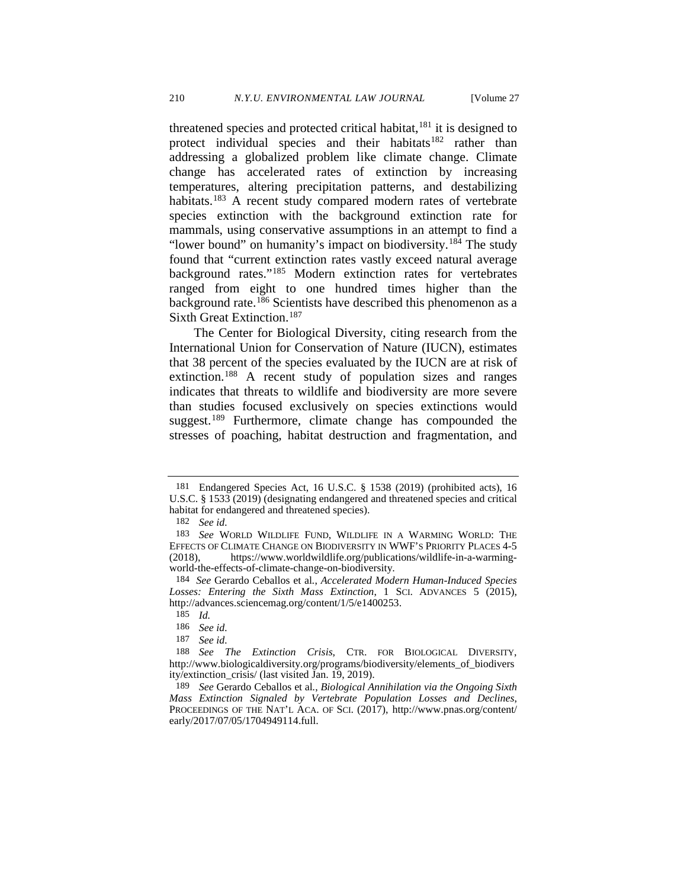threatened species and protected critical habitat,[181] it is designed to protect individual species and their habitats[182] rather than addressing a globalized problem like climate change. Climate change has accelerated rates of extinction by increasing temperatures, altering precipitation patterns, and destabilizing habitats.[183] A recent study compared modern rates of vertebrate species extinction with the background extinction rate for mammals, using conservative assumptions in an attempt to find a "lower bound" on humanity's impact on biodiversity.[184] The study found that "current extinction rates vastly exceed natural average background rates."[185] Modern extinction rates for vertebrates ranged from eight to one hundred times higher than the background rate.[186] Scientists have described this phenomenon as a Sixth Great Extinction.[187]

The Center for Biological Diversity, citing research from the International Union for Conservation of Nature (IUCN), estimates that 38 percent of the species evaluated by the IUCN are at risk of extinction.[188] A recent study of population sizes and ranges indicates that threats to wildlife and biodiversity are more severe than studies focused exclusively on species extinctions would suggest.[189] Furthermore, climate change has compounded the stresses of poaching, habitat destruction and fragmentation, and

---

181 Endangered Species Act, 16 U.S.C. § 1538 (2019) (prohibited acts), 16 U.S.C. § 1533 (2019) (designating endangered and threatened species and critical habitat for endangered and threatened species).

182 *See id.*

183 *See* WORLD WILDLIFE FUND, WILDLIFE IN A WARMING WORLD: THE EFFECTS OF CLIMATE CHANGE ON BIODIVERSITY IN WWF'S PRIORITY PLACES 4-5 (2018), https://www.worldwildlife.org/publications/wildlife-in-a-warming-world-the-effects-of-climate-change-on-biodiversity.

184 *See* Gerardo Ceballos et al., *Accelerated Modern Human-Induced Species Losses: Entering the Sixth Mass Extinction*, 1 SCI. ADVANCES 5 (2015), http://advances.sciencemag.org/content/1/5/e1400253.

185 *Id.*

186 *See id.*

187 *See id.*

188 *See The Extinction Crisis*, CTR. FOR BIOLOGICAL DIVERSITY, http://www.biologicaldiversity.org/programs/biodiversity/elements_of_biodiversity/extinction_crisis/ (last visited Jan. 19, 2019).

189 *See* Gerardo Ceballos et al., *Biological Annihilation via the Ongoing Sixth Mass Extinction Signaled by Vertebrate Population Losses and Declines*, PROCEEDINGS OF THE NAT'L ACA. OF SCI. (2017), http://www.pnas.org/content/early/2017/07/05/1704949114.full.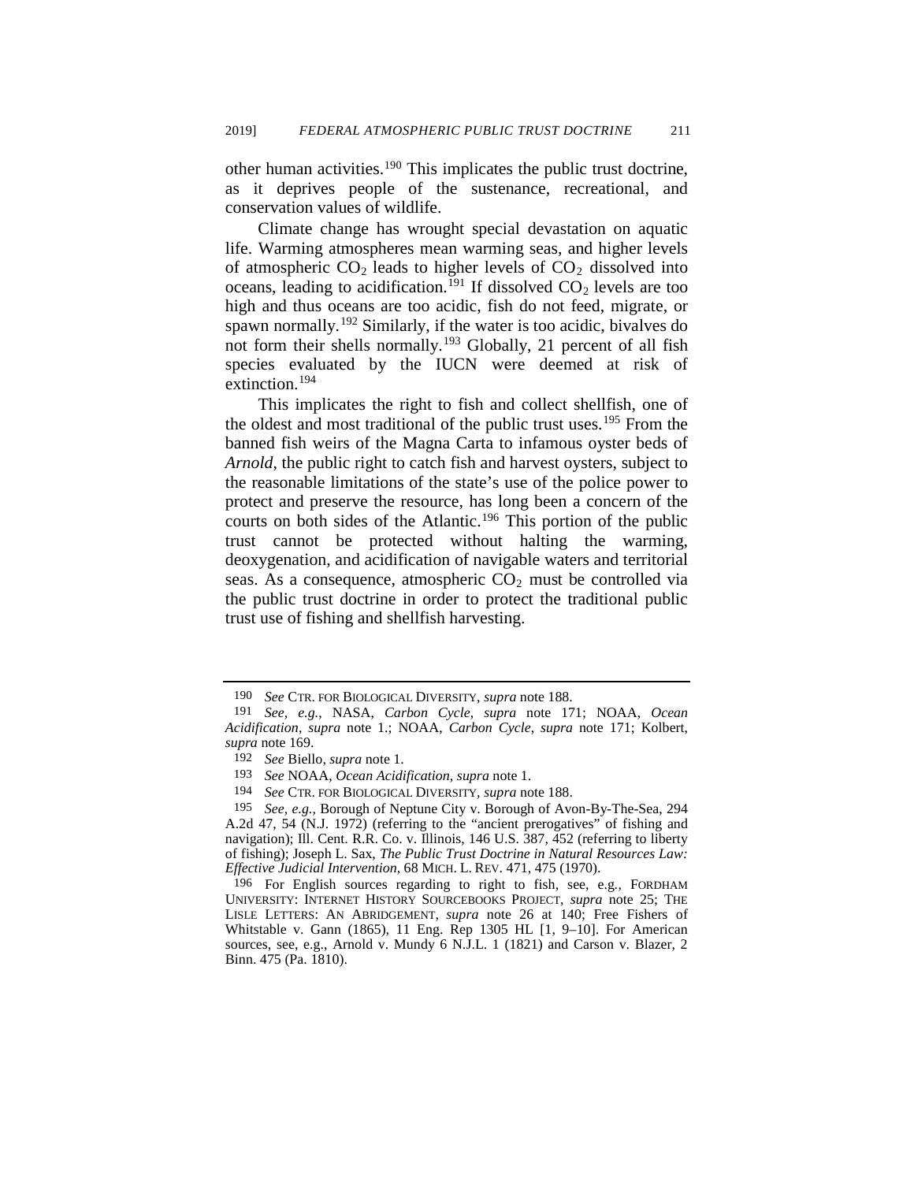other human activities.[190] This implicates the public trust doctrine, as it deprives people of the sustenance, recreational, and conservation values of wildlife.

Climate change has wrought special devastation on aquatic life. Warming atmospheres mean warming seas, and higher levels of atmospheric $CO_2$ leads to higher levels of $CO_2$ dissolved into oceans, leading to acidification.[191] If dissolved $CO_2$ levels are too high and thus oceans are too acidic, fish do not feed, migrate, or spawn normally.[192] Similarly, if the water is too acidic, bivalves do not form their shells normally.[193] Globally, 21 percent of all fish species evaluated by the IUCN were deemed at risk of extinction.[194]

This implicates the right to fish and collect shellfish, one of the oldest and most traditional of the public trust uses.[195] From the banned fish weirs of the Magna Carta to infamous oyster beds of *Arnold*, the public right to catch fish and harvest oysters, subject to the reasonable limitations of the state's use of the police power to protect and preserve the resource, has long been a concern of the courts on both sides of the Atlantic.[196] This portion of the public trust cannot be protected without halting the warming, deoxygenation, and acidification of navigable waters and territorial seas. As a consequence, atmospheric $CO_2$ must be controlled via the public trust doctrine in order to protect the traditional public trust use of fishing and shellfish harvesting.

---

190 *See* CTR. FOR BIOLOGICAL DIVERSITY, *supra* note 188.

191 *See, e.g.*, NASA, *Carbon Cycle*, *supra* note 171; NOAA, *Ocean Acidification*, *supra* note 1.; NOAA, *Carbon Cycle*, *supra* note 171; Kolbert, *supra* note 169.

192 *See* Biello, *supra* note 1.

193 *See* NOAA, *Ocean Acidification*, *supra* note 1.

194 *See* CTR. FOR BIOLOGICAL DIVERSITY, *supra* note 188.

195 *See, e.g.,* Borough of Neptune City v. Borough of Avon-By-The-Sea, 294 A.2d 47, 54 (N.J. 1972) (referring to the "ancient prerogatives" of fishing and navigation); Ill. Cent. R.R. Co. v. Illinois, 146 U.S. 387, 452 (referring to liberty of fishing); Joseph L. Sax, *The Public Trust Doctrine in Natural Resources Law: Effective Judicial Intervention*, 68 MICH. L. REV. 471, 475 (1970).

196 For English sources regarding to right to fish, see, e.g., FORDHAM UNIVERSITY: INTERNET HISTORY SOURCEBOOKS PROJECT, *supra* note 25; THE LISLE LETTERS: AN ABRIDGEMENT, *supra* note 26 at 140; Free Fishers of Whitstable v. Gann (1865), 11 Eng. Rep 1305 HL [1, 9–10]. For American sources, see, e.g., Arnold v. Mundy 6 N.J.L. 1 (1821) and Carson v. Blazer, 2 Binn. 475 (Pa. 1810).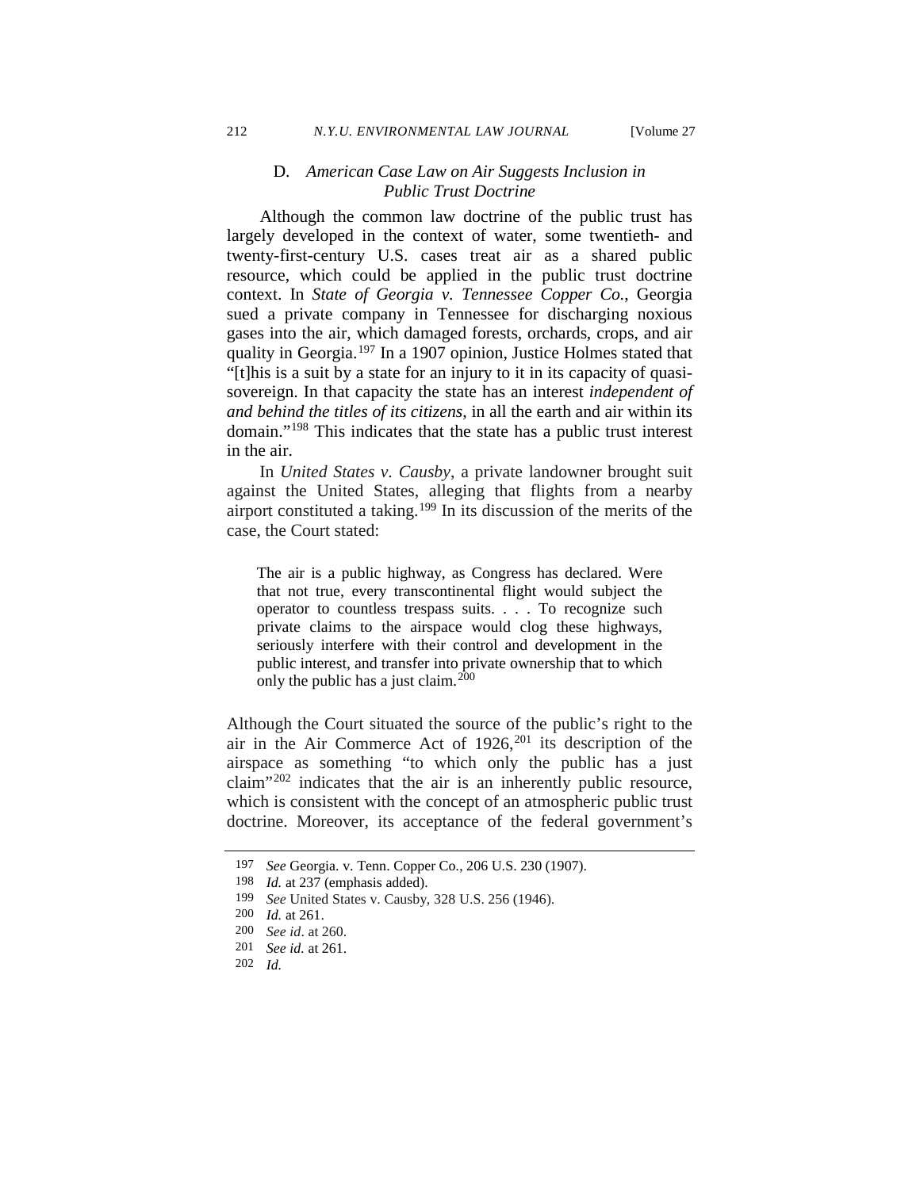### D. *American Case Law on Air Suggests Inclusion in Public Trust Doctrine*

Although the common law doctrine of the public trust has largely developed in the context of water, some twentieth- and twenty-first-century U.S. cases treat air as a shared public resource, which could be applied in the public trust doctrine context. In *State of Georgia v. Tennessee Copper Co.*, Georgia sued a private company in Tennessee for discharging noxious gases into the air, which damaged forests, orchards, crops, and air quality in Georgia.[197] In a 1907 opinion, Justice Holmes stated that "[t]his is a suit by a state for an injury to it in its capacity of quasi-sovereign. In that capacity the state has an interest *independent of and behind the titles of its citizens*, in all the earth and air within its domain."[198] This indicates that the state has a public trust interest in the air.

In *United States v. Causby*, a private landowner brought suit against the United States, alleging that flights from a nearby airport constituted a taking.[199] In its discussion of the merits of the case, the Court stated:

> The air is a public highway, as Congress has declared. Were that not true, every transcontinental flight would subject the operator to countless trespass suits. . . . To recognize such private claims to the airspace would clog these highways, seriously interfere with their control and development in the public interest, and transfer into private ownership that to which only the public has a just claim.[200]

Although the Court situated the source of the public's right to the air in the Air Commerce Act of 1926,[201] its description of the airspace as something "to which only the public has a just claim"[202] indicates that the air is an inherently public resource, which is consistent with the concept of an atmospheric public trust doctrine. Moreover, its acceptance of the federal government's

---

197 *See* Georgia. v. Tenn. Copper Co., 206 U.S. 230 (1907).

198 *Id.* at 237 (emphasis added).

199 *See* United States v. Causby, 328 U.S. 256 (1946).

200 *Id.* at 261.

200 *See id*. at 260.

201 *See id.* at 261.

202 *Id.*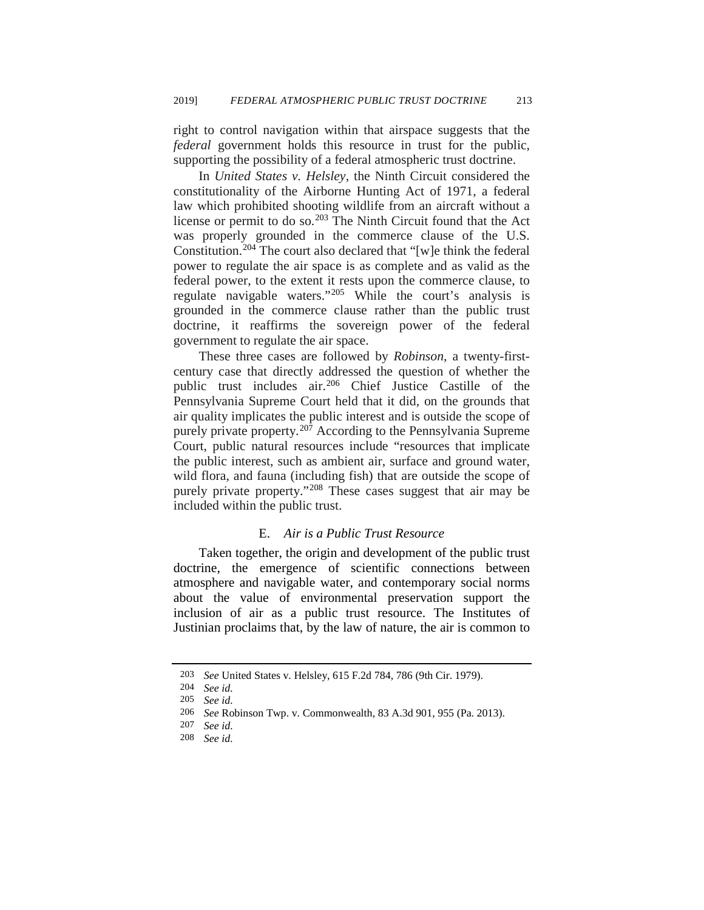right to control navigation within that airspace suggests that the *federal* government holds this resource in trust for the public, supporting the possibility of a federal atmospheric trust doctrine.

In *United States v. Helsley*, the Ninth Circuit considered the constitutionality of the Airborne Hunting Act of 1971, a federal law which prohibited shooting wildlife from an aircraft without a license or permit to do so.[203] The Ninth Circuit found that the Act was properly grounded in the commerce clause of the U.S. Constitution.[204] The court also declared that "[w]e think the federal power to regulate the air space is as complete and as valid as the federal power, to the extent it rests upon the commerce clause, to regulate navigable waters."[205] While the court's analysis is grounded in the commerce clause rather than the public trust doctrine, it reaffirms the sovereign power of the federal government to regulate the air space.

These three cases are followed by *Robinson*, a twenty-first-century case that directly addressed the question of whether the public trust includes air.[206] Chief Justice Castille of the Pennsylvania Supreme Court held that it did, on the grounds that air quality implicates the public interest and is outside the scope of purely private property.[207] According to the Pennsylvania Supreme Court, public natural resources include "resources that implicate the public interest, such as ambient air, surface and ground water, wild flora, and fauna (including fish) that are outside the scope of purely private property."[208] These cases suggest that air may be included within the public trust.

### E. *Air is a Public Trust Resource*

Taken together, the origin and development of the public trust doctrine, the emergence of scientific connections between atmosphere and navigable water, and contemporary social norms about the value of environmental preservation support the inclusion of air as a public trust resource. The Institutes of Justinian proclaims that, by the law of nature, the air is common to

---

203 *See* United States v. Helsley, 615 F.2d 784, 786 (9th Cir. 1979).

204 *See id.*

205 *See id.*

206 *See* Robinson Twp. v. Commonwealth, 83 A.3d 901, 955 (Pa. 2013).

207 *See id.*

208 *See id.*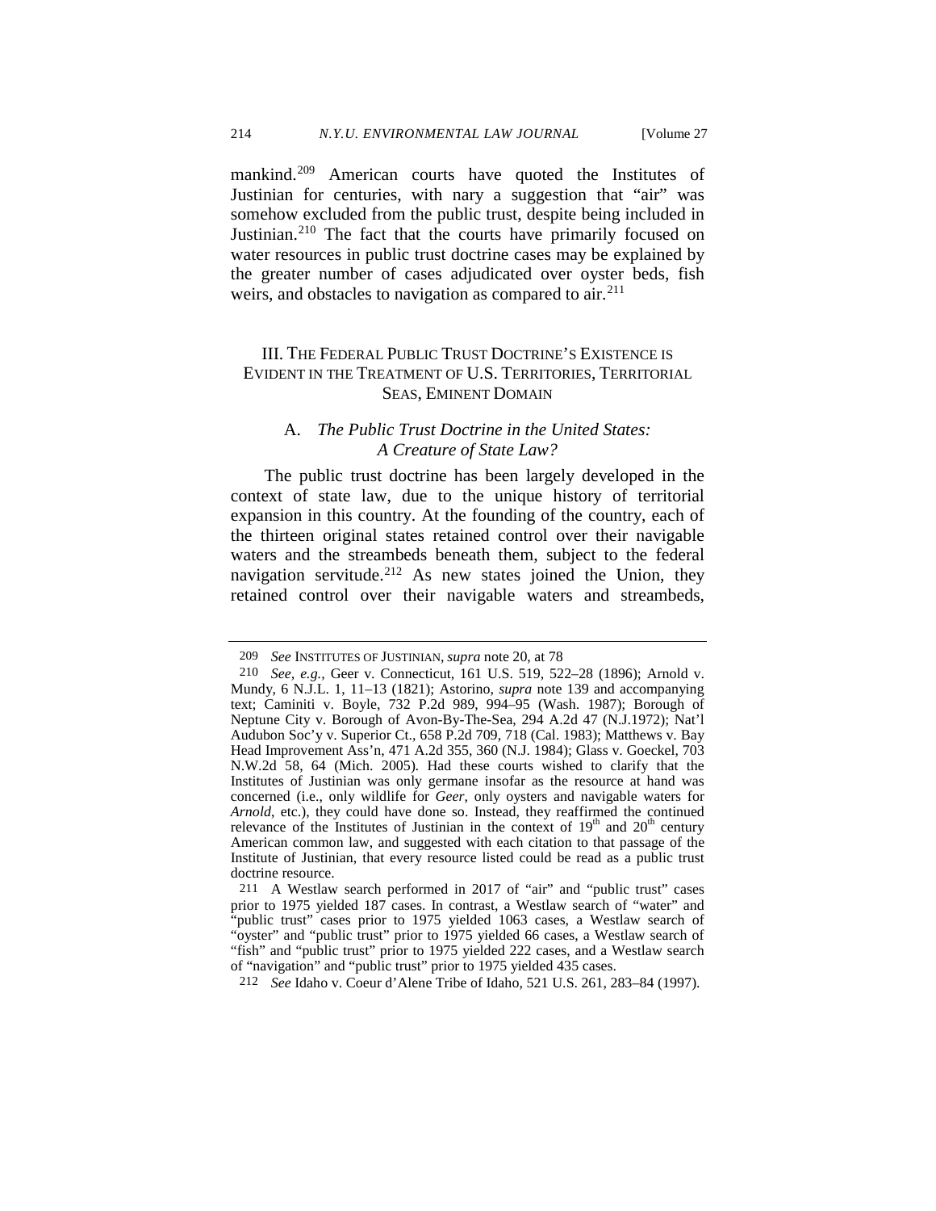mankind.[209] American courts have quoted the Institutes of Justinian for centuries, with nary a suggestion that "air" was somehow excluded from the public trust, despite being included in Justinian.[210] The fact that the courts have primarily focused on water resources in public trust doctrine cases may be explained by the greater number of cases adjudicated over oyster beds, fish weirs, and obstacles to navigation as compared to air.[211]

## III. The Federal Public Trust Doctrine's Existence is Evident in the Treatment of U.S. Territories, Territorial Seas, Eminent Domain

### A. *The Public Trust Doctrine in the United States: A Creature of State Law?*

The public trust doctrine has been largely developed in the context of state law, due to the unique history of territorial expansion in this country. At the founding of the country, each of the thirteen original states retained control over their navigable waters and the streambeds beneath them, subject to the federal navigation servitude.[212] As new states joined the Union, they retained control over their navigable waters and streambeds,

---

209 *See* Institutes of Justinian, *supra* note 20, at 78

210 *See, e.g.*, Geer v. Connecticut, 161 U.S. 519, 522–28 (1896); Arnold v. Mundy, 6 N.J.L. 1, 11–13 (1821); Astorino, *supra* note 139 and accompanying text; Caminiti v. Boyle, 732 P.2d 989, 994–95 (Wash. 1987); Borough of Neptune City v. Borough of Avon-By-The-Sea, 294 A.2d 47 (N.J.1972); Nat'l Audubon Soc'y v. Superior Ct., 658 P.2d 709, 718 (Cal. 1983); Matthews v. Bay Head Improvement Ass'n, 471 A.2d 355, 360 (N.J. 1984); Glass v. Goeckel, 703 N.W.2d 58, 64 (Mich. 2005). Had these courts wished to clarify that the Institutes of Justinian was only germane insofar as the resource at hand was concerned (i.e., only wildlife for *Geer*, only oysters and navigable waters for *Arnold*, etc.), they could have done so. Instead, they reaffirmed the continued relevance of the Institutes of Justinian in the context of 19th and 20th century American common law, and suggested with each citation to that passage of the Institute of Justinian, that every resource listed could be read as a public trust doctrine resource.

211 A Westlaw search performed in 2017 of "air" and "public trust" cases prior to 1975 yielded 187 cases. In contrast, a Westlaw search of "water" and "public trust" cases prior to 1975 yielded 1063 cases, a Westlaw search of "oyster" and "public trust" prior to 1975 yielded 66 cases, a Westlaw search of "fish" and "public trust" prior to 1975 yielded 222 cases, and a Westlaw search of "navigation" and "public trust" prior to 1975 yielded 435 cases.

212 *See* Idaho v. Coeur d'Alene Tribe of Idaho, 521 U.S. 261, 283–84 (1997).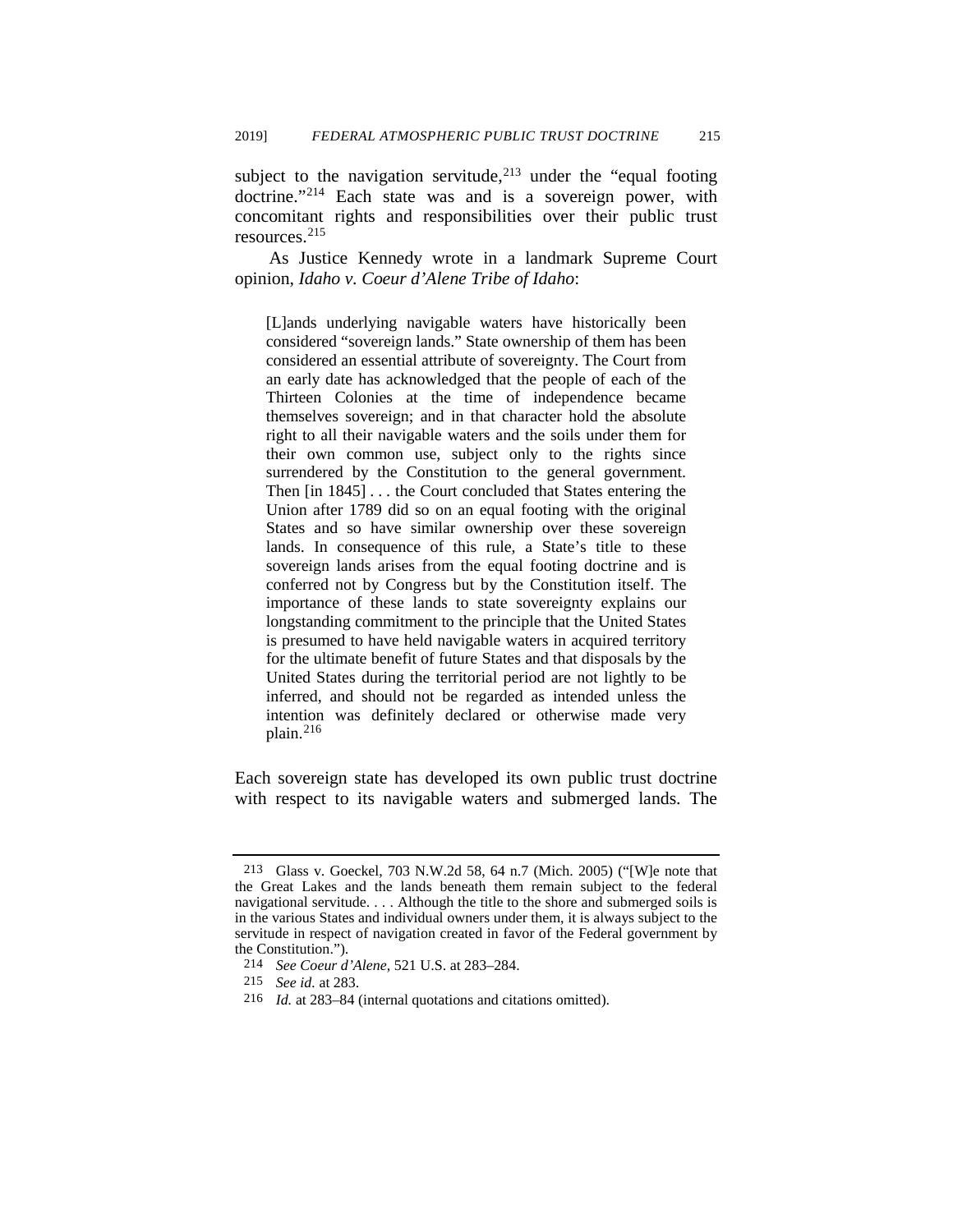subject to the navigation servitude,[213] under the "equal footing doctrine."[214] Each state was and is a sovereign power, with concomitant rights and responsibilities over their public trust resources.[215]

As Justice Kennedy wrote in a landmark Supreme Court opinion, *Idaho v. Coeur d'Alene Tribe of Idaho*:

> [L]ands underlying navigable waters have historically been considered "sovereign lands." State ownership of them has been considered an essential attribute of sovereignty. The Court from an early date has acknowledged that the people of each of the Thirteen Colonies at the time of independence became themselves sovereign; and in that character hold the absolute right to all their navigable waters and the soils under them for their own common use, subject only to the rights since surrendered by the Constitution to the general government. Then [in 1845] . . . the Court concluded that States entering the Union after 1789 did so on an equal footing with the original States and so have similar ownership over these sovereign lands. In consequence of this rule, a State's title to these sovereign lands arises from the equal footing doctrine and is conferred not by Congress but by the Constitution itself. The importance of these lands to state sovereignty explains our longstanding commitment to the principle that the United States is presumed to have held navigable waters in acquired territory for the ultimate benefit of future States and that disposals by the United States during the territorial period are not lightly to be inferred, and should not be regarded as intended unless the intention was definitely declared or otherwise made very plain.[216]

Each sovereign state has developed its own public trust doctrine with respect to its navigable waters and submerged lands. The

---

213 Glass v. Goeckel, 703 N.W.2d 58, 64 n.7 (Mich. 2005) ("[W]e note that the Great Lakes and the lands beneath them remain subject to the federal navigational servitude. . . . Although the title to the shore and submerged soils is in the various States and individual owners under them, it is always subject to the servitude in respect of navigation created in favor of the Federal government by the Constitution.").

214 *See Coeur d'Alene*, 521 U.S. at 283–284.

215 *See id.* at 283.

216 *Id.* at 283–84 (internal quotations and citations omitted).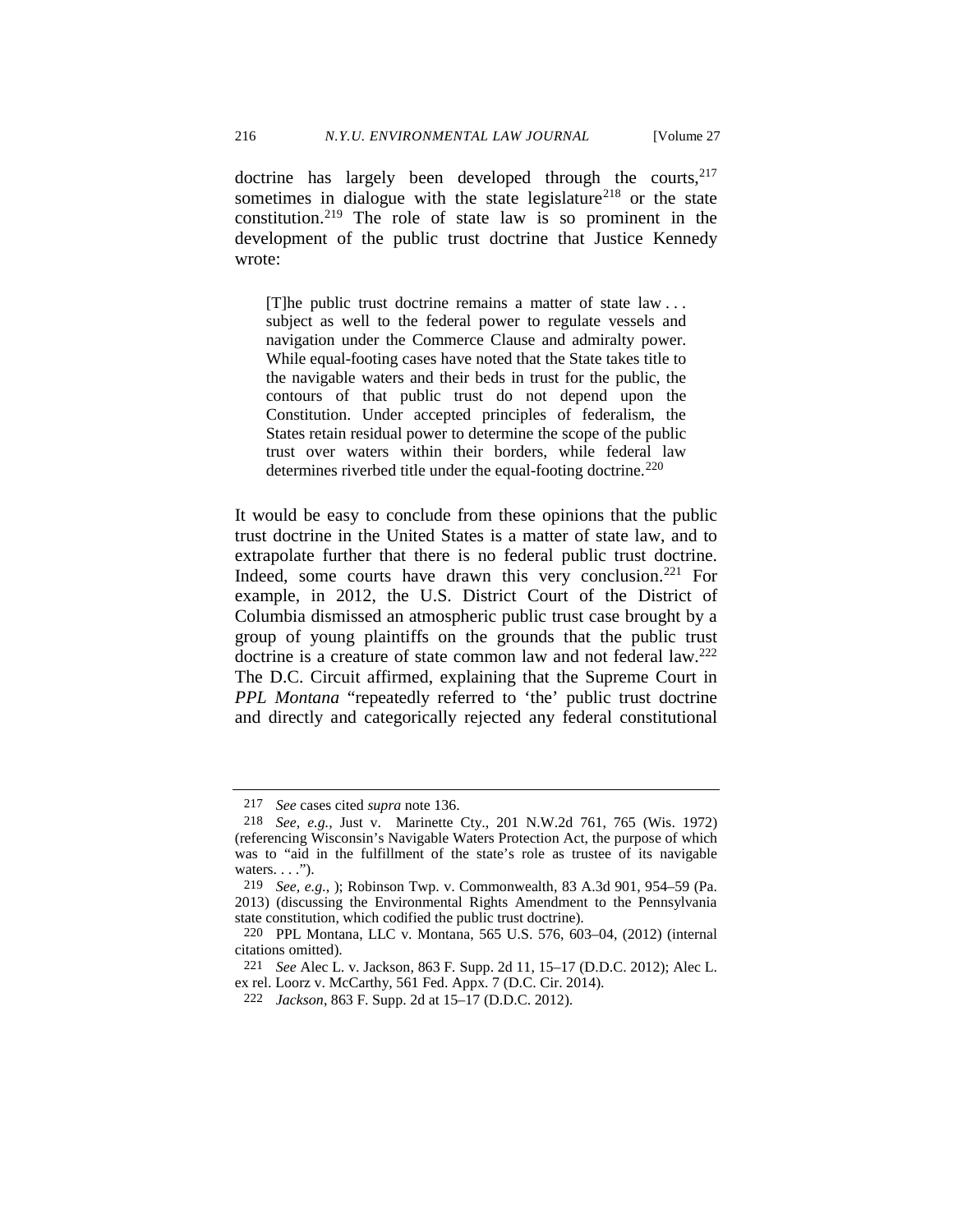doctrine has largely been developed through the courts,[217] sometimes in dialogue with the state legislature[218] or the state constitution.[219] The role of state law is so prominent in the development of the public trust doctrine that Justice Kennedy wrote:

> [T]he public trust doctrine remains a matter of state law . . . subject as well to the federal power to regulate vessels and navigation under the Commerce Clause and admiralty power. While equal-footing cases have noted that the State takes title to the navigable waters and their beds in trust for the public, the contours of that public trust do not depend upon the Constitution. Under accepted principles of federalism, the States retain residual power to determine the scope of the public trust over waters within their borders, while federal law determines riverbed title under the equal-footing doctrine.[220]

It would be easy to conclude from these opinions that the public trust doctrine in the United States is a matter of state law, and to extrapolate further that there is no federal public trust doctrine. Indeed, some courts have drawn this very conclusion.[221] For example, in 2012, the U.S. District Court of the District of Columbia dismissed an atmospheric public trust case brought by a group of young plaintiffs on the grounds that the public trust doctrine is a creature of state common law and not federal law.[222] The D.C. Circuit affirmed, explaining that the Supreme Court in *PPL Montana* "repeatedly referred to 'the' public trust doctrine and directly and categorically rejected any federal constitutional

---

217 *See* cases cited *supra* note 136.

218 *See, e.g.*, Just v. Marinette Cty., 201 N.W.2d 761, 765 (Wis. 1972) (referencing Wisconsin's Navigable Waters Protection Act, the purpose of which was to "aid in the fulfillment of the state's role as trustee of its navigable waters. . . .").

219 *See, e.g.*, ); Robinson Twp. v. Commonwealth, 83 A.3d 901, 954–59 (Pa. 2013) (discussing the Environmental Rights Amendment to the Pennsylvania state constitution, which codified the public trust doctrine).

220 PPL Montana, LLC v. Montana, 565 U.S. 576, 603–04, (2012) (internal citations omitted).

221 *See* Alec L. v. Jackson, 863 F. Supp. 2d 11, 15–17 (D.D.C. 2012); Alec L. ex rel. Loorz v. McCarthy, 561 Fed. Appx. 7 (D.C. Cir. 2014).

222 *Jackson*, 863 F. Supp. 2d at 15–17 (D.D.C. 2012).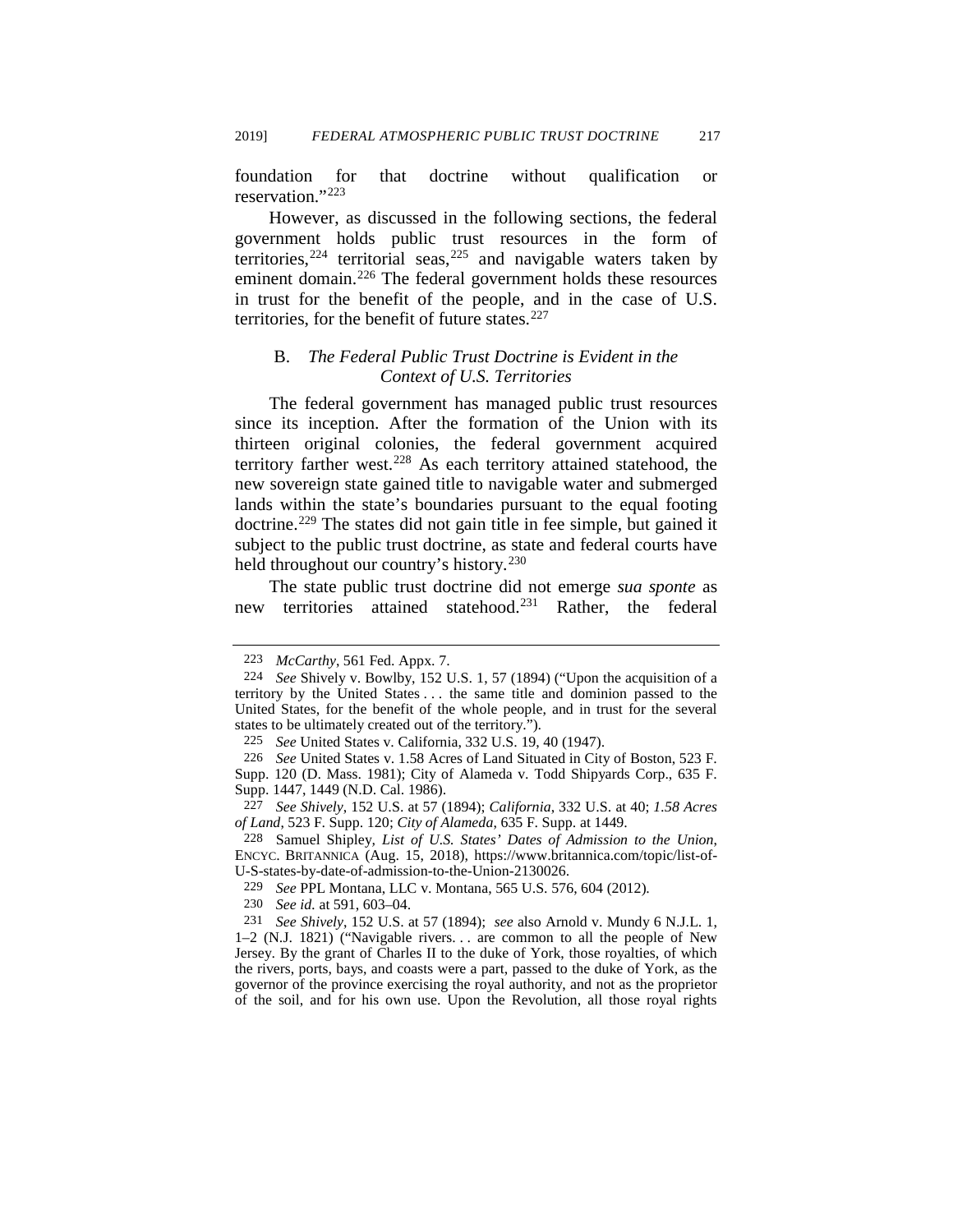foundation for that doctrine without qualification or reservation."[223]

However, as discussed in the following sections, the federal government holds public trust resources in the form of territories,[224] territorial seas,[225] and navigable waters taken by eminent domain.[226] The federal government holds these resources in trust for the benefit of the people, and in the case of U.S. territories, for the benefit of future states.[227]

### B. *The Federal Public Trust Doctrine is Evident in the Context of U.S. Territories*

The federal government has managed public trust resources since its inception. After the formation of the Union with its thirteen original colonies, the federal government acquired territory farther west.[228] As each territory attained statehood, the new sovereign state gained title to navigable water and submerged lands within the state's boundaries pursuant to the equal footing doctrine.[229] The states did not gain title in fee simple, but gained it subject to the public trust doctrine, as state and federal courts have held throughout our country's history.[230]

The state public trust doctrine did not emerge *sua sponte* as new territories attained statehood.[231] Rather, the federal

---

223 *McCarthy*, 561 Fed. Appx. 7.

224 *See* Shively v. Bowlby, 152 U.S. 1, 57 (1894) ("Upon the acquisition of a territory by the United States . . . the same title and dominion passed to the United States, for the benefit of the whole people, and in trust for the several states to be ultimately created out of the territory.").

225 *See* United States v. California, 332 U.S. 19, 40 (1947).

226 *See* United States v. 1.58 Acres of Land Situated in City of Boston, 523 F. Supp. 120 (D. Mass. 1981); City of Alameda v. Todd Shipyards Corp., 635 F. Supp. 1447, 1449 (N.D. Cal. 1986).

227 *See Shively*, 152 U.S. at 57 (1894); *California*, 332 U.S. at 40; *1.58 Acres of Land*, 523 F. Supp. 120; *City of Alameda*, 635 F. Supp. at 1449.

228 Samuel Shipley, *List of U.S. States' Dates of Admission to the Union*, ENCYC. BRITANNICA (Aug. 15, 2018), https://www.britannica.com/topic/list-of-U-S-states-by-date-of-admission-to-the-Union-2130026.

229 *See* PPL Montana, LLC v. Montana, 565 U.S. 576, 604 (2012).

230 *See id.* at 591, 603–04.

231 *See Shively*, 152 U.S. at 57 (1894); *see* also Arnold v. Mundy 6 N.J.L. 1, 1–2 (N.J. 1821) ("Navigable rivers. . . are common to all the people of New Jersey. By the grant of Charles II to the duke of York, those royalties, of which the rivers, ports, bays, and coasts were a part, passed to the duke of York, as the governor of the province exercising the royal authority, and not as the proprietor of the soil, and for his own use. Upon the Revolution, all those royal rights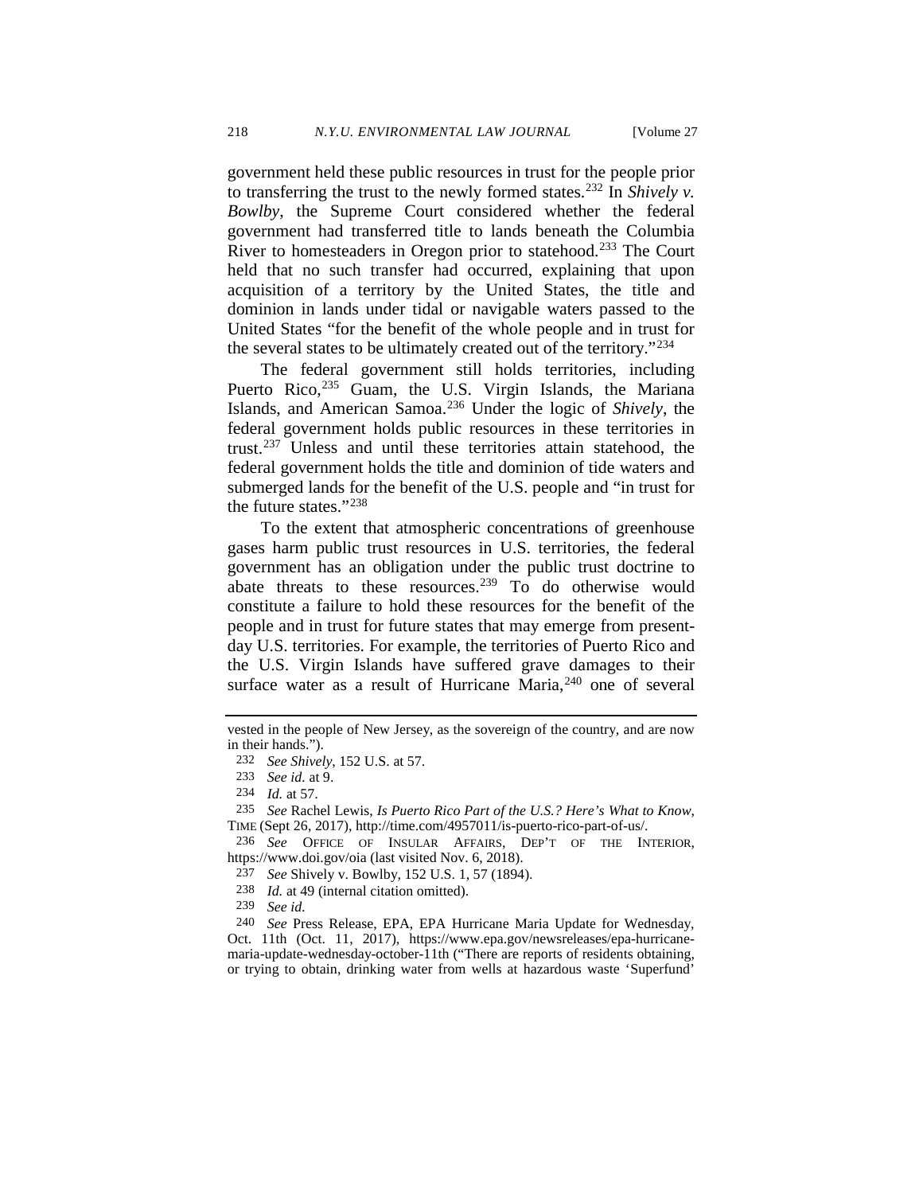government held these public resources in trust for the people prior to transferring the trust to the newly formed states.[232] In *Shively v. Bowlby*, the Supreme Court considered whether the federal government had transferred title to lands beneath the Columbia River to homesteaders in Oregon prior to statehood.[233] The Court held that no such transfer had occurred, explaining that upon acquisition of a territory by the United States, the title and dominion in lands under tidal or navigable waters passed to the United States "for the benefit of the whole people and in trust for the several states to be ultimately created out of the territory."[234]

The federal government still holds territories, including Puerto Rico,[235] Guam, the U.S. Virgin Islands, the Mariana Islands, and American Samoa.[236] Under the logic of *Shively*, the federal government holds public resources in these territories in trust.[237] Unless and until these territories attain statehood, the federal government holds the title and dominion of tide waters and submerged lands for the benefit of the U.S. people and "in trust for the future states."[238]

To the extent that atmospheric concentrations of greenhouse gases harm public trust resources in U.S. territories, the federal government has an obligation under the public trust doctrine to abate threats to these resources.[239] To do otherwise would constitute a failure to hold these resources for the benefit of the people and in trust for future states that may emerge from present-day U.S. territories. For example, the territories of Puerto Rico and the U.S. Virgin Islands have suffered grave damages to their surface water as a result of Hurricane Maria,[240] one of several

---

vested in the people of New Jersey, as the sovereign of the country, and are now in their hands.").

232 *See Shively*, 152 U.S. at 57.

233 *See id.* at 9.

234 *Id.* at 57.

235 *See* Rachel Lewis, *Is Puerto Rico Part of the U.S.? Here's What to Know*, TIME (Sept 26, 2017), http://time.com/4957011/is-puerto-rico-part-of-us/.

236 *See* OFFICE OF INSULAR AFFAIRS, DEP'T OF THE INTERIOR, https://www.doi.gov/oia (last visited Nov. 6, 2018).

237 *See* Shively v. Bowlby, 152 U.S. 1, 57 (1894).

238 *Id.* at 49 (internal citation omitted).

239 *See id.*

240 *See* Press Release, EPA, EPA Hurricane Maria Update for Wednesday, Oct. 11th (Oct. 11, 2017), https://www.epa.gov/newsreleases/epa-hurricane-maria-update-wednesday-october-11th ("There are reports of residents obtaining, or trying to obtain, drinking water from wells at hazardous waste 'Superfund'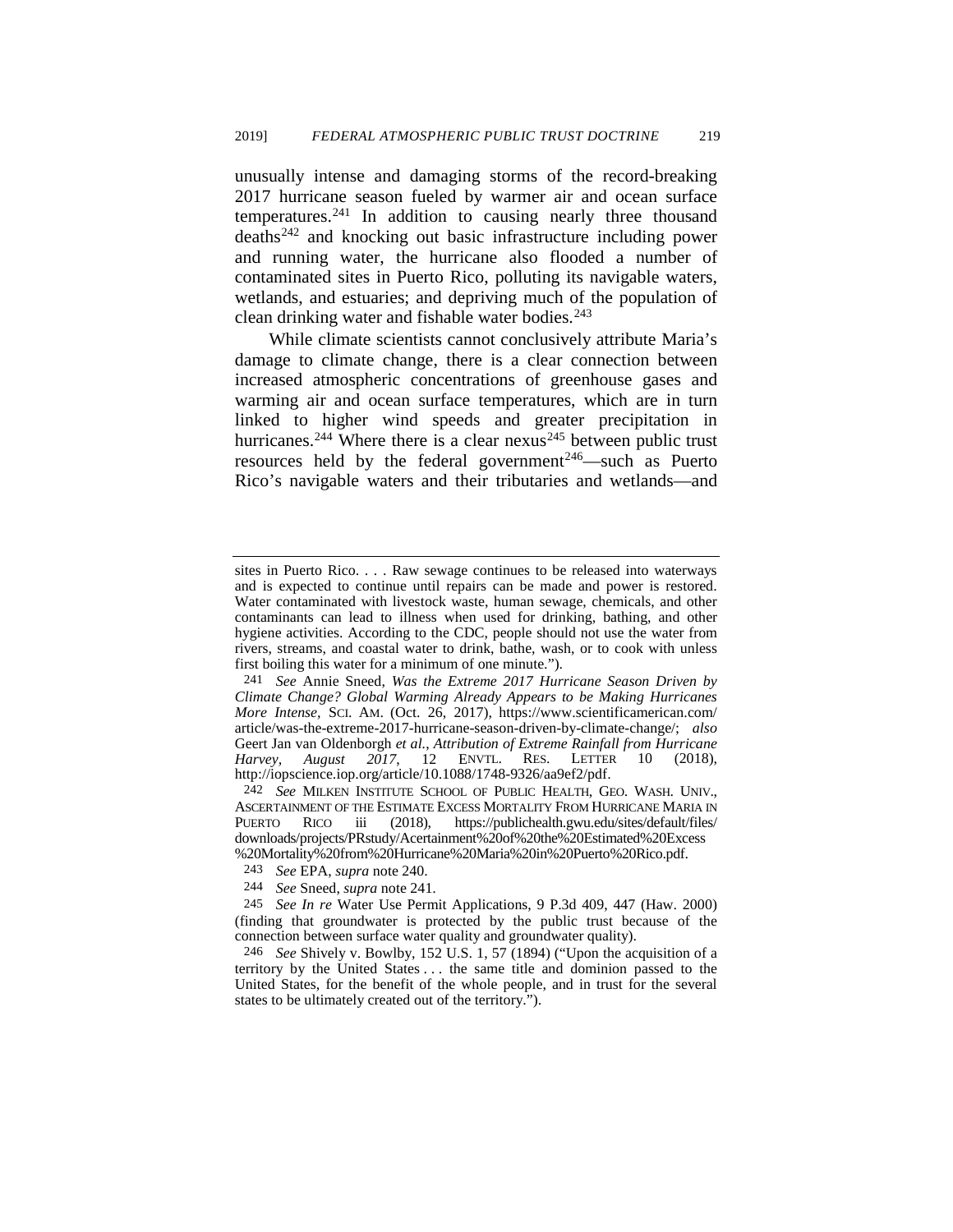unusually intense and damaging storms of the record-breaking 2017 hurricane season fueled by warmer air and ocean surface temperatures.[241] In addition to causing nearly three thousand deaths[242] and knocking out basic infrastructure including power and running water, the hurricane also flooded a number of contaminated sites in Puerto Rico, polluting its navigable waters, wetlands, and estuaries; and depriving much of the population of clean drinking water and fishable water bodies.[243]

While climate scientists cannot conclusively attribute Maria's damage to climate change, there is a clear connection between increased atmospheric concentrations of greenhouse gases and warming air and ocean surface temperatures, which are in turn linked to higher wind speeds and greater precipitation in hurricanes.[244] Where there is a clear nexus[245] between public trust resources held by the federal government[246]—such as Puerto Rico's navigable waters and their tributaries and wetlands—and

---

sites in Puerto Rico. . . . Raw sewage continues to be released into waterways and is expected to continue until repairs can be made and power is restored. Water contaminated with livestock waste, human sewage, chemicals, and other contaminants can lead to illness when used for drinking, bathing, and other hygiene activities. According to the CDC, people should not use the water from rivers, streams, and coastal water to drink, bathe, wash, or to cook with unless first boiling this water for a minimum of one minute.").

241 *See* Annie Sneed, *Was the Extreme 2017 Hurricane Season Driven by Climate Change? Global Warming Already Appears to be Making Hurricanes More Intense*, SCI. AM. (Oct. 26, 2017), https://www.scientificamerican.com/article/was-the-extreme-2017-hurricane-season-driven-by-climate-change/; *also* Geert Jan van Oldenborgh *et al.*, *Attribution of Extreme Rainfall from Hurricane Harvey, August 2017*, 12 ENVTL. RES. LETTER 10 (2018), http://iopscience.iop.org/article/10.1088/1748-9326/aa9ef2/pdf.

242 *See* MILKEN INSTITUTE SCHOOL OF PUBLIC HEALTH, GEO. WASH. UNIV., ASCERTAINMENT OF THE ESTIMATE EXCESS MORTALITY FROM HURRICANE MARIA IN PUERTO RICO iii (2018), https://publichealth.gwu.edu/sites/default/files/downloads/projects/PRstudy/Acertainment%20of%20the%20Estimated%20Excess%20Mortality%20from%20Hurricane%20Maria%20in%20Puerto%20Rico.pdf.

243 *See* EPA, *supra* note 240.

244 *See* Sneed, *supra* note 241.

245 *See In re* Water Use Permit Applications, 9 P.3d 409, 447 (Haw. 2000) (finding that groundwater is protected by the public trust because of the connection between surface water quality and groundwater quality).

246 *See* Shively v. Bowlby, 152 U.S. 1, 57 (1894) ("Upon the acquisition of a territory by the United States . . . the same title and dominion passed to the United States, for the benefit of the whole people, and in trust for the several states to be ultimately created out of the territory.").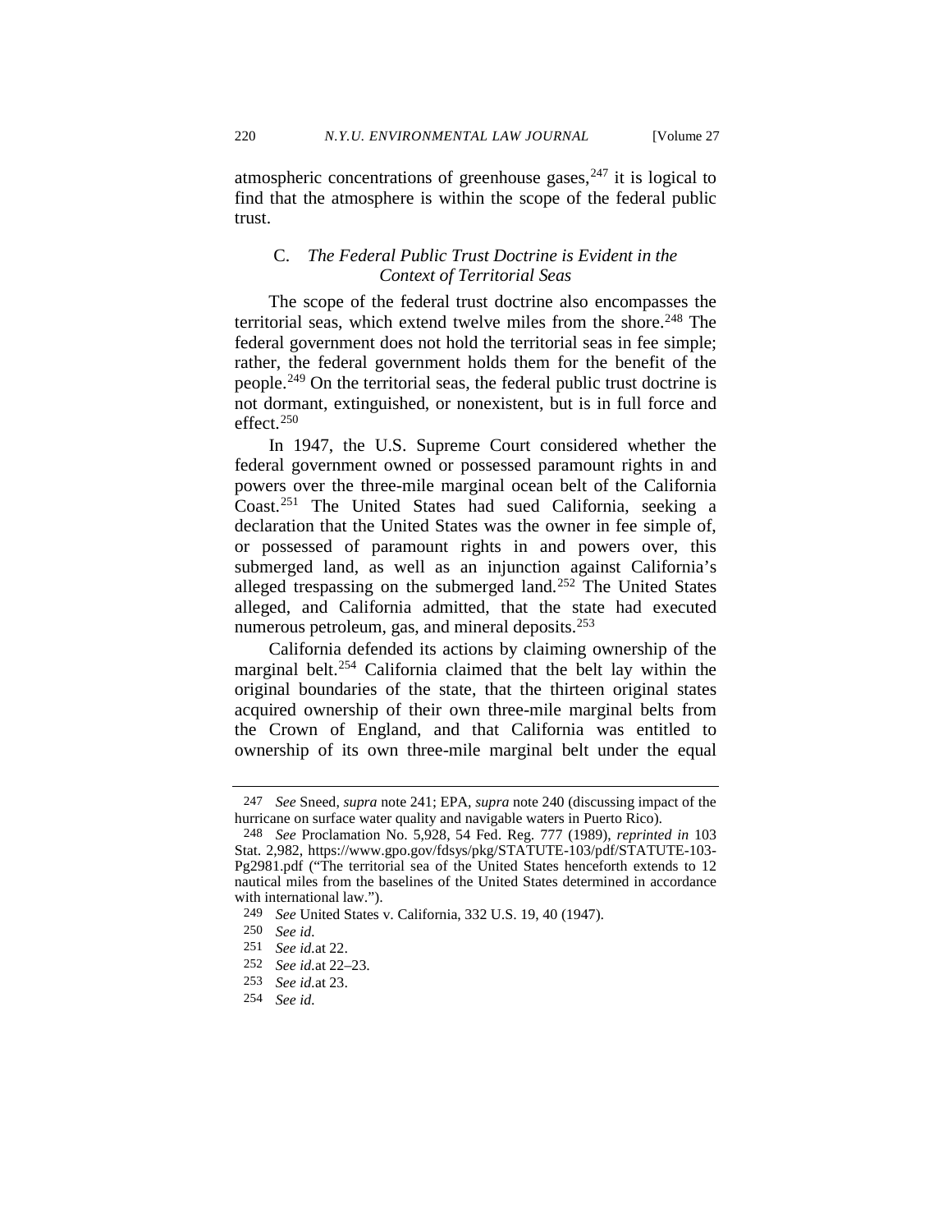atmospheric concentrations of greenhouse gases,[247] it is logical to find that the atmosphere is within the scope of the federal public trust.

### C. *The Federal Public Trust Doctrine is Evident in the Context of Territorial Seas*

The scope of the federal trust doctrine also encompasses the territorial seas, which extend twelve miles from the shore.[248] The federal government does not hold the territorial seas in fee simple; rather, the federal government holds them for the benefit of the people.[249] On the territorial seas, the federal public trust doctrine is not dormant, extinguished, or nonexistent, but is in full force and effect.[250]

In 1947, the U.S. Supreme Court considered whether the federal government owned or possessed paramount rights in and powers over the three-mile marginal ocean belt of the California Coast.[251] The United States had sued California, seeking a declaration that the United States was the owner in fee simple of, or possessed of paramount rights in and powers over, this submerged land, as well as an injunction against California's alleged trespassing on the submerged land.[252] The United States alleged, and California admitted, that the state had executed numerous petroleum, gas, and mineral deposits.[253]

California defended its actions by claiming ownership of the marginal belt.[254] California claimed that the belt lay within the original boundaries of the state, that the thirteen original states acquired ownership of their own three-mile marginal belts from the Crown of England, and that California was entitled to ownership of its own three-mile marginal belt under the equal

---

247 *See* Sneed, *supra* note 241; EPA, *supra* note 240 (discussing impact of the hurricane on surface water quality and navigable waters in Puerto Rico).

248 *See* Proclamation No. 5,928, 54 Fed. Reg. 777 (1989), *reprinted in* 103 Stat. 2,982, https://www.gpo.gov/fdsys/pkg/STATUTE-103/pdf/STATUTE-103-Pg2981.pdf ("The territorial sea of the United States henceforth extends to 12 nautical miles from the baselines of the United States determined in accordance with international law.").

249 *See* United States v. California, 332 U.S. 19, 40 (1947).

250 *See id.*

251 *See id.* at 22.

252 *See id.* at 22–23.

253 *See id.* at 23.

254 *See id.*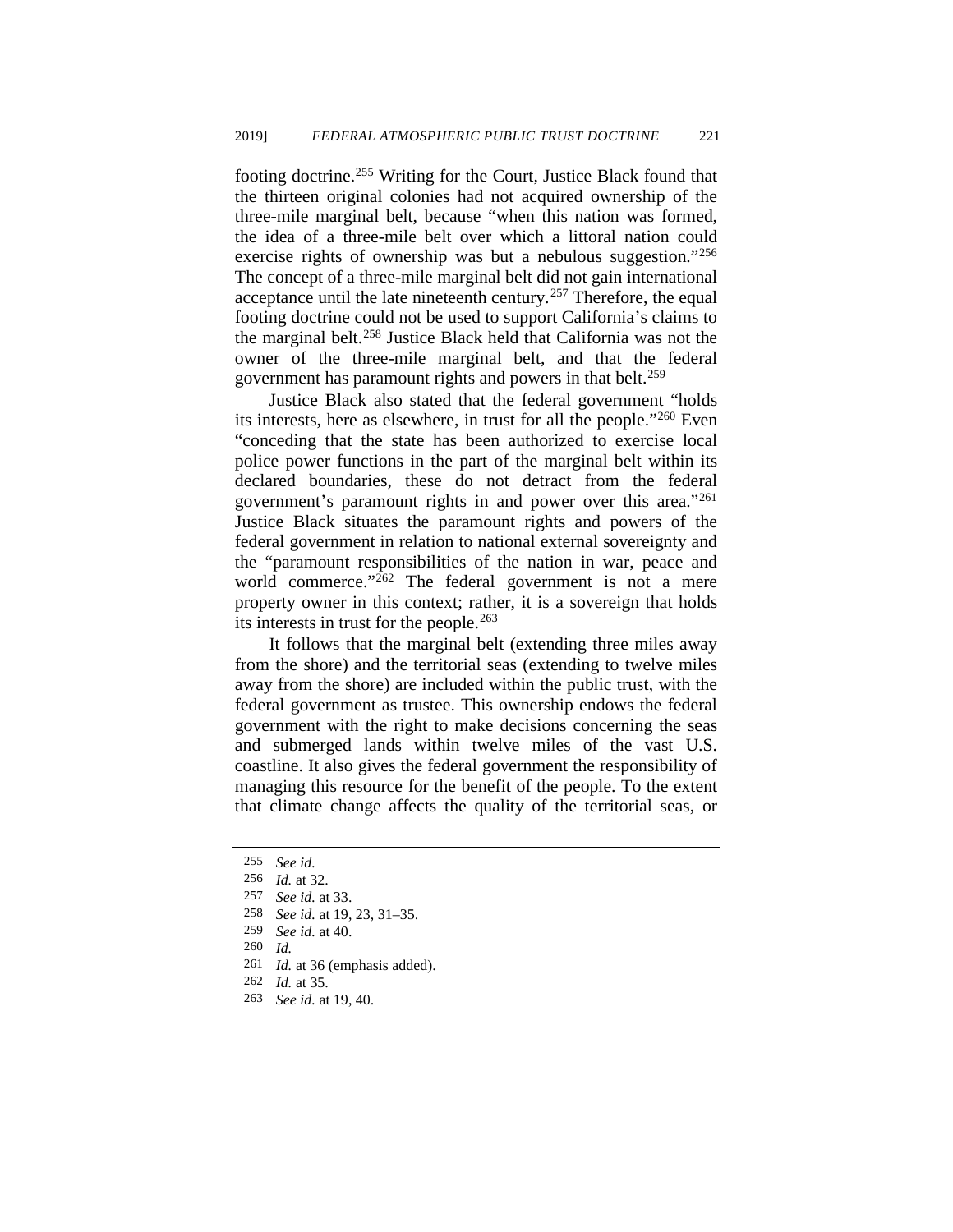footing doctrine.[255] Writing for the Court, Justice Black found that the thirteen original colonies had not acquired ownership of the three-mile marginal belt, because "when this nation was formed, the idea of a three-mile belt over which a littoral nation could exercise rights of ownership was but a nebulous suggestion."[256] The concept of a three-mile marginal belt did not gain international acceptance until the late nineteenth century.[257] Therefore, the equal footing doctrine could not be used to support California's claims to the marginal belt.[258] Justice Black held that California was not the owner of the three-mile marginal belt, and that the federal government has paramount rights and powers in that belt.[259]

Justice Black also stated that the federal government "holds its interests, here as elsewhere, in trust for all the people."[260] Even "conceding that the state has been authorized to exercise local police power functions in the part of the marginal belt within its declared boundaries, these do not detract from the federal government's paramount rights in and power over this area."[261] Justice Black situates the paramount rights and powers of the federal government in relation to national external sovereignty and the "paramount responsibilities of the nation in war, peace and world commerce."[262] The federal government is not a mere property owner in this context; rather, it is a sovereign that holds its interests in trust for the people.[263]

It follows that the marginal belt (extending three miles away from the shore) and the territorial seas (extending to twelve miles away from the shore) are included within the public trust, with the federal government as trustee. This ownership endows the federal government with the right to make decisions concerning the seas and submerged lands within twelve miles of the vast U.S. coastline. It also gives the federal government the responsibility of managing this resource for the benefit of the people. To the extent that climate change affects the quality of the territorial seas, or

---

255 *See id.*

256 *Id.* at 32.

257 *See id.* at 33.

258 *See id.* at 19, 23, 31–35.

259 *See id.* at 40.

260 *Id.*

261 *Id.* at 36 (emphasis added).

262 *Id.* at 35.

263 *See id.* at 19, 40.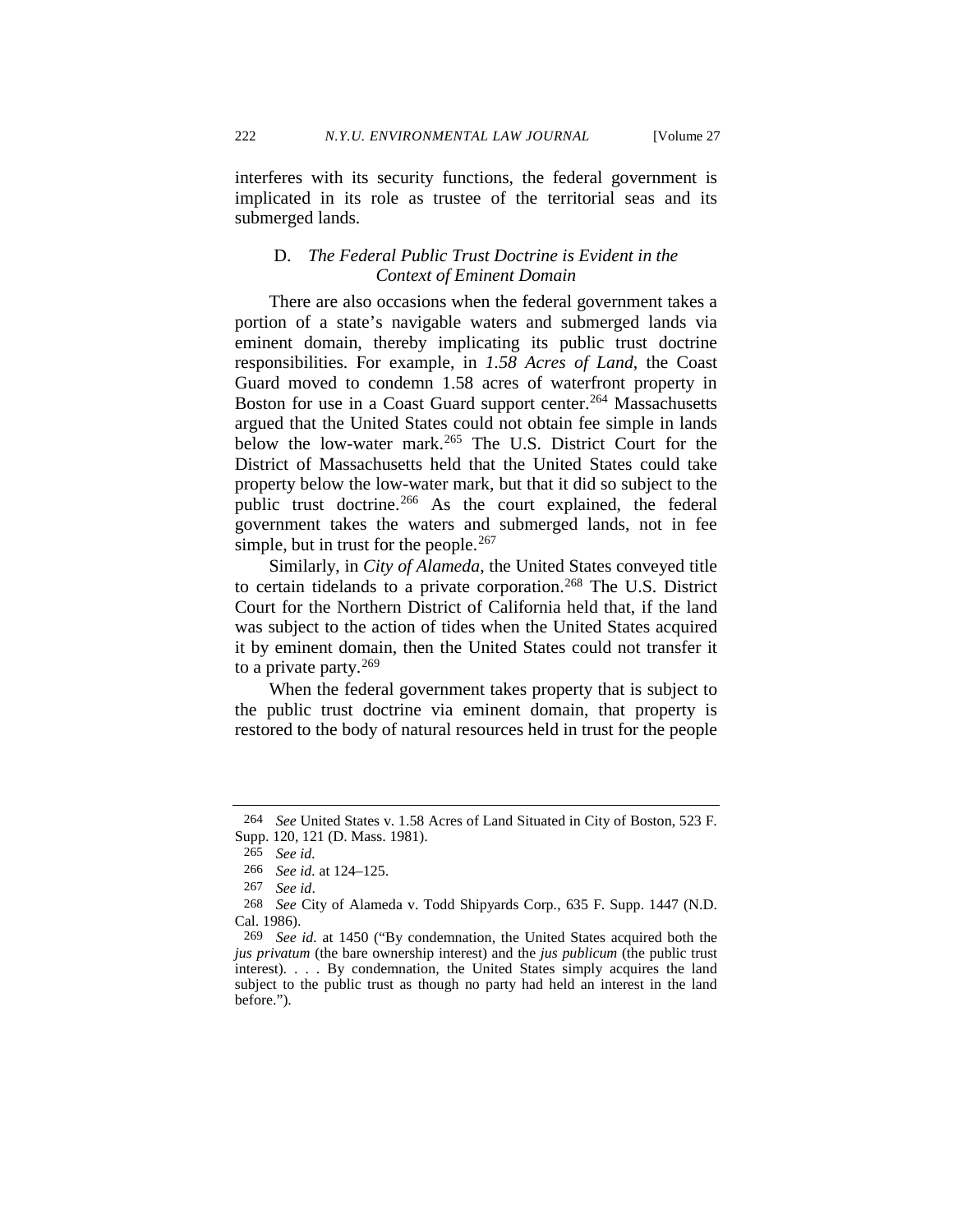interferes with its security functions, the federal government is implicated in its role as trustee of the territorial seas and its submerged lands.

### D. *The Federal Public Trust Doctrine is Evident in the Context of Eminent Domain*

There are also occasions when the federal government takes a portion of a state's navigable waters and submerged lands via eminent domain, thereby implicating its public trust doctrine responsibilities. For example, in *1.58 Acres of Land*, the Coast Guard moved to condemn 1.58 acres of waterfront property in Boston for use in a Coast Guard support center.[264] Massachusetts argued that the United States could not obtain fee simple in lands below the low-water mark.[265] The U.S. District Court for the District of Massachusetts held that the United States could take property below the low-water mark, but that it did so subject to the public trust doctrine.[266] As the court explained, the federal government takes the waters and submerged lands, not in fee simple, but in trust for the people.[267]

Similarly, in *City of Alameda*, the United States conveyed title to certain tidelands to a private corporation.[268] The U.S. District Court for the Northern District of California held that, if the land was subject to the action of tides when the United States acquired it by eminent domain, then the United States could not transfer it to a private party.[269]

When the federal government takes property that is subject to the public trust doctrine via eminent domain, that property is restored to the body of natural resources held in trust for the people

---

264 *See* United States v. 1.58 Acres of Land Situated in City of Boston, 523 F. Supp. 120, 121 (D. Mass. 1981).

265 *See id.*

266 *See id.* at 124–125.

267 *See id*.

268 *See* City of Alameda v. Todd Shipyards Corp., 635 F. Supp. 1447 (N.D. Cal. 1986).

269 *See id.* at 1450 ("By condemnation, the United States acquired both the *jus privatum* (the bare ownership interest) and the *jus publicum* (the public trust interest). . . . By condemnation, the United States simply acquires the land subject to the public trust as though no party had held an interest in the land before.").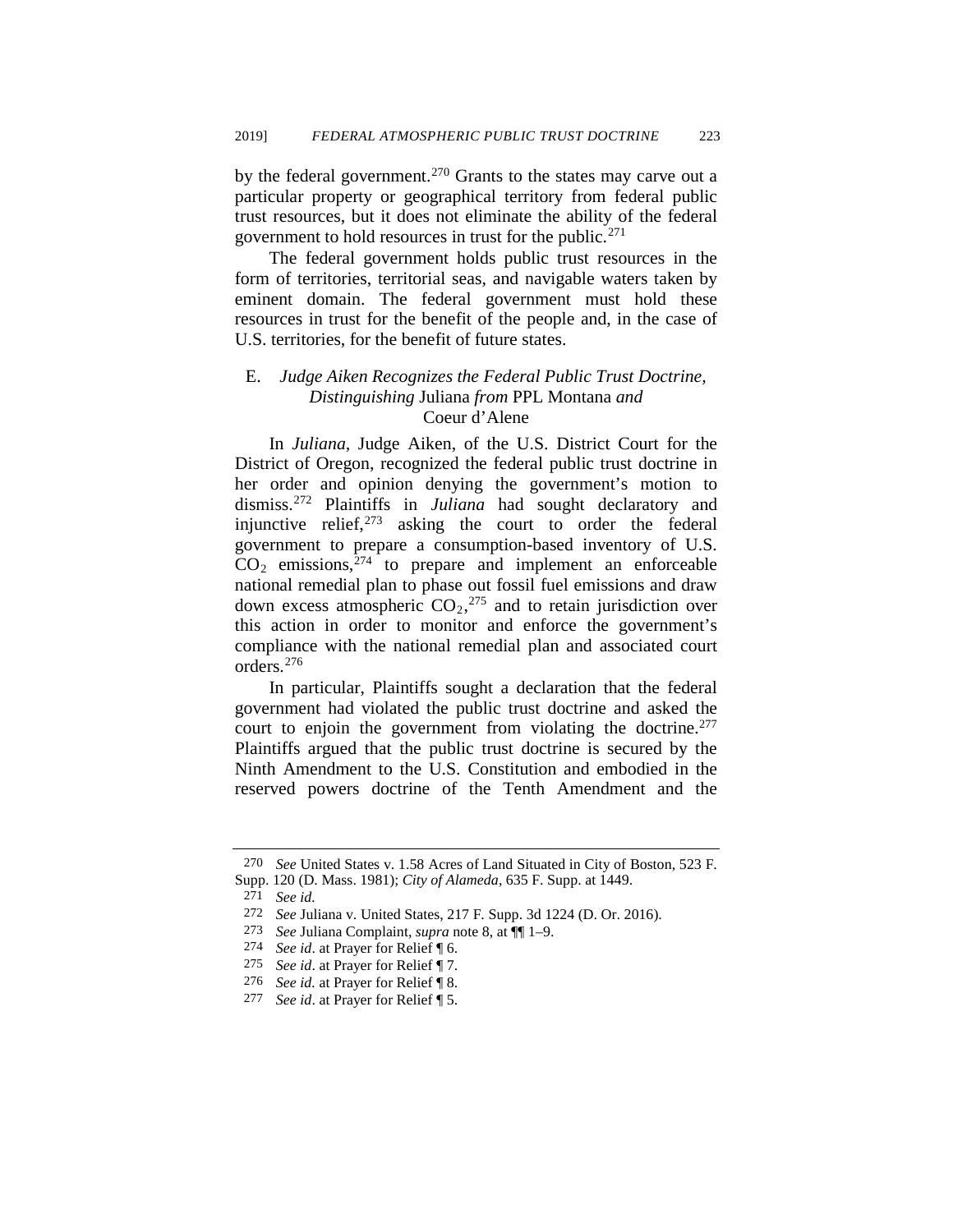by the federal government.[270] Grants to the states may carve out a particular property or geographical territory from federal public trust resources, but it does not eliminate the ability of the federal government to hold resources in trust for the public.[271]

The federal government holds public trust resources in the form of territories, territorial seas, and navigable waters taken by eminent domain. The federal government must hold these resources in trust for the benefit of the people and, in the case of U.S. territories, for the benefit of future states.

### E. *Judge Aiken Recognizes the Federal Public Trust Doctrine, Distinguishing* Juliana *from* PPL Montana *and* Coeur d'Alene

In *Juliana*, Judge Aiken, of the U.S. District Court for the District of Oregon, recognized the federal public trust doctrine in her order and opinion denying the government's motion to dismiss.[272] Plaintiffs in *Juliana* had sought declaratory and injunctive relief,[273] asking the court to order the federal government to prepare a consumption-based inventory of U.S. $CO_2$ emissions,[274] to prepare and implement an enforceable national remedial plan to phase out fossil fuel emissions and draw down excess atmospheric $CO_2$,[275] and to retain jurisdiction over this action in order to monitor and enforce the government's compliance with the national remedial plan and associated court orders.[276]

In particular, Plaintiffs sought a declaration that the federal government had violated the public trust doctrine and asked the court to enjoin the government from violating the doctrine.[277] Plaintiffs argued that the public trust doctrine is secured by the Ninth Amendment to the U.S. Constitution and embodied in the reserved powers doctrine of the Tenth Amendment and the

---

270 *See* United States v. 1.58 Acres of Land Situated in City of Boston, 523 F. Supp. 120 (D. Mass. 1981); *City of Alameda*, 635 F. Supp. at 1449.

271 *See id.*

272 *See* Juliana v. United States, 217 F. Supp. 3d 1224 (D. Or. 2016).

273 *See* Juliana Complaint, *supra* note 8, at ¶¶ 1–9.

274 *See id*. at Prayer for Relief ¶ 6.

275 *See id*. at Prayer for Relief ¶ 7.

276 *See id.* at Prayer for Relief ¶ 8.

277 *See id*. at Prayer for Relief ¶ 5.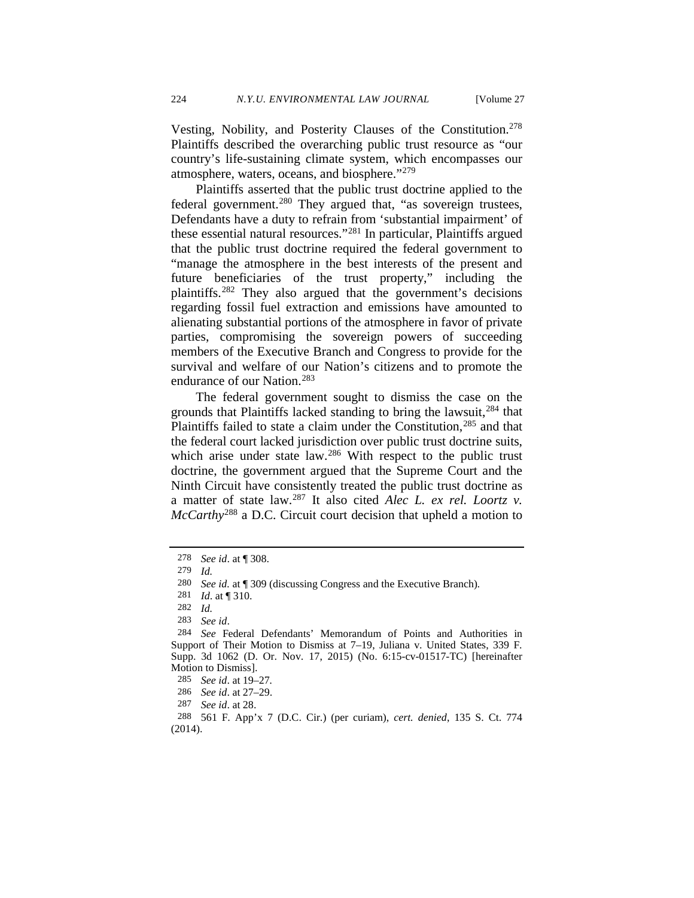Vesting, Nobility, and Posterity Clauses of the Constitution.[278] Plaintiffs described the overarching public trust resource as "our country's life-sustaining climate system, which encompasses our atmosphere, waters, oceans, and biosphere."[279]

Plaintiffs asserted that the public trust doctrine applied to the federal government.[280] They argued that, "as sovereign trustees, Defendants have a duty to refrain from 'substantial impairment' of these essential natural resources."[281] In particular, Plaintiffs argued that the public trust doctrine required the federal government to "manage the atmosphere in the best interests of the present and future beneficiaries of the trust property," including the plaintiffs.[282] They also argued that the government's decisions regarding fossil fuel extraction and emissions have amounted to alienating substantial portions of the atmosphere in favor of private parties, compromising the sovereign powers of succeeding members of the Executive Branch and Congress to provide for the survival and welfare of our Nation's citizens and to promote the endurance of our Nation.[283]

The federal government sought to dismiss the case on the grounds that Plaintiffs lacked standing to bring the lawsuit,[284] that Plaintiffs failed to state a claim under the Constitution,[285] and that the federal court lacked jurisdiction over public trust doctrine suits, which arise under state law.[286] With respect to the public trust doctrine, the government argued that the Supreme Court and the Ninth Circuit have consistently treated the public trust doctrine as a matter of state law.[287] It also cited *Alec L. ex rel. Loortz v. McCarthy*[288] a D.C. Circuit court decision that upheld a motion to

---

278 *See id*. at ¶ 308.

279 *Id.*

280 *See id.* at ¶ 309 (discussing Congress and the Executive Branch).

281 *Id*. at ¶ 310.

282 *Id.*

283 *See id*.

284 *See* Federal Defendants' Memorandum of Points and Authorities in Support of Their Motion to Dismiss at 7–19, Juliana v. United States, 339 F. Supp. 3d 1062 (D. Or. Nov. 17, 2015) (No. 6:15-cv-01517-TC) [hereinafter Motion to Dismiss].

285 *See id*. at 19–27.

286 *See id*. at 27–29.

287 *See id*. at 28.

288 561 F. App'x 7 (D.C. Cir.) (per curiam), *cert. denied*, 135 S. Ct. 774 (2014).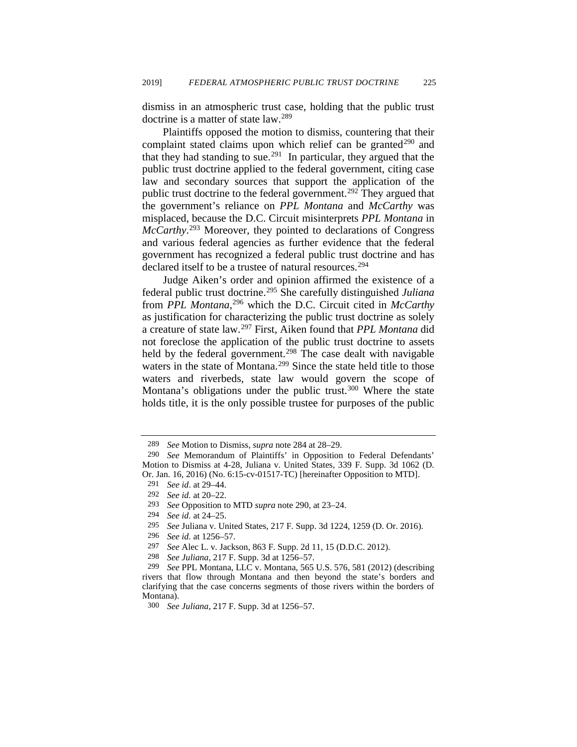dismiss in an atmospheric trust case, holding that the public trust doctrine is a matter of state law.[289]

Plaintiffs opposed the motion to dismiss, countering that their complaint stated claims upon which relief can be granted[290] and that they had standing to sue.[291] In particular, they argued that the public trust doctrine applied to the federal government, citing case law and secondary sources that support the application of the public trust doctrine to the federal government.[292] They argued that the government's reliance on *PPL Montana* and *McCarthy* was misplaced, because the D.C. Circuit misinterprets *PPL Montana* in *McCarthy*.[293] Moreover, they pointed to declarations of Congress and various federal agencies as further evidence that the federal government has recognized a federal public trust doctrine and has declared itself to be a trustee of natural resources.[294]

Judge Aiken's order and opinion affirmed the existence of a federal public trust doctrine.[295] She carefully distinguished *Juliana* from *PPL Montana*,[296] which the D.C. Circuit cited in *McCarthy* as justification for characterizing the public trust doctrine as solely a creature of state law.[297] First, Aiken found that *PPL Montana* did not foreclose the application of the public trust doctrine to assets held by the federal government.[298] The case dealt with navigable waters in the state of Montana.[299] Since the state held title to those waters and riverbeds, state law would govern the scope of Montana's obligations under the public trust.[300] Where the state holds title, it is the only possible trustee for purposes of the public

---

289 *See* Motion to Dismiss, *supra* note 284 at 28–29.

290 *See* Memorandum of Plaintiffs' in Opposition to Federal Defendants' Motion to Dismiss at 4-28, Juliana v. United States, 339 F. Supp. 3d 1062 (D. Or. Jan. 16, 2016) (No. 6:15-cv-01517-TC) [hereinafter Opposition to MTD].

291 *See id*. at 29–44.

292 *See id.* at 20–22.

293 *See* Opposition to MTD *supra* note 290, at 23–24.

294 *See id.* at 24–25.

295 *See* Juliana v. United States, 217 F. Supp. 3d 1224, 1259 (D. Or. 2016).

296 *See id.* at 1256–57.

297 *See* Alec L. v. Jackson, 863 F. Supp. 2d 11, 15 (D.D.C. 2012).

298 *See Juliana*, 217 F. Supp. 3d at 1256–57.

299 *See* PPL Montana, LLC v. Montana, 565 U.S. 576, 581 (2012) (describing rivers that flow through Montana and then beyond the state's borders and clarifying that the case concerns segments of those rivers within the borders of Montana).

300 *See Juliana*, 217 F. Supp. 3d at 1256–57.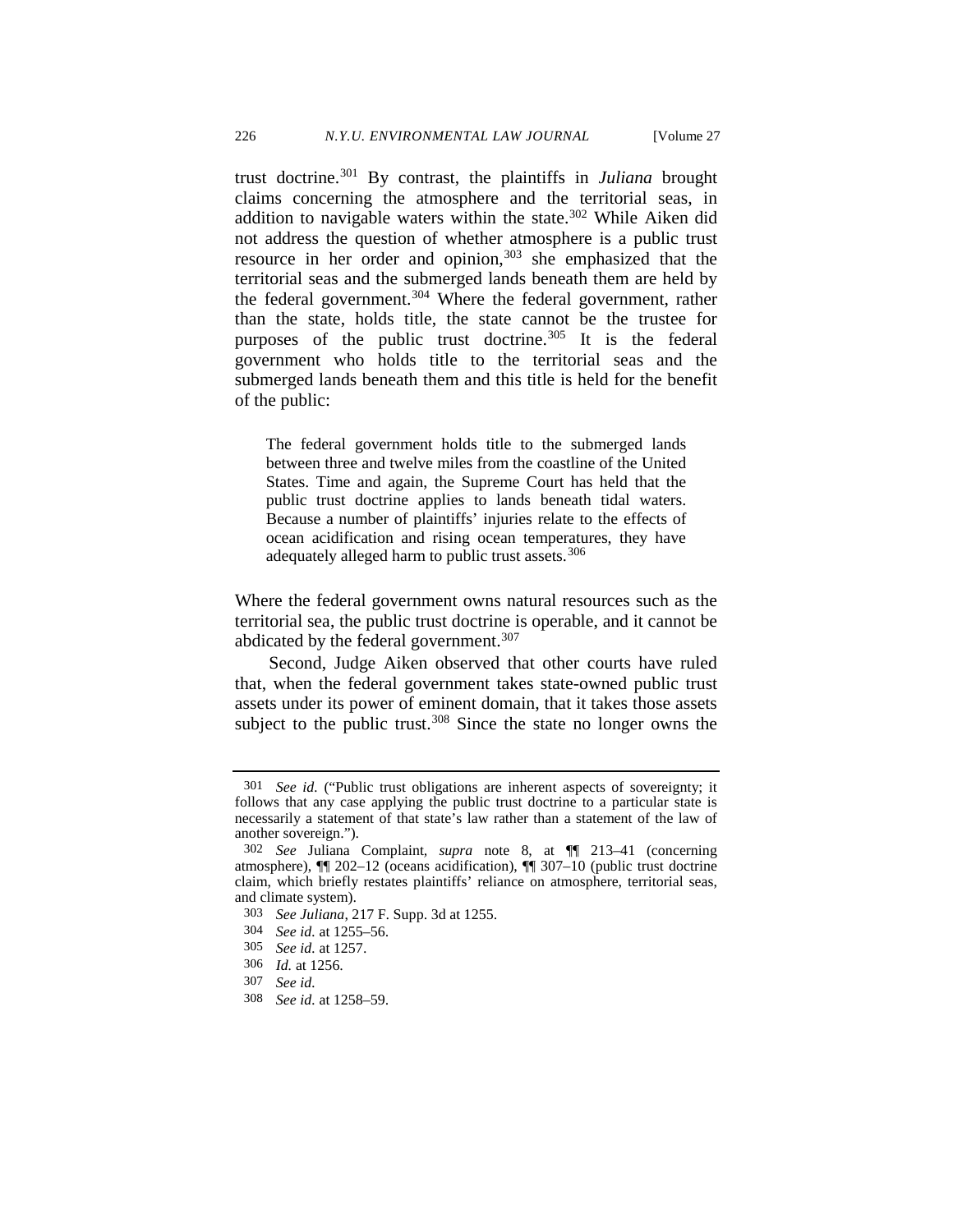trust doctrine.[301] By contrast, the plaintiffs in *Juliana* brought claims concerning the atmosphere and the territorial seas, in addition to navigable waters within the state.[302] While Aiken did not address the question of whether atmosphere is a public trust resource in her order and opinion,[303] she emphasized that the territorial seas and the submerged lands beneath them are held by the federal government.[304] Where the federal government, rather than the state, holds title, the state cannot be the trustee for purposes of the public trust doctrine.[305] It is the federal government who holds title to the territorial seas and the submerged lands beneath them and this title is held for the benefit of the public:

> The federal government holds title to the submerged lands between three and twelve miles from the coastline of the United States. Time and again, the Supreme Court has held that the public trust doctrine applies to lands beneath tidal waters. Because a number of plaintiffs' injuries relate to the effects of ocean acidification and rising ocean temperatures, they have adequately alleged harm to public trust assets.[306]

Where the federal government owns natural resources such as the territorial sea, the public trust doctrine is operable, and it cannot be abdicated by the federal government.[307]

Second, Judge Aiken observed that other courts have ruled that, when the federal government takes state-owned public trust assets under its power of eminent domain, that it takes those assets subject to the public trust.[308] Since the state no longer owns the

---

301 *See id.* ("Public trust obligations are inherent aspects of sovereignty; it follows that any case applying the public trust doctrine to a particular state is necessarily a statement of that state's law rather than a statement of the law of another sovereign.").

302 *See* Juliana Complaint, *supra* note 8, at ¶¶ 213–41 (concerning atmosphere), ¶¶ 202–12 (oceans acidification), ¶¶ 307–10 (public trust doctrine claim, which briefly restates plaintiffs' reliance on atmosphere, territorial seas, and climate system).

303 *See Juliana*, 217 F. Supp. 3d at 1255.

304 *See id.* at 1255–56.

305 *See id.* at 1257.

306 *Id.* at 1256.

307 *See id.*

308 *See id.* at 1258–59.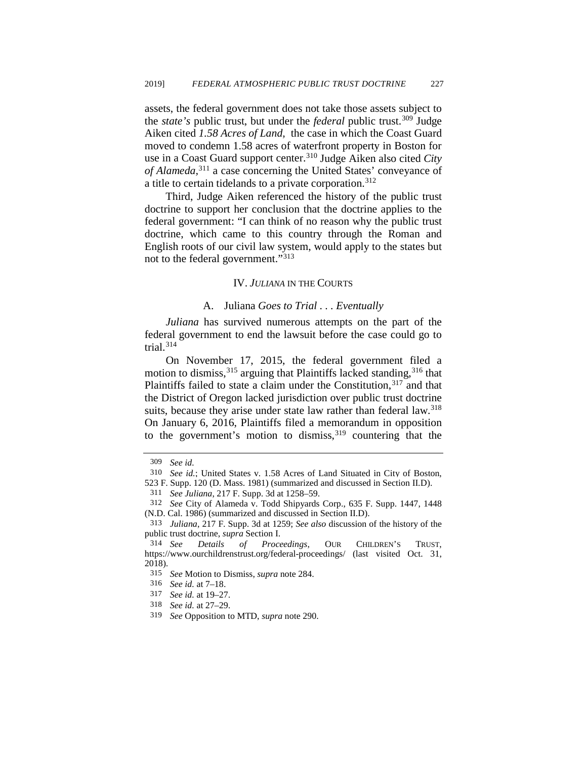assets, the federal government does not take those assets subject to the *state's* public trust, but under the *federal* public trust.[309] Judge Aiken cited *1.58 Acres of Land*, the case in which the Coast Guard moved to condemn 1.58 acres of waterfront property in Boston for use in a Coast Guard support center.[310] Judge Aiken also cited *City of Alameda*,[311] a case concerning the United States' conveyance of a title to certain tidelands to a private corporation.[312]

Third, Judge Aiken referenced the history of the public trust doctrine to support her conclusion that the doctrine applies to the federal government: "I can think of no reason why the public trust doctrine, which came to this country through the Roman and English roots of our civil law system, would apply to the states but not to the federal government."[313]

## IV. *JULIANA* IN THE COURTS

### A. Juliana *Goes to Trial . . . Eventually*

*Juliana* has survived numerous attempts on the part of the federal government to end the lawsuit before the case could go to trial.[314]

On November 17, 2015, the federal government filed a motion to dismiss,[315] arguing that Plaintiffs lacked standing,[316] that Plaintiffs failed to state a claim under the Constitution,[317] and that the District of Oregon lacked jurisdiction over public trust doctrine suits, because they arise under state law rather than federal law.[318] On January 6, 2016, Plaintiffs filed a memorandum in opposition to the government's motion to dismiss,[319] countering that the

---

309 *See id.*

310 *See id.*; United States v. 1.58 Acres of Land Situated in City of Boston, 523 F. Supp. 120 (D. Mass. 1981) (summarized and discussed in Section II.D).

311 *See Juliana*, 217 F. Supp. 3d at 1258–59.

312 *See* City of Alameda v. Todd Shipyards Corp., 635 F. Supp. 1447, 1448 (N.D. Cal. 1986) (summarized and discussed in Section II.D).

313 *Juliana*, 217 F. Supp. 3d at 1259; *See also* discussion of the history of the public trust doctrine, *supra* Section I.

314 *See Details of Proceedings*, OUR CHILDREN'S TRUST, https://www.ourchildrenstrust.org/federal-proceedings/ (last visited Oct. 31, 2018).

315 *See* Motion to Dismiss, *supra* note 284.

316 *See id.* at 7–18.

317 *See id.* at 19–27.

318 *See id.* at 27–29.

319 *See* Opposition to MTD, *supra* note 290.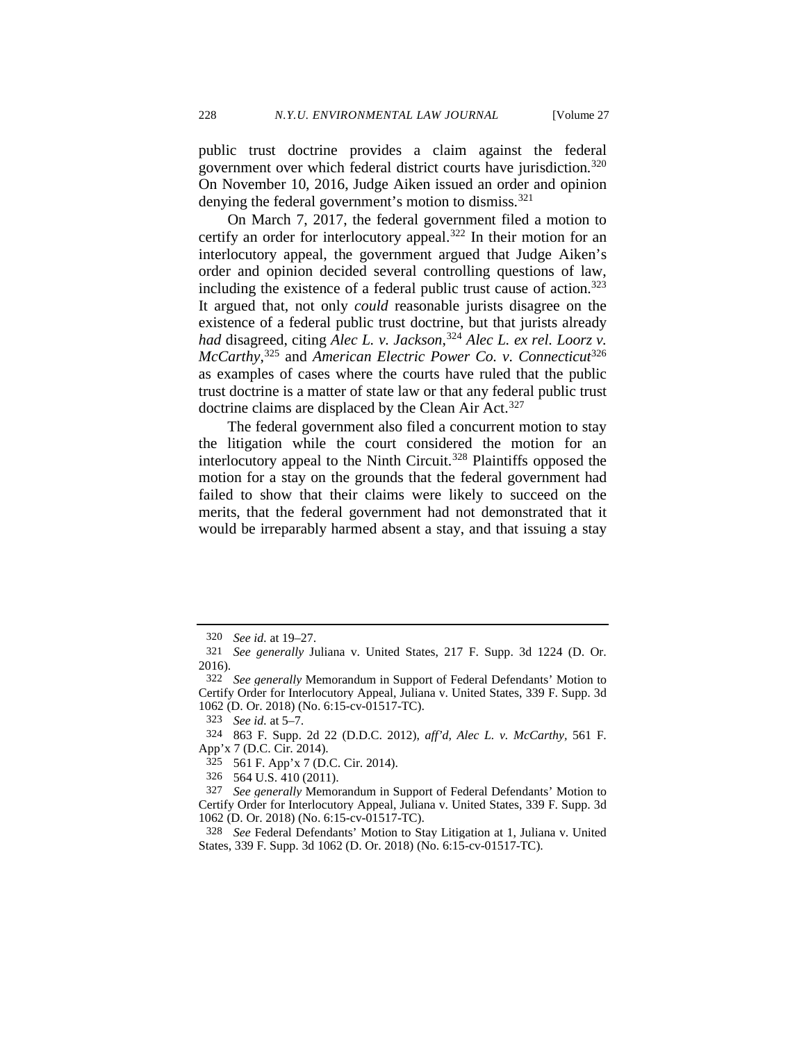public trust doctrine provides a claim against the federal government over which federal district courts have jurisdiction.[320] On November 10, 2016, Judge Aiken issued an order and opinion denying the federal government's motion to dismiss.[321]

On March 7, 2017, the federal government filed a motion to certify an order for interlocutory appeal.[322] In their motion for an interlocutory appeal, the government argued that Judge Aiken's order and opinion decided several controlling questions of law, including the existence of a federal public trust cause of action.[323] It argued that, not only *could* reasonable jurists disagree on the existence of a federal public trust doctrine, but that jurists already *had* disagreed, citing *Alec L. v. Jackson*,[324] *Alec L. ex rel. Loorz v. McCarthy*,[325] and *American Electric Power Co. v. Connecticut*[326] as examples of cases where the courts have ruled that the public trust doctrine is a matter of state law or that any federal public trust doctrine claims are displaced by the Clean Air Act.[327]

The federal government also filed a concurrent motion to stay the litigation while the court considered the motion for an interlocutory appeal to the Ninth Circuit.[328] Plaintiffs opposed the motion for a stay on the grounds that the federal government had failed to show that their claims were likely to succeed on the merits, that the federal government had not demonstrated that it would be irreparably harmed absent a stay, and that issuing a stay

---

320 *See id.* at 19–27.

321 *See generally* Juliana v. United States, 217 F. Supp. 3d 1224 (D. Or. 2016).

322 *See generally* Memorandum in Support of Federal Defendants' Motion to Certify Order for Interlocutory Appeal, Juliana v. United States, 339 F. Supp. 3d 1062 (D. Or. 2018) (No. 6:15-cv-01517-TC).

323 *See id.* at 5–7.

324 863 F. Supp. 2d 22 (D.D.C. 2012), *aff'd*, *Alec L. v. McCarthy*, 561 F. App'x 7 (D.C. Cir. 2014).

325 561 F. App'x 7 (D.C. Cir. 2014).

326 564 U.S. 410 (2011).

327 *See generally* Memorandum in Support of Federal Defendants' Motion to Certify Order for Interlocutory Appeal, Juliana v. United States, 339 F. Supp. 3d 1062 (D. Or. 2018) (No. 6:15-cv-01517-TC).

328 *See* Federal Defendants' Motion to Stay Litigation at 1, Juliana v. United States, 339 F. Supp. 3d 1062 (D. Or. 2018) (No. 6:15-cv-01517-TC).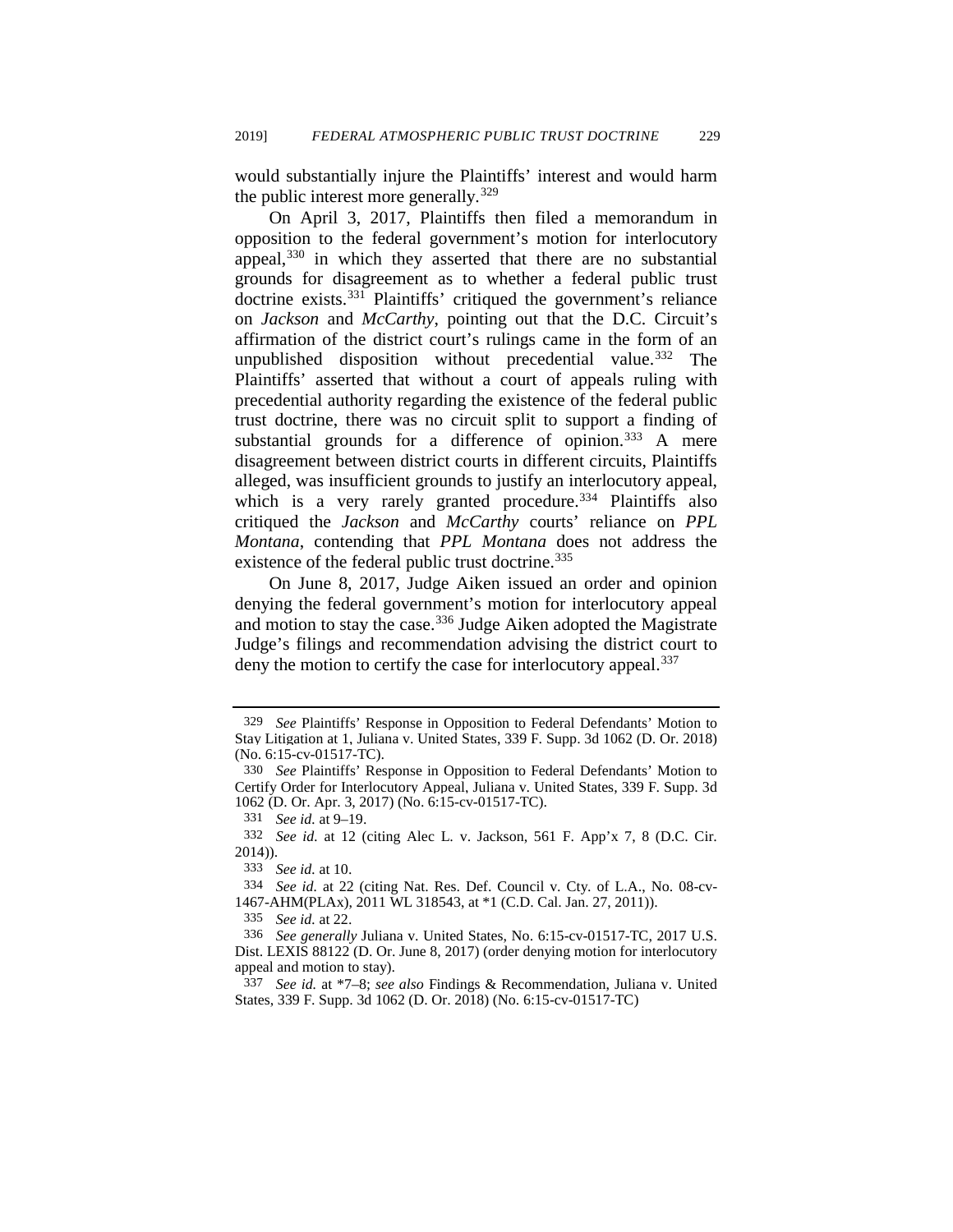would substantially injure the Plaintiffs' interest and would harm the public interest more generally.[329]

On April 3, 2017, Plaintiffs then filed a memorandum in opposition to the federal government's motion for interlocutory appeal,[330] in which they asserted that there are no substantial grounds for disagreement as to whether a federal public trust doctrine exists.[331] Plaintiffs' critiqued the government's reliance on *Jackson* and *McCarthy*, pointing out that the D.C. Circuit's affirmation of the district court's rulings came in the form of an unpublished disposition without precedential value.[332] The Plaintiffs' asserted that without a court of appeals ruling with precedential authority regarding the existence of the federal public trust doctrine, there was no circuit split to support a finding of substantial grounds for a difference of opinion.[333] A mere disagreement between district courts in different circuits, Plaintiffs alleged, was insufficient grounds to justify an interlocutory appeal, which is a very rarely granted procedure.[334] Plaintiffs also critiqued the *Jackson* and *McCarthy* courts' reliance on *PPL Montana*, contending that *PPL Montana* does not address the existence of the federal public trust doctrine.[335]

On June 8, 2017, Judge Aiken issued an order and opinion denying the federal government's motion for interlocutory appeal and motion to stay the case.[336] Judge Aiken adopted the Magistrate Judge's filings and recommendation advising the district court to deny the motion to certify the case for interlocutory appeal.[337]

---

329 *See* Plaintiffs' Response in Opposition to Federal Defendants' Motion to Stay Litigation at 1, Juliana v. United States, 339 F. Supp. 3d 1062 (D. Or. 2018) (No. 6:15-cv-01517-TC).

330 *See* Plaintiffs' Response in Opposition to Federal Defendants' Motion to Certify Order for Interlocutory Appeal, Juliana v. United States, 339 F. Supp. 3d 1062 (D. Or. Apr. 3, 2017) (No. 6:15-cv-01517-TC).

331 *See id.* at 9–19.

332 *See id.* at 12 (citing Alec L. v. Jackson, 561 F. App'x 7, 8 (D.C. Cir. 2014)).

333 *See id.* at 10.

334 *See id.* at 22 (citing Nat. Res. Def. Council v. Cty. of L.A., No. 08-cv-1467-AHM(PLAx), 2011 WL 318543, at *1 (C.D. Cal. Jan. 27, 2011)).

335 *See id.* at 22.

336 *See generally* Juliana v. United States, No. 6:15-cv-01517-TC, 2017 U.S. Dist. LEXIS 88122 (D. Or. June 8, 2017) (order denying motion for interlocutory appeal and motion to stay).

337 *See id.* at *7–8; *see also* Findings & Recommendation, Juliana v. United States, 339 F. Supp. 3d 1062 (D. Or. 2018) (No. 6:15-cv-01517-TC)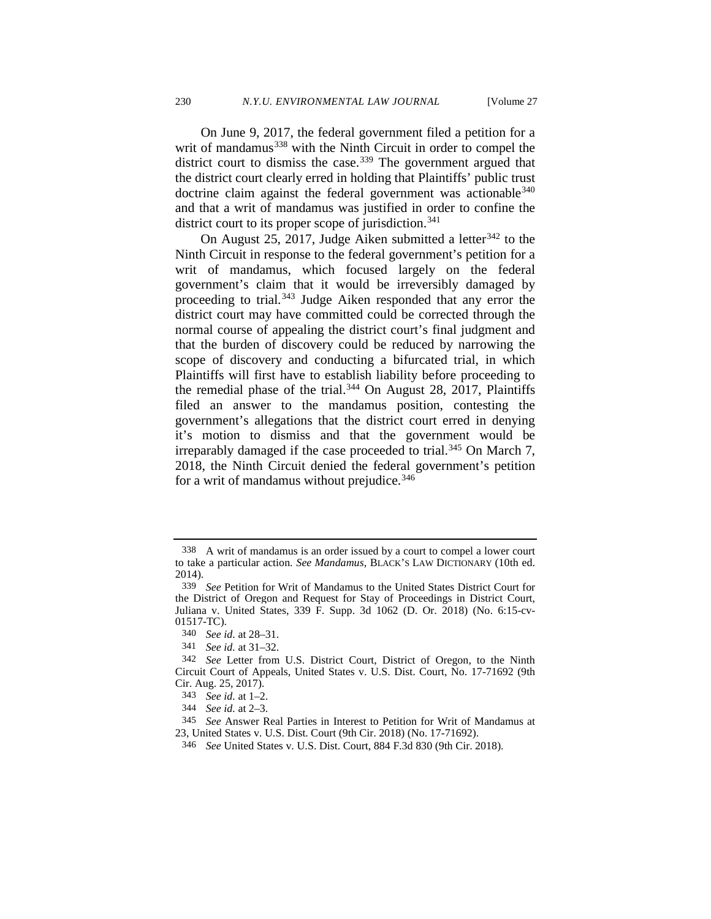On June 9, 2017, the federal government filed a petition for a writ of mandamus[338] with the Ninth Circuit in order to compel the district court to dismiss the case.[339] The government argued that the district court clearly erred in holding that Plaintiffs' public trust doctrine claim against the federal government was actionable[340] and that a writ of mandamus was justified in order to confine the district court to its proper scope of jurisdiction.[341]

On August 25, 2017, Judge Aiken submitted a letter[342] to the Ninth Circuit in response to the federal government's petition for a writ of mandamus, which focused largely on the federal government's claim that it would be irreversibly damaged by proceeding to trial.[343] Judge Aiken responded that any error the district court may have committed could be corrected through the normal course of appealing the district court's final judgment and that the burden of discovery could be reduced by narrowing the scope of discovery and conducting a bifurcated trial, in which Plaintiffs will first have to establish liability before proceeding to the remedial phase of the trial.[344] On August 28, 2017, Plaintiffs filed an answer to the mandamus position, contesting the government's allegations that the district court erred in denying it's motion to dismiss and that the government would be irreparably damaged if the case proceeded to trial.[345] On March 7, 2018, the Ninth Circuit denied the federal government's petition for a writ of mandamus without prejudice.[346]

---

338 A writ of mandamus is an order issued by a court to compel a lower court to take a particular action. *See Mandamus*, BLACK'S LAW DICTIONARY (10th ed. 2014).

339 *See* Petition for Writ of Mandamus to the United States District Court for the District of Oregon and Request for Stay of Proceedings in District Court, Juliana v. United States, 339 F. Supp. 3d 1062 (D. Or. 2018) (No. 6:15-cv-01517-TC).

340 *See id.* at 28–31.

341 *See id.* at 31–32.

342 *See* Letter from U.S. District Court, District of Oregon, to the Ninth Circuit Court of Appeals, United States v. U.S. Dist. Court, No. 17-71692 (9th Cir. Aug. 25, 2017).

343 *See id.* at 1–2.

344 *See id.* at 2–3.

345 *See* Answer Real Parties in Interest to Petition for Writ of Mandamus at 23, United States v. U.S. Dist. Court (9th Cir. 2018) (No. 17-71692).

346 *See* United States v. U.S. Dist. Court, 884 F.3d 830 (9th Cir. 2018).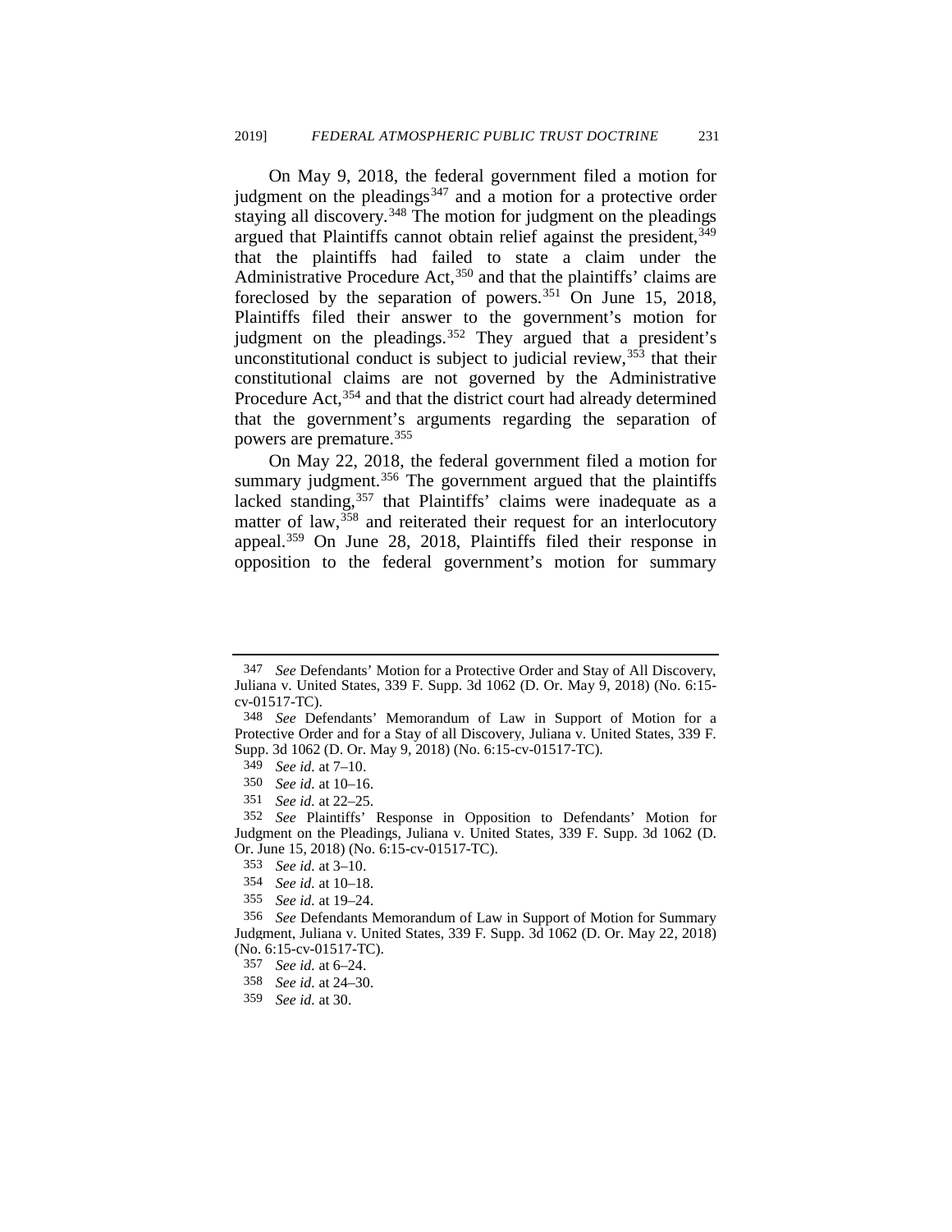On May 9, 2018, the federal government filed a motion for judgment on the pleadings[347] and a motion for a protective order staying all discovery.[348] The motion for judgment on the pleadings argued that Plaintiffs cannot obtain relief against the president,[349] that the plaintiffs had failed to state a claim under the Administrative Procedure Act,[350] and that the plaintiffs' claims are foreclosed by the separation of powers.[351] On June 15, 2018, Plaintiffs filed their answer to the government's motion for judgment on the pleadings.[352] They argued that a president's unconstitutional conduct is subject to judicial review,[353] that their constitutional claims are not governed by the Administrative Procedure Act,[354] and that the district court had already determined that the government's arguments regarding the separation of powers are premature.[355]

On May 22, 2018, the federal government filed a motion for summary judgment.[356] The government argued that the plaintiffs lacked standing,[357] that Plaintiffs' claims were inadequate as a matter of law,[358] and reiterated their request for an interlocutory appeal.[359] On June 28, 2018, Plaintiffs filed their response in opposition to the federal government's motion for summary

---

347 *See* Defendants' Motion for a Protective Order and Stay of All Discovery, Juliana v. United States, 339 F. Supp. 3d 1062 (D. Or. May 9, 2018) (No. 6:15-cv-01517-TC).

348 *See* Defendants' Memorandum of Law in Support of Motion for a Protective Order and for a Stay of all Discovery, Juliana v. United States, 339 F. Supp. 3d 1062 (D. Or. May 9, 2018) (No. 6:15-cv-01517-TC).

349 *See id.* at 7–10.

350 *See id.* at 10–16.

351 *See id.* at 22–25.

352 *See* Plaintiffs' Response in Opposition to Defendants' Motion for Judgment on the Pleadings, Juliana v. United States, 339 F. Supp. 3d 1062 (D. Or. June 15, 2018) (No. 6:15-cv-01517-TC).

353 *See id.* at 3–10.

354 *See id.* at 10–18.

355 *See id.* at 19–24.

356 *See* Defendants Memorandum of Law in Support of Motion for Summary Judgment, Juliana v. United States, 339 F. Supp. 3d 1062 (D. Or. May 22, 2018) (No. 6:15-cv-01517-TC).

357 *See id.* at 6–24.

358 *See id.* at 24–30.

359 *See id.* at 30.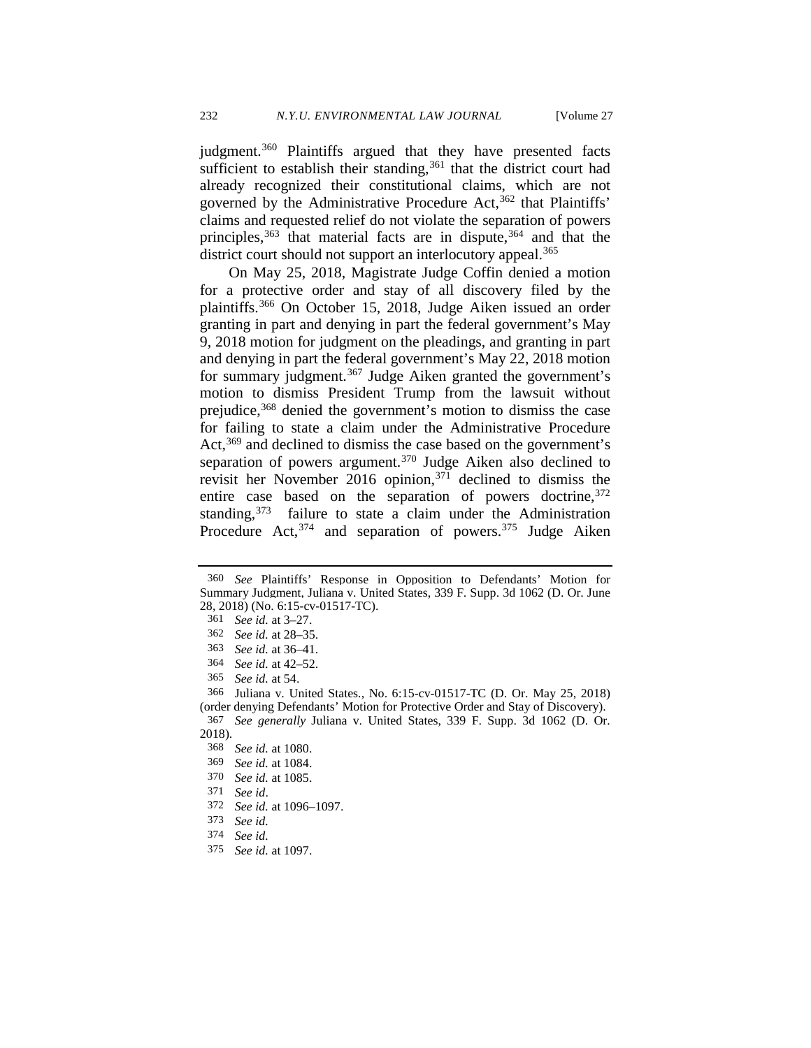judgment.[360] Plaintiffs argued that they have presented facts sufficient to establish their standing,[361] that the district court had already recognized their constitutional claims, which are not governed by the Administrative Procedure Act,[362] that Plaintiffs' claims and requested relief do not violate the separation of powers principles,[363] that material facts are in dispute,[364] and that the district court should not support an interlocutory appeal.[365]

On May 25, 2018, Magistrate Judge Coffin denied a motion for a protective order and stay of all discovery filed by the plaintiffs.[366] On October 15, 2018, Judge Aiken issued an order granting in part and denying in part the federal government's May 9, 2018 motion for judgment on the pleadings, and granting in part and denying in part the federal government's May 22, 2018 motion for summary judgment.[367] Judge Aiken granted the government's motion to dismiss President Trump from the lawsuit without prejudice,[368] denied the government's motion to dismiss the case for failing to state a claim under the Administrative Procedure Act,[369] and declined to dismiss the case based on the government's separation of powers argument.[370] Judge Aiken also declined to revisit her November 2016 opinion,[371] declined to dismiss the entire case based on the separation of powers doctrine,[372] standing,[373] failure to state a claim under the Administration Procedure Act,[374] and separation of powers.[375] Judge Aiken

---

360 *See* Plaintiffs' Response in Opposition to Defendants' Motion for Summary Judgment, Juliana v. United States, 339 F. Supp. 3d 1062 (D. Or. June 28, 2018) (No. 6:15-cv-01517-TC).

361 *See id.* at 3–27.

362 *See id.* at 28–35.

363 *See id.* at 36–41.

364 *See id.* at 42–52.

365 *See id.* at 54.

366 Juliana v. United States., No. 6:15-cv-01517-TC (D. Or. May 25, 2018) (order denying Defendants' Motion for Protective Order and Stay of Discovery).

367 *See generally* Juliana v. United States, 339 F. Supp. 3d 1062 (D. Or. 2018).

368 *See id.* at 1080.

369 *See id.* at 1084.

370 *See id.* at 1085.

371 *See id*.

372 *See id.* at 1096–1097.

373 *See id.*

374 *See id.*

375 *See id.* at 1097.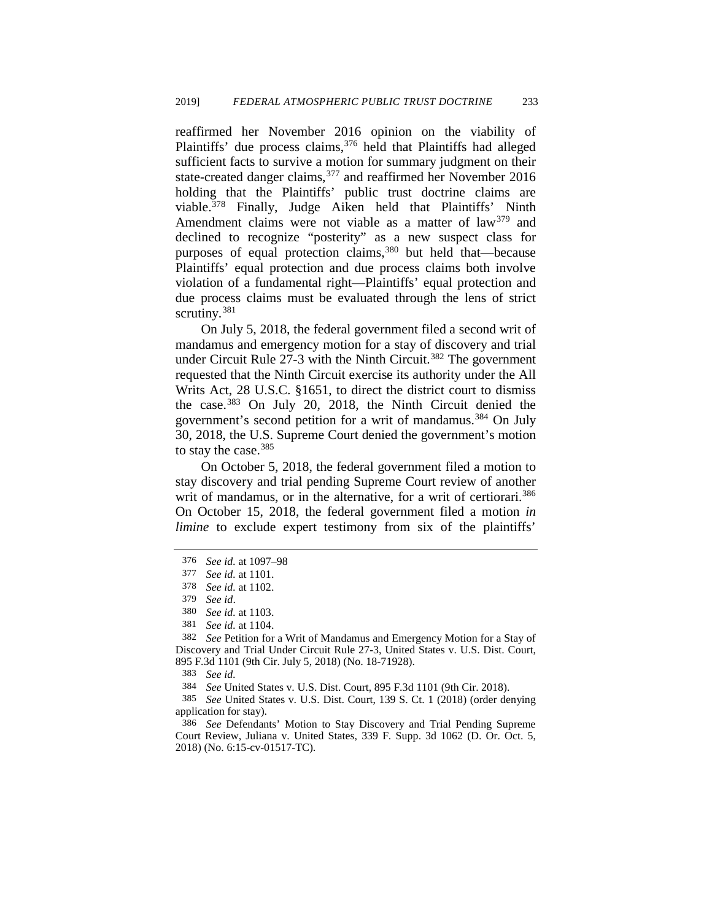reaffirmed her November 2016 opinion on the viability of Plaintiffs' due process claims,[376] held that Plaintiffs had alleged sufficient facts to survive a motion for summary judgment on their state-created danger claims,[377] and reaffirmed her November 2016 holding that the Plaintiffs' public trust doctrine claims are viable.[378] Finally, Judge Aiken held that Plaintiffs' Ninth Amendment claims were not viable as a matter of law[379] and declined to recognize "posterity" as a new suspect class for purposes of equal protection claims,[380] but held that—because Plaintiffs' equal protection and due process claims both involve violation of a fundamental right—Plaintiffs' equal protection and due process claims must be evaluated through the lens of strict scrutiny.[381]

On July 5, 2018, the federal government filed a second writ of mandamus and emergency motion for a stay of discovery and trial under Circuit Rule 27-3 with the Ninth Circuit.[382] The government requested that the Ninth Circuit exercise its authority under the All Writs Act, 28 U.S.C. §1651, to direct the district court to dismiss the case.[383] On July 20, 2018, the Ninth Circuit denied the government's second petition for a writ of mandamus.[384] On July 30, 2018, the U.S. Supreme Court denied the government's motion to stay the case.[385]

On October 5, 2018, the federal government filed a motion to stay discovery and trial pending Supreme Court review of another writ of mandamus, or in the alternative, for a writ of certiorari.[386] On October 15, 2018, the federal government filed a motion *in limine* to exclude expert testimony from six of the plaintiffs'

---

376 *See id.* at 1097–98

377 *See id.* at 1101.

378 *See id.* at 1102.

379 *See id*.

380 *See id.* at 1103.

381 *See id.* at 1104.

382 *See* Petition for a Writ of Mandamus and Emergency Motion for a Stay of Discovery and Trial Under Circuit Rule 27-3, United States v. U.S. Dist. Court, 895 F.3d 1101 (9th Cir. July 5, 2018) (No. 18-71928).

383 *See id.*

384 *See* United States v. U.S. Dist. Court, 895 F.3d 1101 (9th Cir. 2018).

385 *See* United States v. U.S. Dist. Court, 139 S. Ct. 1 (2018) (order denying application for stay).

386 *See* Defendants' Motion to Stay Discovery and Trial Pending Supreme Court Review, Juliana v. United States, 339 F. Supp. 3d 1062 (D. Or. Oct. 5, 2018) (No. 6:15-cv-01517-TC).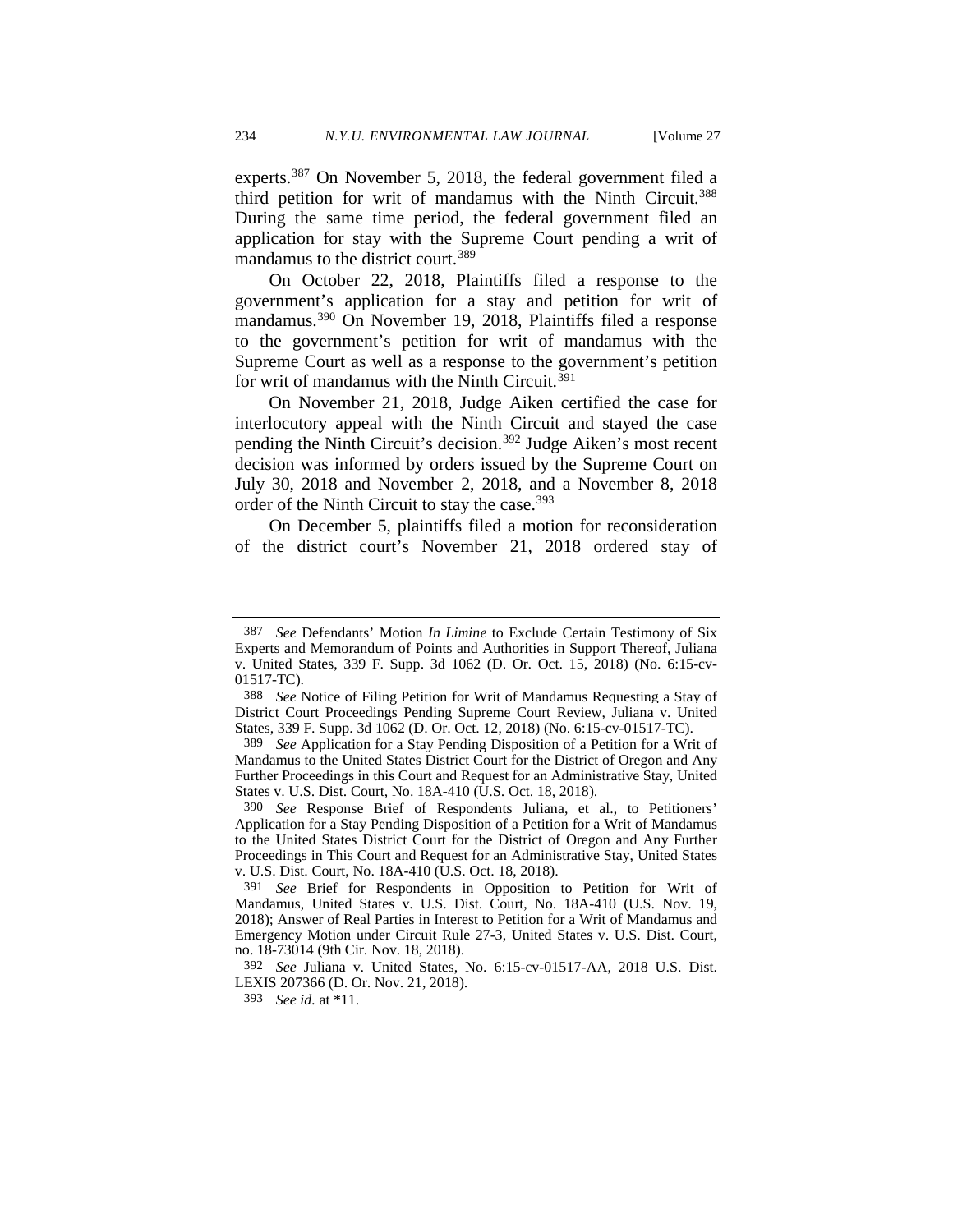experts.[387] On November 5, 2018, the federal government filed a third petition for writ of mandamus with the Ninth Circuit.[388] During the same time period, the federal government filed an application for stay with the Supreme Court pending a writ of mandamus to the district court.[389]

On October 22, 2018, Plaintiffs filed a response to the government's application for a stay and petition for writ of mandamus.[390] On November 19, 2018, Plaintiffs filed a response to the government's petition for writ of mandamus with the Supreme Court as well as a response to the government's petition for writ of mandamus with the Ninth Circuit.[391]

On November 21, 2018, Judge Aiken certified the case for interlocutory appeal with the Ninth Circuit and stayed the case pending the Ninth Circuit's decision.[392] Judge Aiken's most recent decision was informed by orders issued by the Supreme Court on July 30, 2018 and November 2, 2018, and a November 8, 2018 order of the Ninth Circuit to stay the case.[393]

On December 5, plaintiffs filed a motion for reconsideration of the district court's November 21, 2018 ordered stay of

---

387 *See* Defendants' Motion *In Limine* to Exclude Certain Testimony of Six Experts and Memorandum of Points and Authorities in Support Thereof, Juliana v. United States, 339 F. Supp. 3d 1062 (D. Or. Oct. 15, 2018) (No. 6:15-cv-01517-TC).

388 *See* Notice of Filing Petition for Writ of Mandamus Requesting a Stay of District Court Proceedings Pending Supreme Court Review, Juliana v. United States, 339 F. Supp. 3d 1062 (D. Or. Oct. 12, 2018) (No. 6:15-cv-01517-TC).

389 *See* Application for a Stay Pending Disposition of a Petition for a Writ of Mandamus to the United States District Court for the District of Oregon and Any Further Proceedings in this Court and Request for an Administrative Stay, United States v. U.S. Dist. Court, No. 18A-410 (U.S. Oct. 18, 2018).

390 *See* Response Brief of Respondents Juliana, et al., to Petitioners' Application for a Stay Pending Disposition of a Petition for a Writ of Mandamus to the United States District Court for the District of Oregon and Any Further Proceedings in This Court and Request for an Administrative Stay, United States v. U.S. Dist. Court, No. 18A-410 (U.S. Oct. 18, 2018).

391 *See* Brief for Respondents in Opposition to Petition for Writ of Mandamus, United States v. U.S. Dist. Court, No. 18A-410 (U.S. Nov. 19, 2018); Answer of Real Parties in Interest to Petition for a Writ of Mandamus and Emergency Motion under Circuit Rule 27-3, United States v. U.S. Dist. Court, no. 18-73014 (9th Cir. Nov. 18, 2018).

392 *See* Juliana v. United States, No. 6:15-cv-01517-AA, 2018 U.S. Dist. LEXIS 207366 (D. Or. Nov. 21, 2018).

393 *See id.* at *11.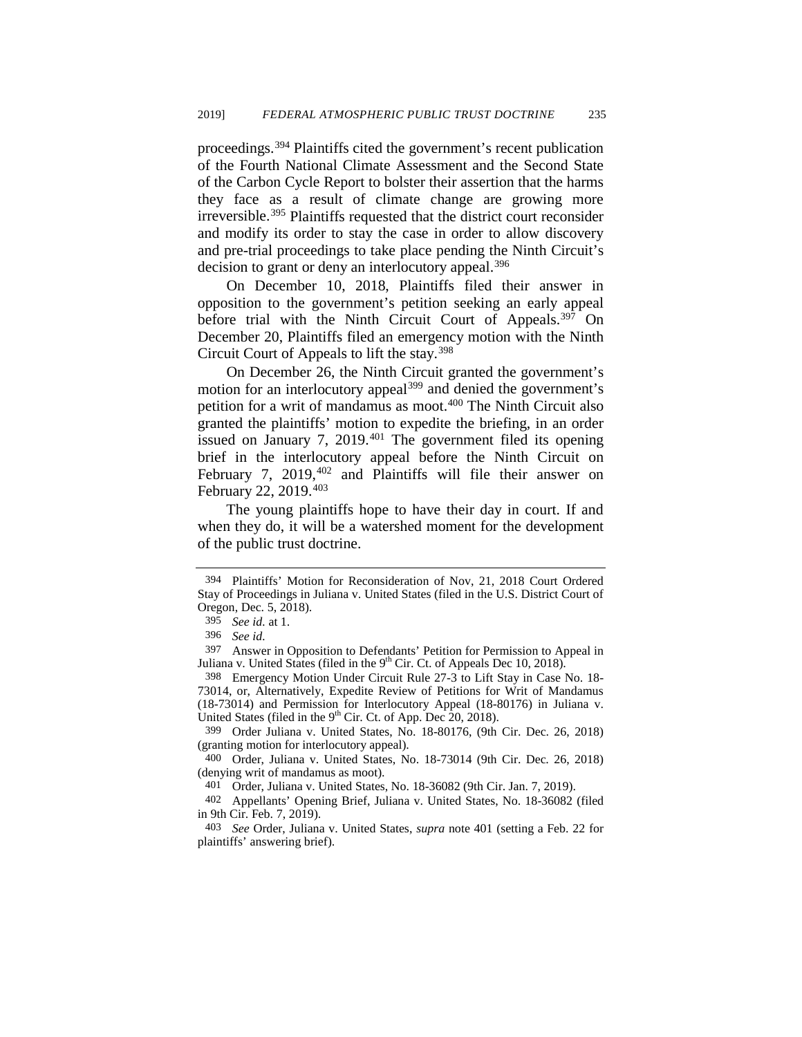proceedings.[394] Plaintiffs cited the government's recent publication of the Fourth National Climate Assessment and the Second State of the Carbon Cycle Report to bolster their assertion that the harms they face as a result of climate change are growing more irreversible.[395] Plaintiffs requested that the district court reconsider and modify its order to stay the case in order to allow discovery and pre-trial proceedings to take place pending the Ninth Circuit's decision to grant or deny an interlocutory appeal.[396]

On December 10, 2018, Plaintiffs filed their answer in opposition to the government's petition seeking an early appeal before trial with the Ninth Circuit Court of Appeals.[397] On December 20, Plaintiffs filed an emergency motion with the Ninth Circuit Court of Appeals to lift the stay.[398]

On December 26, the Ninth Circuit granted the government's motion for an interlocutory appeal[399] and denied the government's petition for a writ of mandamus as moot.[400] The Ninth Circuit also granted the plaintiffs' motion to expedite the briefing, in an order issued on January 7, 2019.[401] The government filed its opening brief in the interlocutory appeal before the Ninth Circuit on February 7, 2019,[402] and Plaintiffs will file their answer on February 22, 2019.[403]

The young plaintiffs hope to have their day in court. If and when they do, it will be a watershed moment for the development of the public trust doctrine.

---

394 Plaintiffs' Motion for Reconsideration of Nov, 21, 2018 Court Ordered Stay of Proceedings in Juliana v. United States (filed in the U.S. District Court of Oregon, Dec. 5, 2018).

395 *See id.* at 1.

396 *See id.*

397 Answer in Opposition to Defendants' Petition for Permission to Appeal in Juliana v. United States (filed in the 9th Cir. Ct. of Appeals Dec 10, 2018).

398 Emergency Motion Under Circuit Rule 27-3 to Lift Stay in Case No. 18-73014, or, Alternatively, Expedite Review of Petitions for Writ of Mandamus (18-73014) and Permission for Interlocutory Appeal (18-80176) in Juliana v. United States (filed in the 9th Cir. Ct. of App. Dec 20, 2018).

399 Order Juliana v. United States, No. 18-80176, (9th Cir. Dec. 26, 2018) (granting motion for interlocutory appeal).

400 Order, Juliana v. United States, No. 18-73014 (9th Cir. Dec. 26, 2018) (denying writ of mandamus as moot).

401 Order, Juliana v. United States, No. 18-36082 (9th Cir. Jan. 7, 2019).

402 Appellants' Opening Brief, Juliana v. United States, No. 18-36082 (filed in 9th Cir. Feb. 7, 2019).

403 *See* Order, Juliana v. United States, *supra* note 401 (setting a Feb. 22 for plaintiffs' answering brief).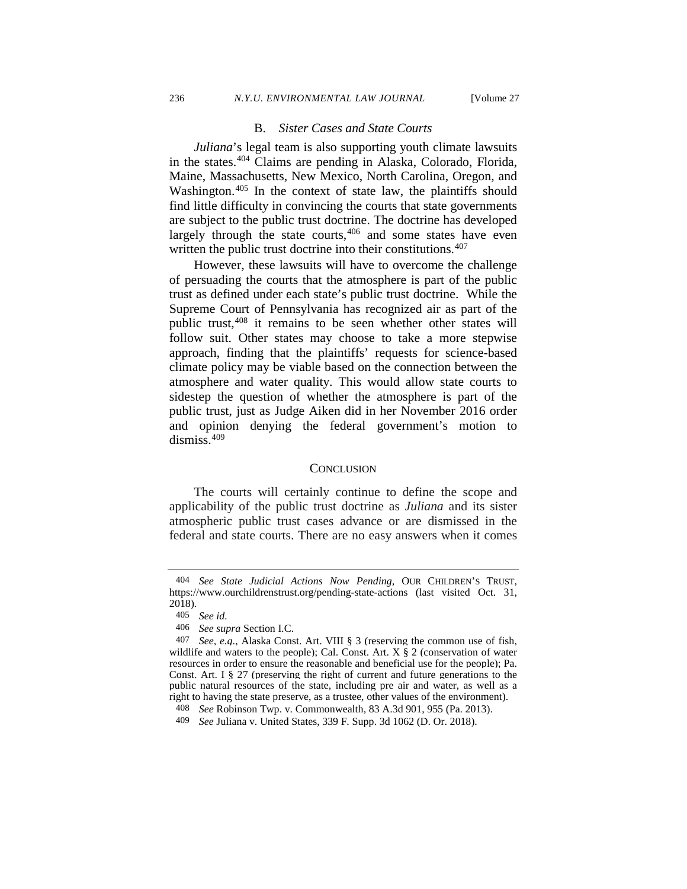### B. *Sister Cases and State Courts*

*Juliana*'s legal team is also supporting youth climate lawsuits in the states.[404] Claims are pending in Alaska, Colorado, Florida, Maine, Massachusetts, New Mexico, North Carolina, Oregon, and Washington.[405] In the context of state law, the plaintiffs should find little difficulty in convincing the courts that state governments are subject to the public trust doctrine. The doctrine has developed largely through the state courts,[406] and some states have even written the public trust doctrine into their constitutions.[407]

However, these lawsuits will have to overcome the challenge of persuading the courts that the atmosphere is part of the public trust as defined under each state's public trust doctrine. While the Supreme Court of Pennsylvania has recognized air as part of the public trust,[408] it remains to be seen whether other states will follow suit. Other states may choose to take a more stepwise approach, finding that the plaintiffs' requests for science-based climate policy may be viable based on the connection between the atmosphere and water quality. This would allow state courts to sidestep the question of whether the atmosphere is part of the public trust, just as Judge Aiken did in her November 2016 order and opinion denying the federal government's motion to dismiss.[409]

## CONCLUSION

The courts will certainly continue to define the scope and applicability of the public trust doctrine as *Juliana* and its sister atmospheric public trust cases advance or are dismissed in the federal and state courts. There are no easy answers when it comes

---

404 *See State Judicial Actions Now Pending*, OUR CHILDREN'S TRUST, https://www.ourchildrenstrust.org/pending-state-actions (last visited Oct. 31, 2018).

405 *See id.*

406 *See supra* Section I.C.

407 *See, e.g.*, Alaska Const. Art. VIII § 3 (reserving the common use of fish, wildlife and waters to the people); Cal. Const. Art. X § 2 (conservation of water resources in order to ensure the reasonable and beneficial use for the people); Pa. Const. Art. I § 27 (preserving the right of current and future generations to the public natural resources of the state, including pre air and water, as well as a right to having the state preserve, as a trustee, other values of the environment).

408 *See* Robinson Twp. v. Commonwealth, 83 A.3d 901, 955 (Pa. 2013).

409 *See* Juliana v. United States, 339 F. Supp. 3d 1062 (D. Or. 2018).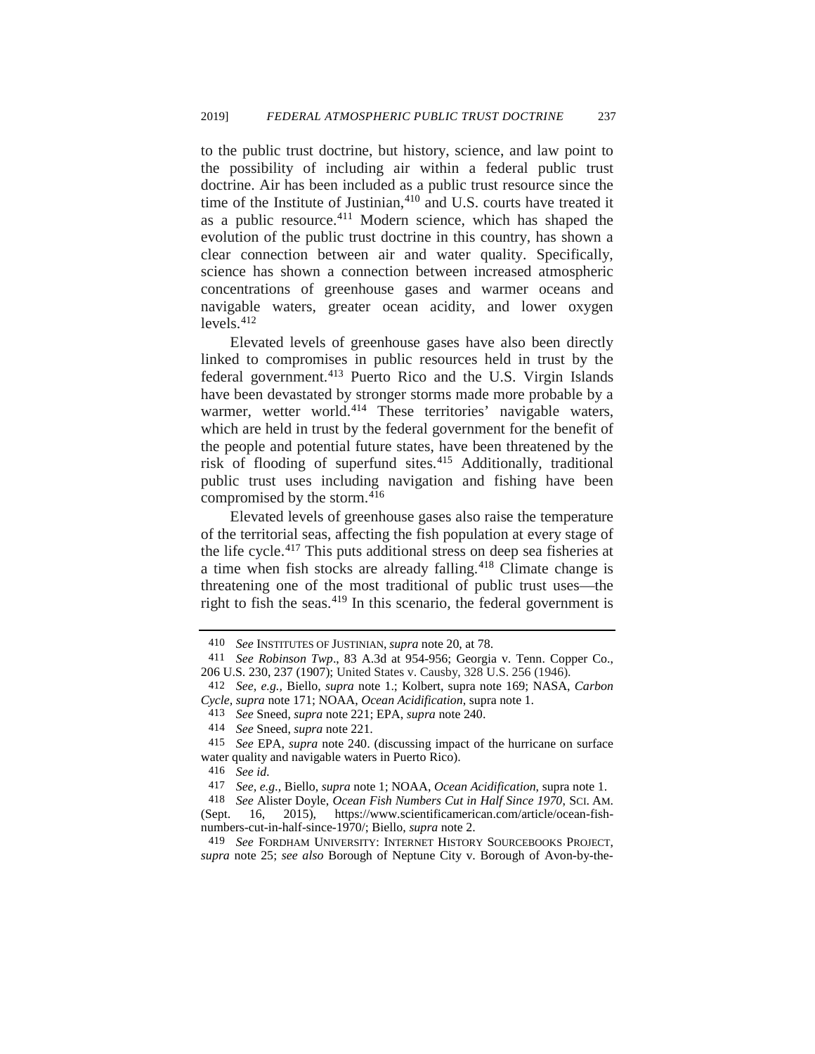to the public trust doctrine, but history, science, and law point to the possibility of including air within a federal public trust doctrine. Air has been included as a public trust resource since the time of the Institute of Justinian,[410] and U.S. courts have treated it as a public resource.[411] Modern science, which has shaped the evolution of the public trust doctrine in this country, has shown a clear connection between air and water quality. Specifically, science has shown a connection between increased atmospheric concentrations of greenhouse gases and warmer oceans and navigable waters, greater ocean acidity, and lower oxygen levels.[412]

Elevated levels of greenhouse gases have also been directly linked to compromises in public resources held in trust by the federal government.[413] Puerto Rico and the U.S. Virgin Islands have been devastated by stronger storms made more probable by a warmer, wetter world.[414] These territories' navigable waters, which are held in trust by the federal government for the benefit of the people and potential future states, have been threatened by the risk of flooding of superfund sites.[415] Additionally, traditional public trust uses including navigation and fishing have been compromised by the storm.[416]

Elevated levels of greenhouse gases also raise the temperature of the territorial seas, affecting the fish population at every stage of the life cycle.[417] This puts additional stress on deep sea fisheries at a time when fish stocks are already falling.[418] Climate change is threatening one of the most traditional of public trust uses—the right to fish the seas.[419] In this scenario, the federal government is

---

410 *See* INSTITUTES OF JUSTINIAN, *supra* note 20, at 78.

411 *See Robinson Twp*., 83 A.3d at 954-956; Georgia v. Tenn. Copper Co., 206 U.S. 230, 237 (1907); United States v. Causby, 328 U.S. 256 (1946).

412 *See, e.g.,* Biello, *supra* note 1.; Kolbert, supra note 169; NASA, *Carbon Cycle*, *supra* note 171; NOAA, *Ocean Acidification*, supra note 1.

413 *See* Sneed, *supra* note 221; EPA, *supra* note 240.

414 *See* Sneed, *supra* note 221.

415 *See* EPA, *supra* note 240. (discussing impact of the hurricane on surface water quality and navigable waters in Puerto Rico).

416 *See id.*

417 *See, e.g.,* Biello, *supra* note 1; NOAA, *Ocean Acidification*, supra note 1.

418 *See* Alister Doyle, *Ocean Fish Numbers Cut in Half Since 1970*, SCI. AM. (Sept. 16, 2015), https://www.scientificamerican.com/article/ocean-fish-numbers-cut-in-half-since-1970/; Biello, *supra* note 2.

419 *See* FORDHAM UNIVERSITY: INTERNET HISTORY SOURCEBOOKS PROJECT, *supra* note 25; *see also* Borough of Neptune City v. Borough of Avon-by-the-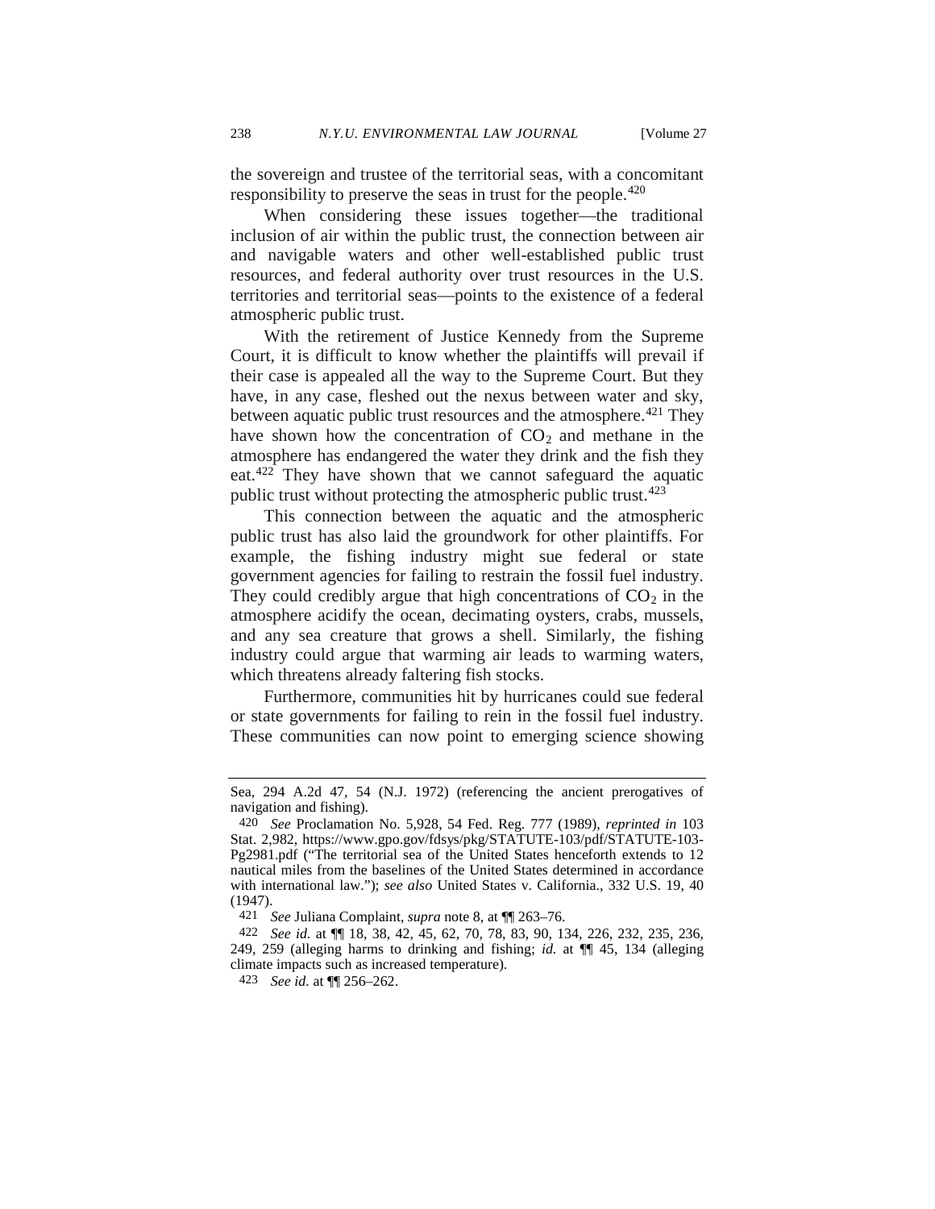the sovereign and trustee of the territorial seas, with a concomitant responsibility to preserve the seas in trust for the people.[420]

When considering these issues together—the traditional inclusion of air within the public trust, the connection between air and navigable waters and other well-established public trust resources, and federal authority over trust resources in the U.S. territories and territorial seas—points to the existence of a federal atmospheric public trust.

With the retirement of Justice Kennedy from the Supreme Court, it is difficult to know whether the plaintiffs will prevail if their case is appealed all the way to the Supreme Court. But they have, in any case, fleshed out the nexus between water and sky, between aquatic public trust resources and the atmosphere.[421] They have shown how the concentration of $CO_2$ and methane in the atmosphere has endangered the water they drink and the fish they eat.[422] They have shown that we cannot safeguard the aquatic public trust without protecting the atmospheric public trust.[423]

This connection between the aquatic and the atmospheric public trust has also laid the groundwork for other plaintiffs. For example, the fishing industry might sue federal or state government agencies for failing to restrain the fossil fuel industry. They could credibly argue that high concentrations of $CO_2$ in the atmosphere acidify the ocean, decimating oysters, crabs, mussels, and any sea creature that grows a shell. Similarly, the fishing industry could argue that warming air leads to warming waters, which threatens already faltering fish stocks.

Furthermore, communities hit by hurricanes could sue federal or state governments for failing to rein in the fossil fuel industry. These communities can now point to emerging science showing

---

Sea, 294 A.2d 47, 54 (N.J. 1972) (referencing the ancient prerogatives of navigation and fishing).

420 *See* Proclamation No. 5,928, 54 Fed. Reg. 777 (1989), *reprinted in* 103 Stat. 2,982, https://www.gpo.gov/fdsys/pkg/STATUTE-103/pdf/STATUTE-103-Pg2981.pdf ("The territorial sea of the United States henceforth extends to 12 nautical miles from the baselines of the United States determined in accordance with international law."); *see also* United States v. California., 332 U.S. 19, 40 (1947).

421 *See* Juliana Complaint, *supra* note 8, at ¶¶ 263–76.

422 *See id.* at ¶¶ 18, 38, 42, 45, 62, 70, 78, 83, 90, 134, 226, 232, 235, 236, 249, 259 (alleging harms to drinking and fishing; *id.* at ¶¶ 45, 134 (alleging climate impacts such as increased temperature).

423 *See id.* at ¶¶ 256–262.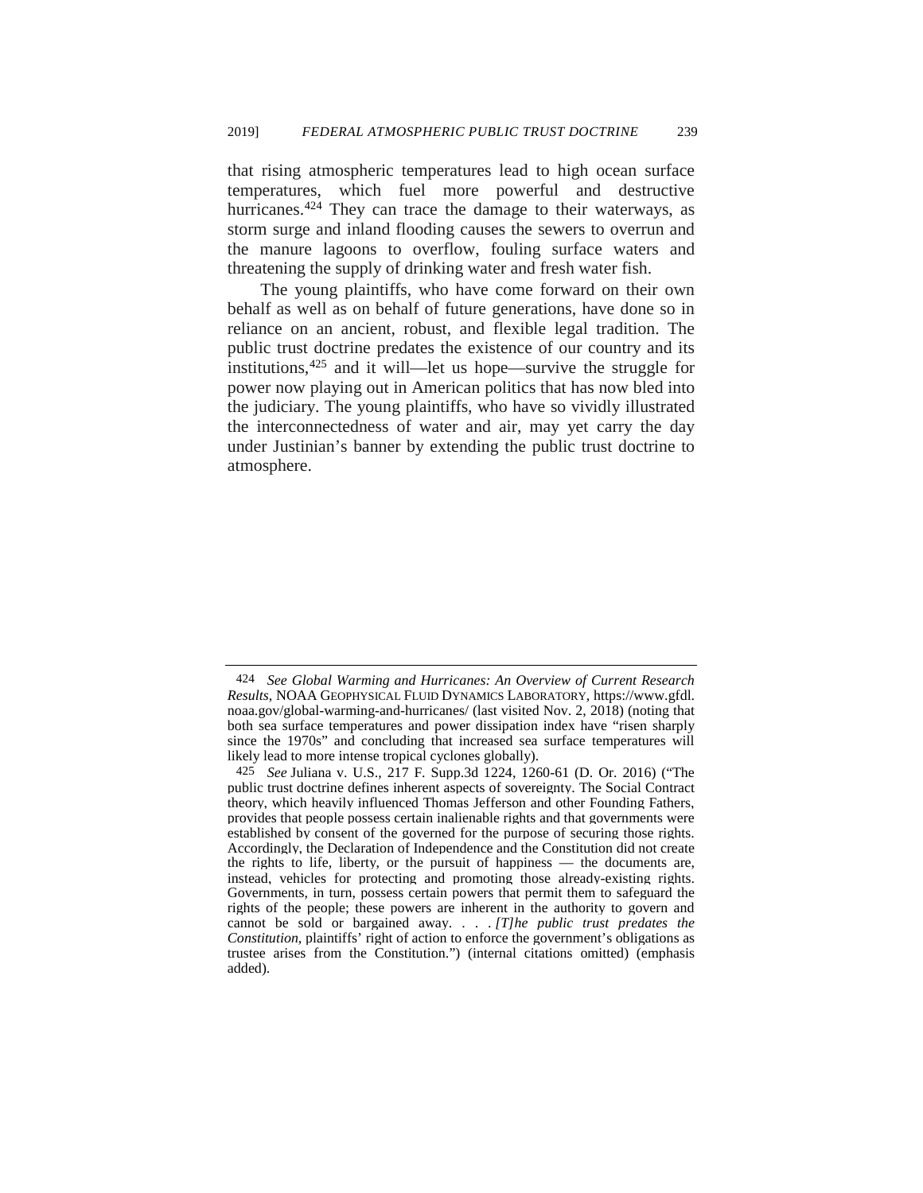that rising atmospheric temperatures lead to high ocean surface temperatures, which fuel more powerful and destructive hurricanes.[424] They can trace the damage to their waterways, as storm surge and inland flooding causes the sewers to overrun and the manure lagoons to overflow, fouling surface waters and threatening the supply of drinking water and fresh water fish.

The young plaintiffs, who have come forward on their own behalf as well as on behalf of future generations, have done so in reliance on an ancient, robust, and flexible legal tradition. The public trust doctrine predates the existence of our country and its institutions,[425] and it will—let us hope—survive the struggle for power now playing out in American politics that has now bled into the judiciary. The young plaintiffs, who have so vividly illustrated the interconnectedness of water and air, may yet carry the day under Justinian's banner by extending the public trust doctrine to atmosphere.

---

424 *See Global Warming and Hurricanes: An Overview of Current Research Results*, NOAA GEOPHYSICAL FLUID DYNAMICS LABORATORY, https://www.gfdl.noaa.gov/global-warming-and-hurricanes/ (last visited Nov. 2, 2018) (noting that both sea surface temperatures and power dissipation index have "risen sharply since the 1970s" and concluding that increased sea surface temperatures will likely lead to more intense tropical cyclones globally).

425 *See* Juliana v. U.S., 217 F. Supp.3d 1224, 1260-61 (D. Or. 2016) ("The public trust doctrine defines inherent aspects of sovereignty. The Social Contract theory, which heavily influenced Thomas Jefferson and other Founding Fathers, provides that people possess certain inalienable rights and that governments were established by consent of the governed for the purpose of securing those rights. Accordingly, the Declaration of Independence and the Constitution did not create the rights to life, liberty, or the pursuit of happiness — the documents are, instead, vehicles for protecting and promoting those already-existing rights. Governments, in turn, possess certain powers that permit them to safeguard the rights of the people; these powers are inherent in the authority to govern and cannot be sold or bargained away. . . . *[T]he public trust predates the Constitution*, plaintiffs' right of action to enforce the government's obligations as trustee arises from the Constitution.") (internal citations omitted) (emphasis added).